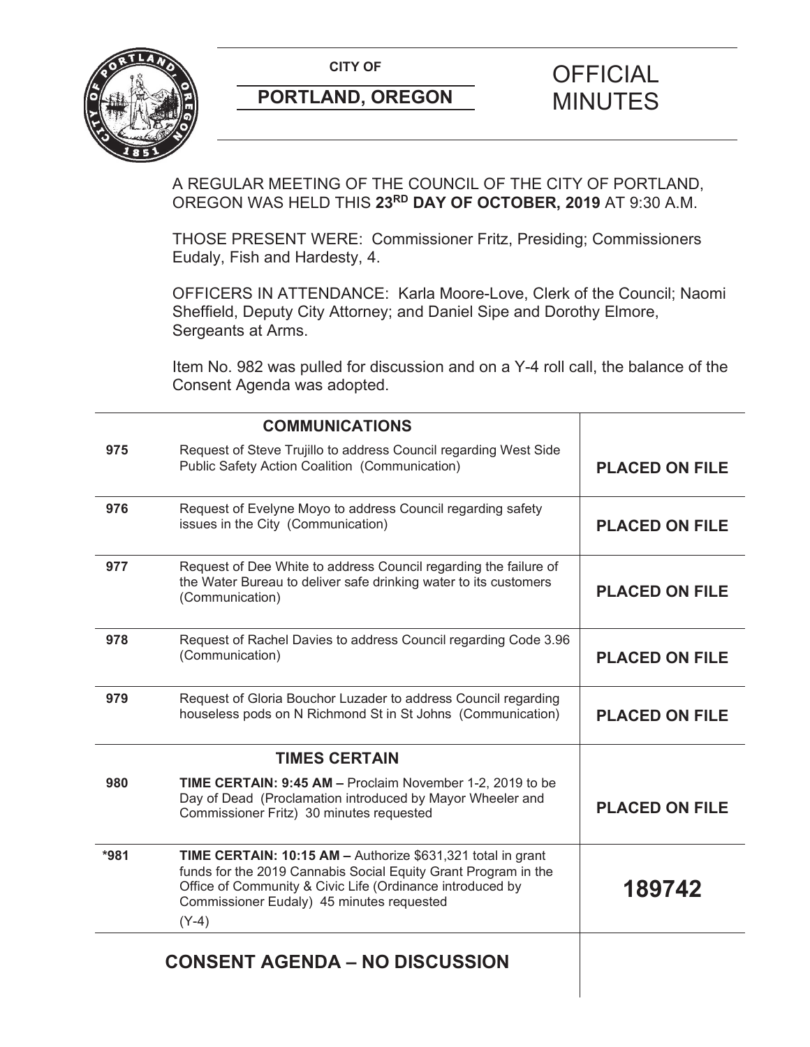CITY OF

**PORTLAND, OREGON**

# OFFICIAL MINUTES

A REGULAR MEETING OF THE COUNCIL OF THE CITY OF PORTLAND, OREGON WAS HELD THIS **23RD DAY OF OCTOBER, 2019** AT 9:30 A.M.

THOSE PRESENT WERE: Commissioner Fritz, Presiding; Commissioners Eudaly, Fish and Hardesty, 4.

OFFICERS IN ATTENDANCE: Karla Moore-Love, Clerk of the Council; Naomi Sheffield, Deputy City Attorney; and Daniel Sipe and Dorothy Elmore, Sergeants at Arms.

Item No. 982 was pulled for discussion and on a Y-4 roll call, the balance of the Consent Agenda was adopted.

| | **COMMUNICATIONS** | |
|---|---|---|
| **975** | Request of Steve Trujillo to address Council regarding West Side Public Safety Action Coalition (Communication) | **PLACED ON FILE** |
| **976** | Request of Evelyne Moyo to address Council regarding safety issues in the City (Communication) | **PLACED ON FILE** |
| **977** | Request of Dee White to address Council regarding the failure of the Water Bureau to deliver safe drinking water to its customers (Communication) | **PLACED ON FILE** |
| **978** | Request of Rachel Davies to address Council regarding Code 3.96 (Communication) | **PLACED ON FILE** |
| **979** | Request of Gloria Bouchor Luzader to address Council regarding houseless pods on N Richmond St in St Johns (Communication) | **PLACED ON FILE** |
| | **TIMES CERTAIN** | |
| **980** | **TIME CERTAIN: 9:45 AM –** Proclaim November 1-2, 2019 to be Day of Dead (Proclamation introduced by Mayor Wheeler and Commissioner Fritz) 30 minutes requested | **PLACED ON FILE** |
| **\*981** | **TIME CERTAIN: 10:15 AM –** Authorize $631,321 total in grant funds for the 2019 Cannabis Social Equity Grant Program in the Office of Community & Civic Life (Ordinance introduced by Commissioner Eudaly) 45 minutes requested (Y-4) | **189742** |

## CONSENT AGENDA – NO DISCUSSION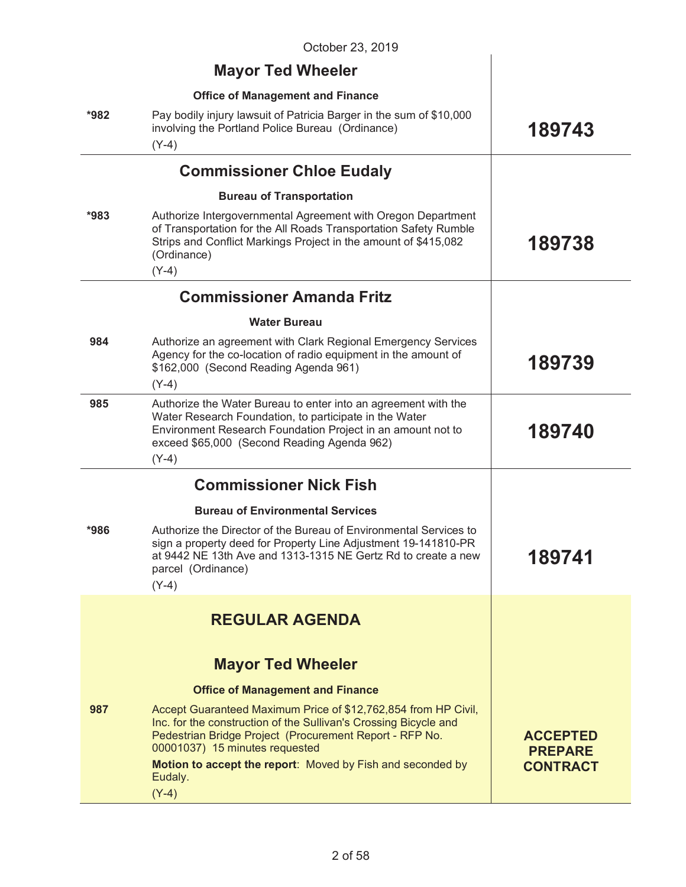October 23, 2019

| | | |
|---|---|---|
| | **Mayor Ted Wheeler** | |
| | **Office of Management and Finance** | |
| ***982** | Pay bodily injury lawsuit of Patricia Barger in the sum of $10,000 involving the Portland Police Bureau (Ordinance)<br>(Y-4) | **189743** |
| | **Commissioner Chloe Eudaly** | |
| | **Bureau of Transportation** | |
| ***983** | Authorize Intergovernmental Agreement with Oregon Department of Transportation for the All Roads Transportation Safety Rumble Strips and Conflict Markings Project in the amount of $415,082 (Ordinance)<br>(Y-4) | **189738** |
| | **Commissioner Amanda Fritz** | |
| | **Water Bureau** | |
| **984** | Authorize an agreement with Clark Regional Emergency Services Agency for the co-location of radio equipment in the amount of $162,000 (Second Reading Agenda 961)<br>(Y-4) | **189739** |
| **985** | Authorize the Water Bureau to enter into an agreement with the Water Research Foundation, to participate in the Water Environment Research Foundation Project in an amount not to exceed $65,000 (Second Reading Agenda 962)<br>(Y-4) | **189740** |
| | **Commissioner Nick Fish** | |
| | **Bureau of Environmental Services** | |
| ***986** | Authorize the Director of the Bureau of Environmental Services to sign a property deed for Property Line Adjustment 19-141810-PR at 9442 NE 13th Ave and 1313-1315 NE Gertz Rd to create a new parcel (Ordinance)<br>(Y-4) | **189741** |
| | **REGULAR AGENDA** | |
| | **Mayor Ted Wheeler** | |
| | **Office of Management and Finance** | |
| **987** | Accept Guaranteed Maximum Price of $12,762,854 from HP Civil, Inc. for the construction of the Sullivan's Crossing Bicycle and Pedestrian Bridge Project (Procurement Report - RFP No. 00001037) 15 minutes requested<br>**Motion to accept the report**: Moved by Fish and seconded by Eudaly.<br>(Y-4) | **ACCEPTED PREPARE CONTRACT** |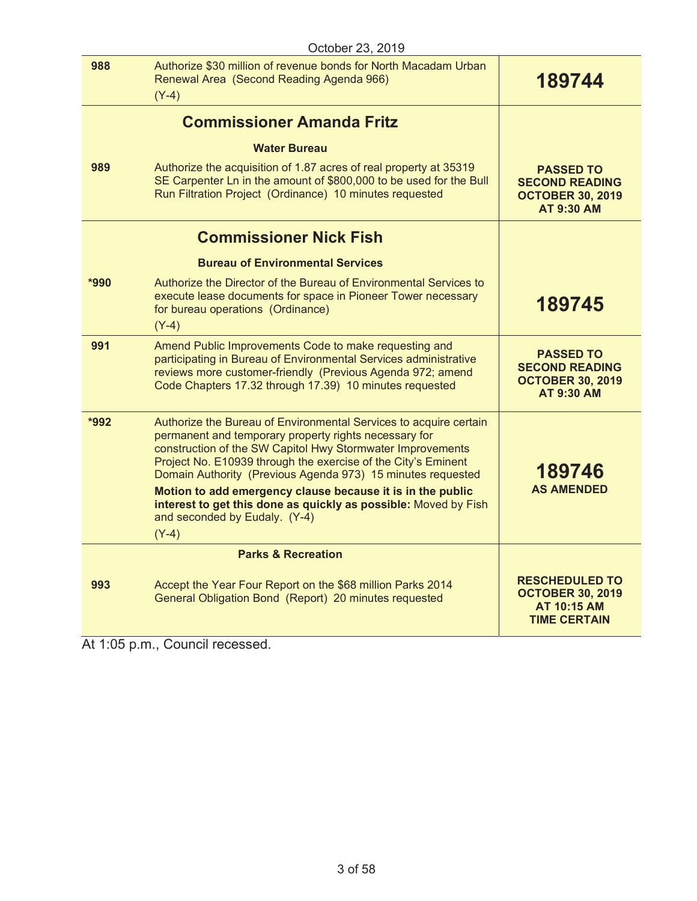October 23, 2019

| | | |
|---|---|---|
| 988 | Authorize $30 million of revenue bonds for North Macadam Urban Renewal Area (Second Reading Agenda 966)<br>(Y-4) | **189744** |
| | **Commissioner Amanda Fritz**<br>**Water Bureau** | |
| 989 | Authorize the acquisition of 1.87 acres of real property at 35319 SE Carpenter Ln in the amount of $800,000 to be used for the Bull Run Filtration Project (Ordinance) 10 minutes requested | **PASSED TO SECOND READING OCTOBER 30, 2019 AT 9:30 AM** |
| | **Commissioner Nick Fish**<br>**Bureau of Environmental Services** | |
| *990 | Authorize the Director of the Bureau of Environmental Services to execute lease documents for space in Pioneer Tower necessary for bureau operations (Ordinance)<br>(Y-4) | **189745** |
| 991 | Amend Public Improvements Code to make requesting and participating in Bureau of Environmental Services administrative reviews more customer-friendly (Previous Agenda 972; amend Code Chapters 17.32 through 17.39) 10 minutes requested | **PASSED TO SECOND READING OCTOBER 30, 2019 AT 9:30 AM** |
| *992 | Authorize the Bureau of Environmental Services to acquire certain permanent and temporary property rights necessary for construction of the SW Capitol Hwy Stormwater Improvements Project No. E10939 through the exercise of the City's Eminent Domain Authority (Previous Agenda 973) 15 minutes requested<br>**Motion to add emergency clause because it is in the public interest to get this done as quickly as possible:** Moved by Fish and seconded by Eudaly. (Y-4)<br>(Y-4) | **189746**<br>**AS AMENDED** |
| | **Parks & Recreation** | |
| 993 | Accept the Year Four Report on the $68 million Parks 2014 General Obligation Bond (Report) 20 minutes requested | **RESCHEDULED TO OCTOBER 30, 2019 AT 10:15 AM TIME CERTAIN** |

At 1:05 p.m., Council recessed.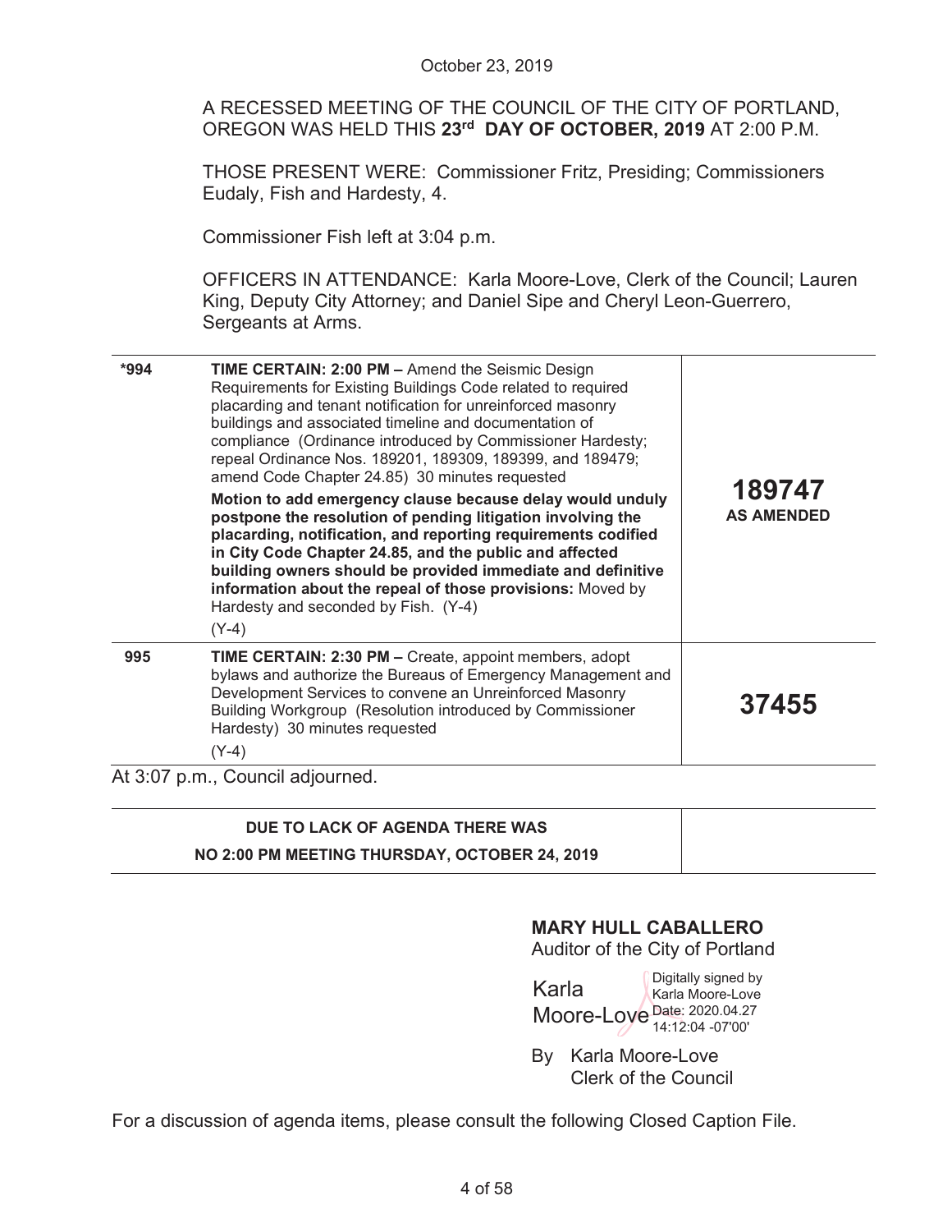October 23, 2019

A RECESSED MEETING OF THE COUNCIL OF THE CITY OF PORTLAND, OREGON WAS HELD THIS **23rd DAY OF OCTOBER, 2019** AT 2:00 P.M.

THOSE PRESENT WERE: Commissioner Fritz, Presiding; Commissioners Eudaly, Fish and Hardesty, 4.

Commissioner Fish left at 3:04 p.m.

OFFICERS IN ATTENDANCE: Karla Moore-Love, Clerk of the Council; Lauren King, Deputy City Attorney; and Daniel Sipe and Cheryl Leon-Guerrero, Sergeants at Arms.

| | | |
|---|---|---|
| *994 | **TIME CERTAIN: 2:00 PM –** Amend the Seismic Design Requirements for Existing Buildings Code related to required placarding and tenant notification for unreinforced masonry buildings and associated timeline and documentation of compliance (Ordinance introduced by Commissioner Hardesty; repeal Ordinance Nos. 189201, 189309, 189399, and 189479; amend Code Chapter 24.85) 30 minutes requested<br><br>**Motion to add emergency clause because delay would unduly postpone the resolution of pending litigation involving the placarding, notification, and reporting requirements codified in City Code Chapter 24.85, and the public and affected building owners should be provided immediate and definitive information about the repeal of those provisions:** Moved by Hardesty and seconded by Fish. (Y-4)<br><br>(Y-4) | **189747**<br>**AS AMENDED** |
| 995 | **TIME CERTAIN: 2:30 PM –** Create, appoint members, adopt bylaws and authorize the Bureaus of Emergency Management and Development Services to convene an Unreinforced Masonry Building Workgroup (Resolution introduced by Commissioner Hardesty) 30 minutes requested<br><br>(Y-4) | **37455** |

At 3:07 p.m., Council adjourned.

| | |
|---|---|
| **DUE TO LACK OF AGENDA THERE WAS**<br>**NO 2:00 PM MEETING THURSDAY, OCTOBER 24, 2019** | |

**MARY HULL CABALLERO**
Auditor of the City of Portland

Karla Moore-Love (Digitally signed by Karla Moore-Love Date: 2020.04.27 14:12:04 -07'00')

By Karla Moore-Love
Clerk of the Council

For a discussion of agenda items, please consult the following Closed Caption File.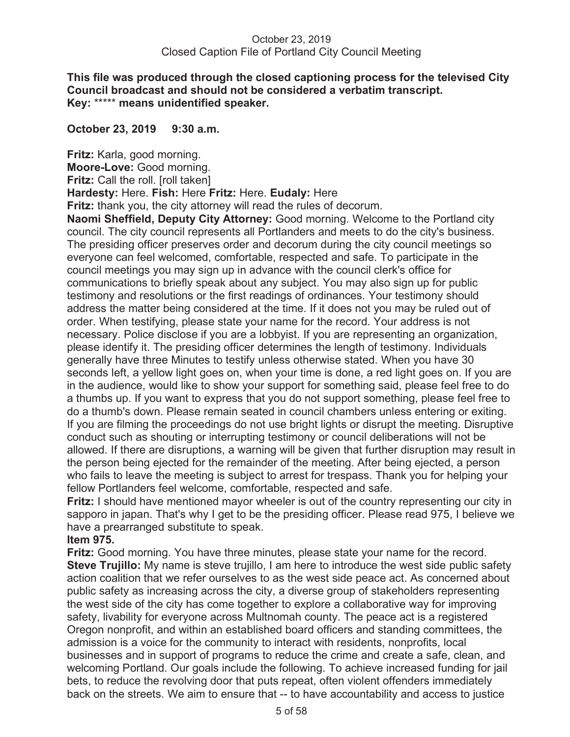October 23, 2019
Closed Caption File of Portland City Council Meeting

**This file was produced through the closed captioning process for the televised City Council broadcast and should not be considered a verbatim transcript.**
**Key:** ***** **means unidentified speaker.**

**October 23, 2019 9:30 a.m.**

**Fritz:** Karla, good morning.
**Moore-Love:** Good morning.
**Fritz:** Call the roll. [roll taken]
**Hardesty:** Here. **Fish:** Here **Fritz:** Here. **Eudaly:** Here
**Fritz:** thank you, the city attorney will read the rules of decorum.
**Naomi Sheffield, Deputy City Attorney:** Good morning. Welcome to the Portland city council. The city council represents all Portlanders and meets to do the city's business. The presiding officer preserves order and decorum during the city council meetings so everyone can feel welcomed, comfortable, respected and safe. To participate in the council meetings you may sign up in advance with the council clerk's office for communications to briefly speak about any subject. You may also sign up for public testimony and resolutions or the first readings of ordinances. Your testimony should address the matter being considered at the time. If it does not you may be ruled out of order. When testifying, please state your name for the record. Your address is not necessary. Police disclose if you are a lobbyist. If you are representing an organization, please identify it. The presiding officer determines the length of testimony. Individuals generally have three Minutes to testify unless otherwise stated. When you have 30 seconds left, a yellow light goes on, when your time is done, a red light goes on. If you are in the audience, would like to show your support for something said, please feel free to do a thumbs up. If you want to express that you do not support something, please feel free to do a thumb's down. Please remain seated in council chambers unless entering or exiting. If you are filming the proceedings do not use bright lights or disrupt the meeting. Disruptive conduct such as shouting or interrupting testimony or council deliberations will not be allowed. If there are disruptions, a warning will be given that further disruption may result in the person being ejected for the remainder of the meeting. After being ejected, a person who fails to leave the meeting is subject to arrest for trespass. Thank you for helping your fellow Portlanders feel welcome, comfortable, respected and safe.
**Fritz:** I should have mentioned mayor wheeler is out of the country representing our city in sapporo in japan. That's why I get to be the presiding officer. Please read 975, I believe we have a prearranged substitute to speak.
**Item 975.**
**Fritz:** Good morning. You have three minutes, please state your name for the record.
**Steve Trujillo:** My name is steve trujillo, I am here to introduce the west side public safety action coalition that we refer ourselves to as the west side peace act. As concerned about public safety as increasing across the city, a diverse group of stakeholders representing the west side of the city has come together to explore a collaborative way for improving safety, livability for everyone across Multnomah county. The peace act is a registered Oregon nonprofit, and within an established board officers and standing committees, the admission is a voice for the community to interact with residents, nonprofits, local businesses and in support of programs to reduce the crime and create a safe, clean, and welcoming Portland. Our goals include the following. To achieve increased funding for jail bets, to reduce the revolving door that puts repeat, often violent offenders immediately back on the streets. We aim to ensure that -- to have accountability and access to justice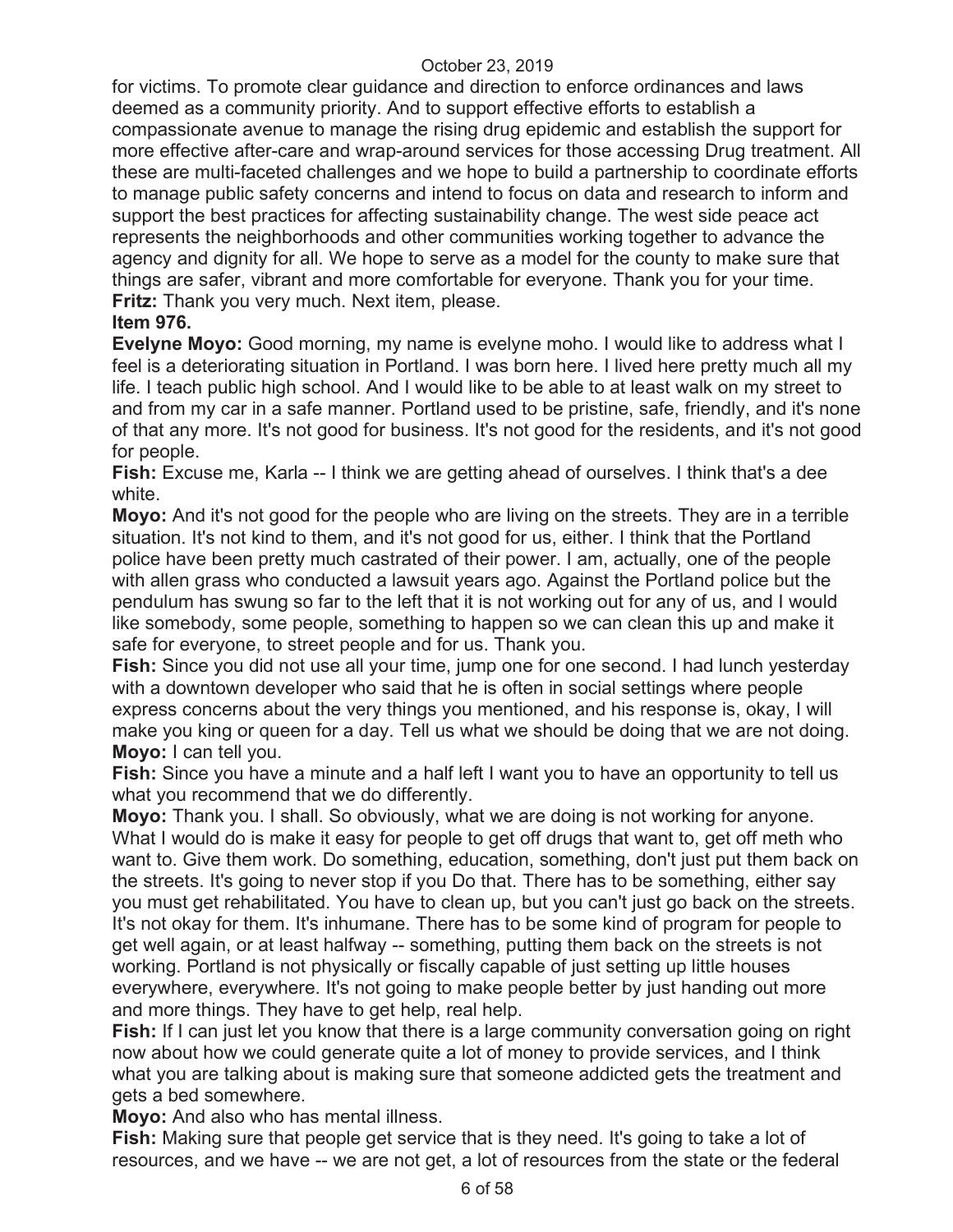for victims. To promote clear guidance and direction to enforce ordinances and laws deemed as a community priority. And to support effective efforts to establish a compassionate avenue to manage the rising drug epidemic and establish the support for more effective after-care and wrap-around services for those accessing Drug treatment. All these are multi-faceted challenges and we hope to build a partnership to coordinate efforts to manage public safety concerns and intend to focus on data and research to inform and support the best practices for affecting sustainability change. The west side peace act represents the neighborhoods and other communities working together to advance the agency and dignity for all. We hope to serve as a model for the county to make sure that things are safer, vibrant and more comfortable for everyone. Thank you for your time.

**Fritz:** Thank you very much. Next item, please.

**Item 976.**

**Evelyne Moyo:** Good morning, my name is evelyne moho. I would like to address what I feel is a deteriorating situation in Portland. I was born here. I lived here pretty much all my life. I teach public high school. And I would like to be able to at least walk on my street to and from my car in a safe manner. Portland used to be pristine, safe, friendly, and it's none of that any more. It's not good for business. It's not good for the residents, and it's not good for people.

**Fish:** Excuse me, Karla -- I think we are getting ahead of ourselves. I think that's a dee white.

**Moyo:** And it's not good for the people who are living on the streets. They are in a terrible situation. It's not kind to them, and it's not good for us, either. I think that the Portland police have been pretty much castrated of their power. I am, actually, one of the people with allen grass who conducted a lawsuit years ago. Against the Portland police but the pendulum has swung so far to the left that it is not working out for any of us, and I would like somebody, some people, something to happen so we can clean this up and make it safe for everyone, to street people and for us. Thank you.

**Fish:** Since you did not use all your time, jump one for one second. I had lunch yesterday with a downtown developer who said that he is often in social settings where people express concerns about the very things you mentioned, and his response is, okay, I will make you king or queen for a day. Tell us what we should be doing that we are not doing.

**Moyo:** I can tell you.

**Fish:** Since you have a minute and a half left I want you to have an opportunity to tell us what you recommend that we do differently.

**Moyo:** Thank you. I shall. So obviously, what we are doing is not working for anyone. What I would do is make it easy for people to get off drugs that want to, get off meth who want to. Give them work. Do something, education, something, don't just put them back on the streets. It's going to never stop if you Do that. There has to be something, either say you must get rehabilitated. You have to clean up, but you can't just go back on the streets. It's not okay for them. It's inhumane. There has to be some kind of program for people to get well again, or at least halfway -- something, putting them back on the streets is not working. Portland is not physically or fiscally capable of just setting up little houses everywhere, everywhere. It's not going to make people better by just handing out more and more things. They have to get help, real help.

**Fish:** If I can just let you know that there is a large community conversation going on right now about how we could generate quite a lot of money to provide services, and I think what you are talking about is making sure that someone addicted gets the treatment and gets a bed somewhere.

**Moyo:** And also who has mental illness.

**Fish:** Making sure that people get service that is they need. It's going to take a lot of resources, and we have -- we are not get, a lot of resources from the state or the federal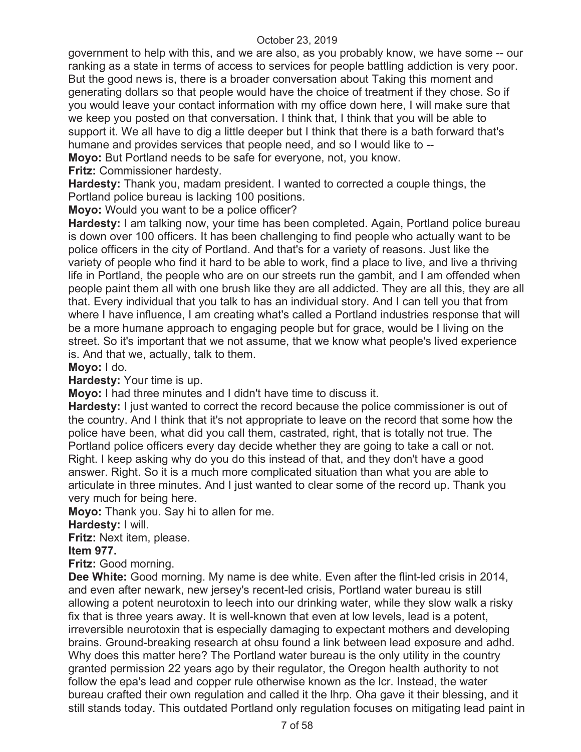government to help with this, and we are also, as you probably know, we have some -- our ranking as a state in terms of access to services for people battling addiction is very poor. But the good news is, there is a broader conversation about Taking this moment and generating dollars so that people would have the choice of treatment if they chose. So if you would leave your contact information with my office down here, I will make sure that we keep you posted on that conversation. I think that, I think that you will be able to support it. We all have to dig a little deeper but I think that there is a bath forward that's humane and provides services that people need, and so I would like to --

**Moyo:** But Portland needs to be safe for everyone, not, you know.

**Fritz:** Commissioner hardesty.

**Hardesty:** Thank you, madam president. I wanted to corrected a couple things, the Portland police bureau is lacking 100 positions.

**Moyo:** Would you want to be a police officer?

**Hardesty:** I am talking now, your time has been completed. Again, Portland police bureau is down over 100 officers. It has been challenging to find people who actually want to be police officers in the city of Portland. And that's for a variety of reasons. Just like the variety of people who find it hard to be able to work, find a place to live, and live a thriving life in Portland, the people who are on our streets run the gambit, and I am offended when people paint them all with one brush like they are all addicted. They are all this, they are all that. Every individual that you talk to has an individual story. And I can tell you that from where I have influence, I am creating what's called a Portland industries response that will be a more humane approach to engaging people but for grace, would be I living on the street. So it's important that we not assume, that we know what people's lived experience is. And that we, actually, talk to them.

**Moyo:** I do.

**Hardesty:** Your time is up.

**Moyo:** I had three minutes and I didn't have time to discuss it.

**Hardesty:** I just wanted to correct the record because the police commissioner is out of the country. And I think that it's not appropriate to leave on the record that some how the police have been, what did you call them, castrated, right, that is totally not true. The Portland police officers every day decide whether they are going to take a call or not. Right. I keep asking why do you do this instead of that, and they don't have a good answer. Right. So it is a much more complicated situation than what you are able to articulate in three minutes. And I just wanted to clear some of the record up. Thank you very much for being here.

**Moyo:** Thank you. Say hi to allen for me.

**Hardesty:** I will.

**Fritz:** Next item, please.

**Item 977.**

**Fritz:** Good morning.

**Dee White:** Good morning. My name is dee white. Even after the flint-led crisis in 2014, and even after newark, new jersey's recent-led crisis, Portland water bureau is still allowing a potent neurotoxin to leech into our drinking water, while they slow walk a risky fix that is three years away. It is well-known that even at low levels, lead is a potent, irreversible neurotoxin that is especially damaging to expectant mothers and developing brains. Ground-breaking research at ohsu found a link between lead exposure and adhd. Why does this matter here? The Portland water bureau is the only utility in the country granted permission 22 years ago by their regulator, the Oregon health authority to not follow the epa's lead and copper rule otherwise known as the lcr. Instead, the water bureau crafted their own regulation and called it the lhrp. Oha gave it their blessing, and it still stands today. This outdated Portland only regulation focuses on mitigating lead paint in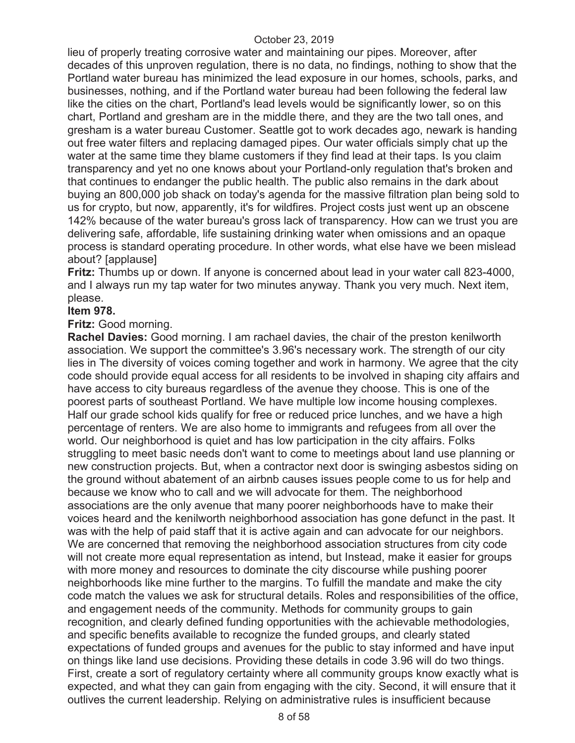lieu of properly treating corrosive water and maintaining our pipes. Moreover, after decades of this unproven regulation, there is no data, no findings, nothing to show that the Portland water bureau has minimized the lead exposure in our homes, schools, parks, and businesses, nothing, and if the Portland water bureau had been following the federal law like the cities on the chart, Portland's lead levels would be significantly lower, so on this chart, Portland and gresham are in the middle there, and they are the two tall ones, and gresham is a water bureau Customer. Seattle got to work decades ago, newark is handing out free water filters and replacing damaged pipes. Our water officials simply chat up the water at the same time they blame customers if they find lead at their taps. Is you claim transparency and yet no one knows about your Portland-only regulation that's broken and that continues to endanger the public health. The public also remains in the dark about buying an 800,000 job shack on today's agenda for the massive filtration plan being sold to us for crypto, but now, apparently, it's for wildfires. Project costs just went up an obscene 142% because of the water bureau's gross lack of transparency. How can we trust you are delivering safe, affordable, life sustaining drinking water when omissions and an opaque process is standard operating procedure. In other words, what else have we been mislead about? [applause]

**Fritz:** Thumbs up or down. If anyone is concerned about lead in your water call 823-4000, and I always run my tap water for two minutes anyway. Thank you very much. Next item, please.

**Item 978.**

**Fritz:** Good morning.

**Rachel Davies:** Good morning. I am rachael davies, the chair of the preston kenilworth association. We support the committee's 3.96's necessary work. The strength of our city lies in The diversity of voices coming together and work in harmony. We agree that the city code should provide equal access for all residents to be involved in shaping city affairs and have access to city bureaus regardless of the avenue they choose. This is one of the poorest parts of southeast Portland. We have multiple low income housing complexes. Half our grade school kids qualify for free or reduced price lunches, and we have a high percentage of renters. We are also home to immigrants and refugees from all over the world. Our neighborhood is quiet and has low participation in the city affairs. Folks struggling to meet basic needs don't want to come to meetings about land use planning or new construction projects. But, when a contractor next door is swinging asbestos siding on the ground without abatement of an airbnb causes issues people come to us for help and because we know who to call and we will advocate for them. The neighborhood associations are the only avenue that many poorer neighborhoods have to make their voices heard and the kenilworth neighborhood association has gone defunct in the past. It was with the help of paid staff that it is active again and can advocate for our neighbors. We are concerned that removing the neighborhood association structures from city code will not create more equal representation as intend, but Instead, make it easier for groups with more money and resources to dominate the city discourse while pushing poorer neighborhoods like mine further to the margins. To fulfill the mandate and make the city code match the values we ask for structural details. Roles and responsibilities of the office, and engagement needs of the community. Methods for community groups to gain recognition, and clearly defined funding opportunities with the achievable methodologies, and specific benefits available to recognize the funded groups, and clearly stated expectations of funded groups and avenues for the public to stay informed and have input on things like land use decisions. Providing these details in code 3.96 will do two things. First, create a sort of regulatory certainty where all community groups know exactly what is expected, and what they can gain from engaging with the city. Second, it will ensure that it outlives the current leadership. Relying on administrative rules is insufficient because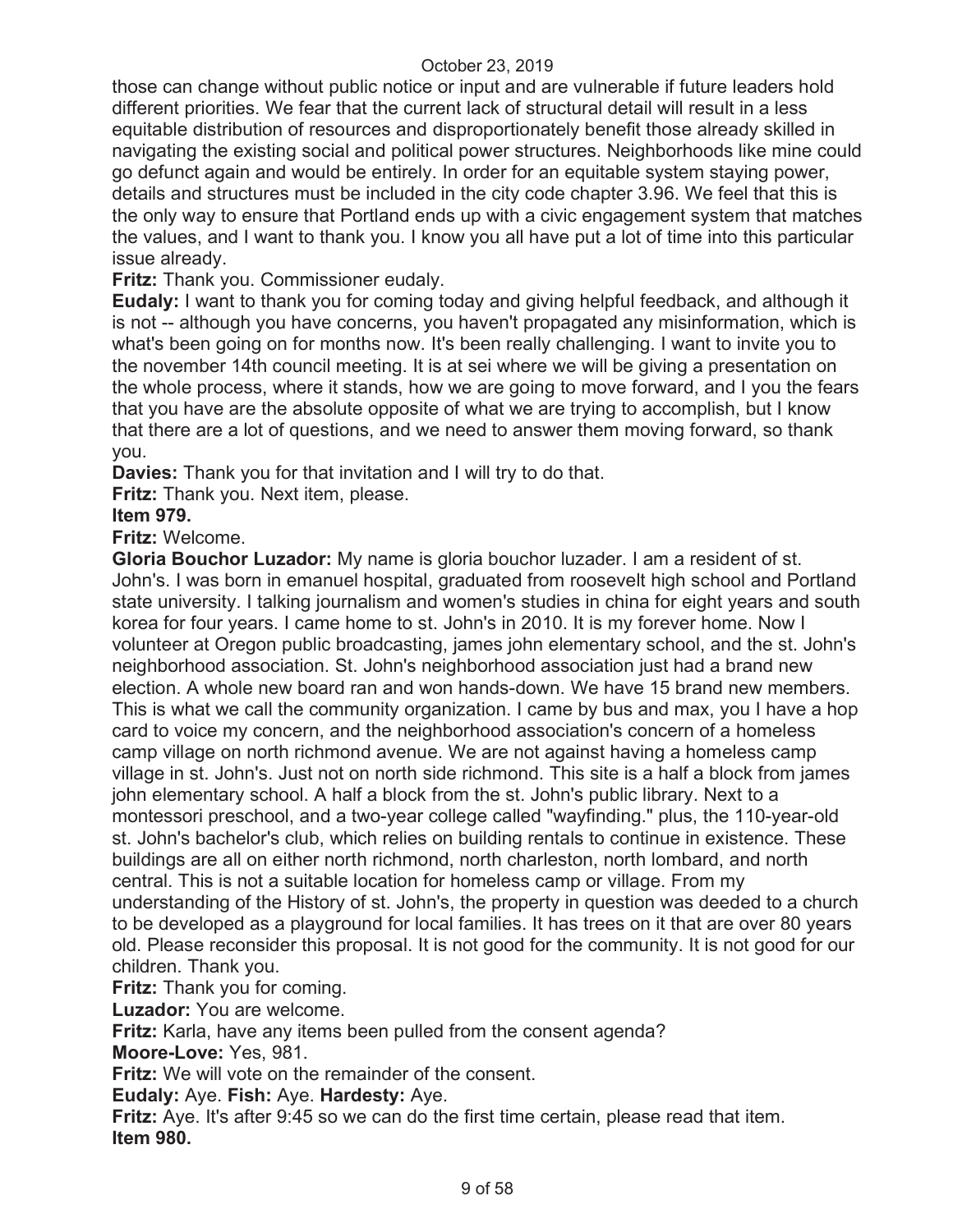those can change without public notice or input and are vulnerable if future leaders hold different priorities. We fear that the current lack of structural detail will result in a less equitable distribution of resources and disproportionately benefit those already skilled in navigating the existing social and political power structures. Neighborhoods like mine could go defunct again and would be entirely. In order for an equitable system staying power, details and structures must be included in the city code chapter 3.96. We feel that this is the only way to ensure that Portland ends up with a civic engagement system that matches the values, and I want to thank you. I know you all have put a lot of time into this particular issue already.

**Fritz:** Thank you. Commissioner eudaly.

**Eudaly:** I want to thank you for coming today and giving helpful feedback, and although it is not -- although you have concerns, you haven't propagated any misinformation, which is what's been going on for months now. It's been really challenging. I want to invite you to the november 14th council meeting. It is at sei where we will be giving a presentation on the whole process, where it stands, how we are going to move forward, and I you the fears that you have are the absolute opposite of what we are trying to accomplish, but I know that there are a lot of questions, and we need to answer them moving forward, so thank you.

**Davies:** Thank you for that invitation and I will try to do that.

**Fritz:** Thank you. Next item, please.

**Item 979.**

**Fritz:** Welcome.

**Gloria Bouchor Luzador:** My name is gloria bouchor luzader. I am a resident of st. John's. I was born in emanuel hospital, graduated from roosevelt high school and Portland state university. I talking journalism and women's studies in china for eight years and south korea for four years. I came home to st. John's in 2010. It is my forever home. Now I volunteer at Oregon public broadcasting, james john elementary school, and the st. John's neighborhood association. St. John's neighborhood association just had a brand new election. A whole new board ran and won hands-down. We have 15 brand new members. This is what we call the community organization. I came by bus and max, you I have a hop card to voice my concern, and the neighborhood association's concern of a homeless camp village on north richmond avenue. We are not against having a homeless camp village in st. John's. Just not on north side richmond. This site is a half a block from james john elementary school. A half a block from the st. John's public library. Next to a montessori preschool, and a two-year college called "wayfinding." plus, the 110-year-old st. John's bachelor's club, which relies on building rentals to continue in existence. These buildings are all on either north richmond, north charleston, north lombard, and north central. This is not a suitable location for homeless camp or village. From my understanding of the History of st. John's, the property in question was deeded to a church to be developed as a playground for local families. It has trees on it that are over 80 years old. Please reconsider this proposal. It is not good for the community. It is not good for our children. Thank you.

**Fritz:** Thank you for coming.

**Luzador:** You are welcome.

**Fritz:** Karla, have any items been pulled from the consent agenda?

**Moore-Love:** Yes, 981.

**Fritz:** We will vote on the remainder of the consent.

**Eudaly:** Aye. **Fish:** Aye. **Hardesty:** Aye.

**Fritz:** Aye. It's after 9:45 so we can do the first time certain, please read that item.

**Item 980.**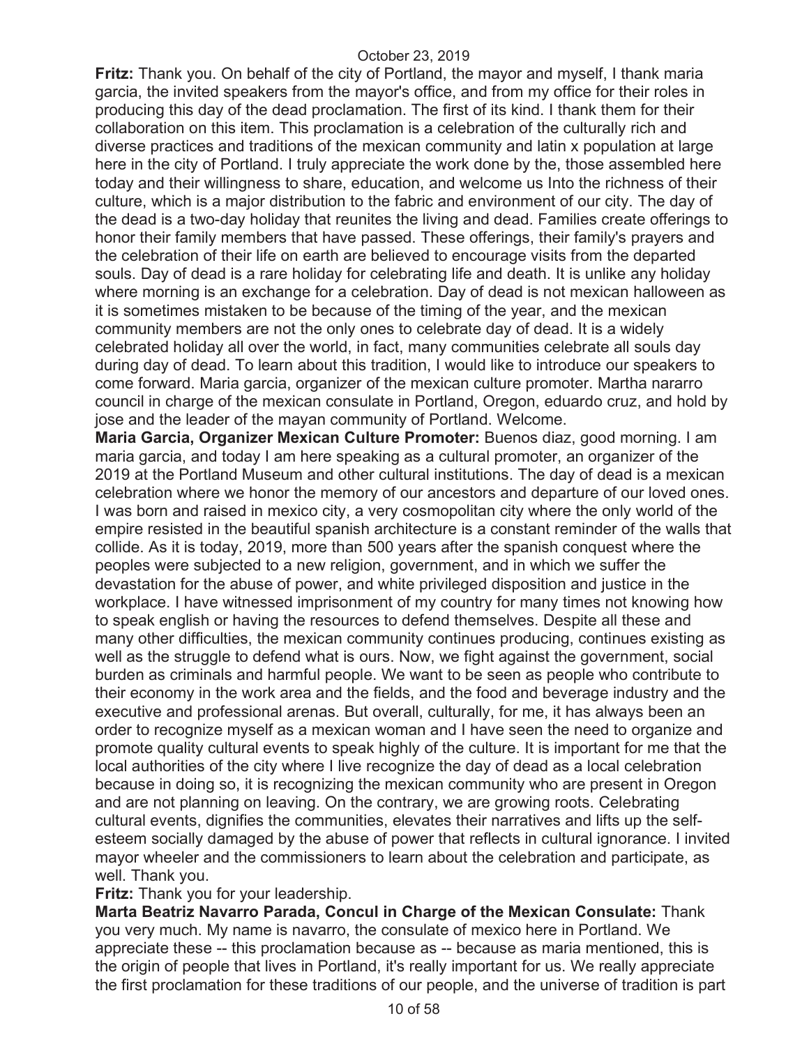**Fritz:** Thank you. On behalf of the city of Portland, the mayor and myself, I thank maria garcia, the invited speakers from the mayor's office, and from my office for their roles in producing this day of the dead proclamation. The first of its kind. I thank them for their collaboration on this item. This proclamation is a celebration of the culturally rich and diverse practices and traditions of the mexican community and latin x population at large here in the city of Portland. I truly appreciate the work done by the, those assembled here today and their willingness to share, education, and welcome us Into the richness of their culture, which is a major distribution to the fabric and environment of our city. The day of the dead is a two-day holiday that reunites the living and dead. Families create offerings to honor their family members that have passed. These offerings, their family's prayers and the celebration of their life on earth are believed to encourage visits from the departed souls. Day of dead is a rare holiday for celebrating life and death. It is unlike any holiday where morning is an exchange for a celebration. Day of dead is not mexican halloween as it is sometimes mistaken to be because of the timing of the year, and the mexican community members are not the only ones to celebrate day of dead. It is a widely celebrated holiday all over the world, in fact, many communities celebrate all souls day during day of dead. To learn about this tradition, I would like to introduce our speakers to come forward. Maria garcia, organizer of the mexican culture promoter. Martha nararro council in charge of the mexican consulate in Portland, Oregon, eduardo cruz, and hold by jose and the leader of the mayan community of Portland. Welcome.

**Maria Garcia, Organizer Mexican Culture Promoter:** Buenos diaz, good morning. I am maria garcia, and today I am here speaking as a cultural promoter, an organizer of the 2019 at the Portland Museum and other cultural institutions. The day of dead is a mexican celebration where we honor the memory of our ancestors and departure of our loved ones. I was born and raised in mexico city, a very cosmopolitan city where the only world of the empire resisted in the beautiful spanish architecture is a constant reminder of the walls that collide. As it is today, 2019, more than 500 years after the spanish conquest where the peoples were subjected to a new religion, government, and in which we suffer the devastation for the abuse of power, and white privileged disposition and justice in the workplace. I have witnessed imprisonment of my country for many times not knowing how to speak english or having the resources to defend themselves. Despite all these and many other difficulties, the mexican community continues producing, continues existing as well as the struggle to defend what is ours. Now, we fight against the government, social burden as criminals and harmful people. We want to be seen as people who contribute to their economy in the work area and the fields, and the food and beverage industry and the executive and professional arenas. But overall, culturally, for me, it has always been an order to recognize myself as a mexican woman and I have seen the need to organize and promote quality cultural events to speak highly of the culture. It is important for me that the local authorities of the city where I live recognize the day of dead as a local celebration because in doing so, it is recognizing the mexican community who are present in Oregon and are not planning on leaving. On the contrary, we are growing roots. Celebrating cultural events, dignifies the communities, elevates their narratives and lifts up the self-esteem socially damaged by the abuse of power that reflects in cultural ignorance. I invited mayor wheeler and the commissioners to learn about the celebration and participate, as well. Thank you.

**Fritz:** Thank you for your leadership.

**Marta Beatriz Navarro Parada, Concul in Charge of the Mexican Consulate:** Thank you very much. My name is navarro, the consulate of mexico here in Portland. We appreciate these -- this proclamation because as -- because as maria mentioned, this is the origin of people that lives in Portland, it's really important for us. We really appreciate the first proclamation for these traditions of our people, and the universe of tradition is part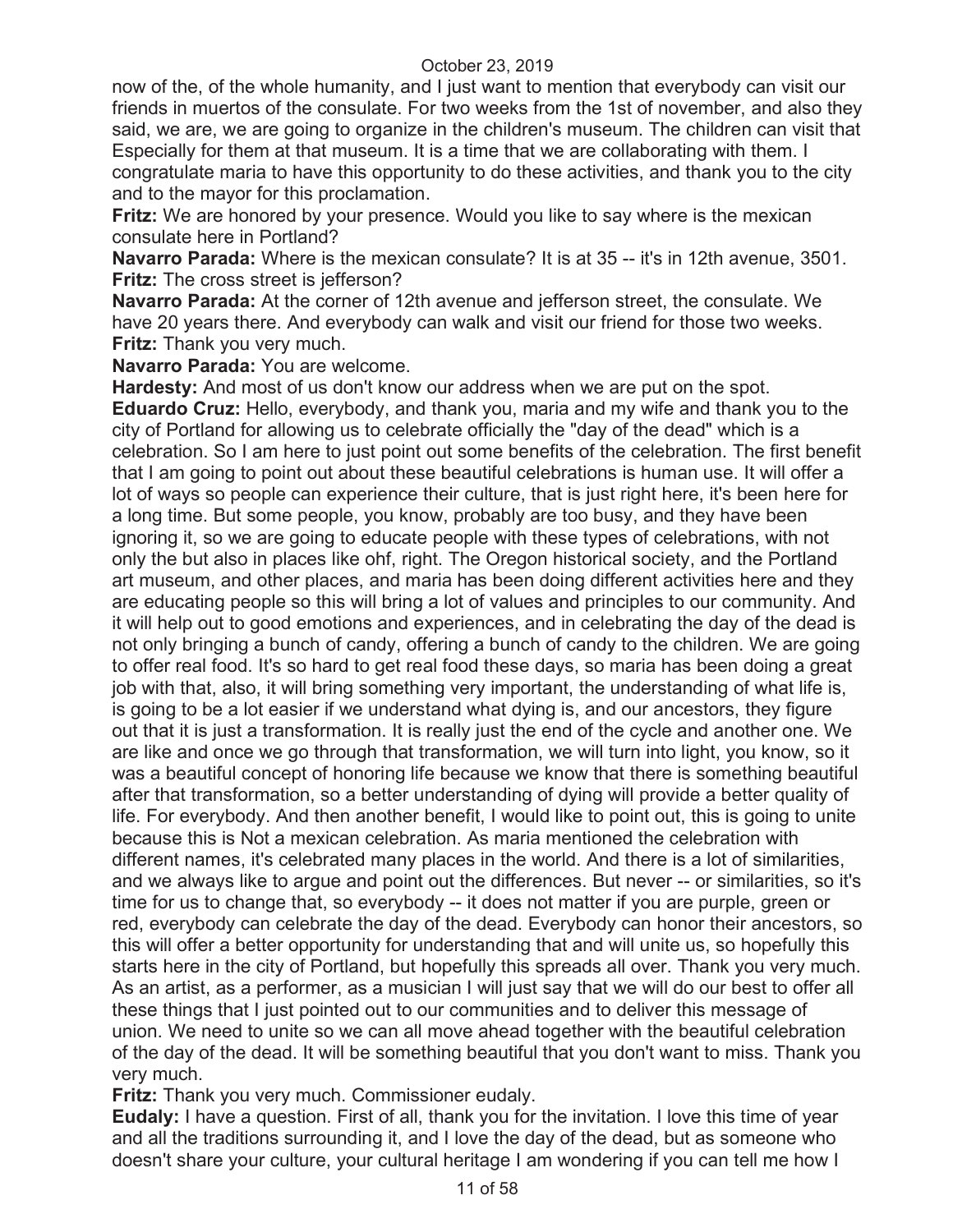now of the, of the whole humanity, and I just want to mention that everybody can visit our friends in muertos of the consulate. For two weeks from the 1st of november, and also they said, we are, we are going to organize in the children's museum. The children can visit that Especially for them at that museum. It is a time that we are collaborating with them. I congratulate maria to have this opportunity to do these activities, and thank you to the city and to the mayor for this proclamation.

**Fritz:** We are honored by your presence. Would you like to say where is the mexican consulate here in Portland?

**Navarro Parada:** Where is the mexican consulate? It is at 35 -- it's in 12th avenue, 3501.

**Fritz:** The cross street is jefferson?

**Navarro Parada:** At the corner of 12th avenue and jefferson street, the consulate. We have 20 years there. And everybody can walk and visit our friend for those two weeks.

**Fritz:** Thank you very much.

**Navarro Parada:** You are welcome.

**Hardesty:** And most of us don't know our address when we are put on the spot.

**Eduardo Cruz:** Hello, everybody, and thank you, maria and my wife and thank you to the city of Portland for allowing us to celebrate officially the "day of the dead" which is a celebration. So I am here to just point out some benefits of the celebration. The first benefit that I am going to point out about these beautiful celebrations is human use. It will offer a lot of ways so people can experience their culture, that is just right here, it's been here for a long time. But some people, you know, probably are too busy, and they have been ignoring it, so we are going to educate people with these types of celebrations, with not only the but also in places like ohf, right. The Oregon historical society, and the Portland art museum, and other places, and maria has been doing different activities here and they are educating people so this will bring a lot of values and principles to our community. And it will help out to good emotions and experiences, and in celebrating the day of the dead is not only bringing a bunch of candy, offering a bunch of candy to the children. We are going to offer real food. It's so hard to get real food these days, so maria has been doing a great job with that, also, it will bring something very important, the understanding of what life is, is going to be a lot easier if we understand what dying is, and our ancestors, they figure out that it is just a transformation. It is really just the end of the cycle and another one. We are like and once we go through that transformation, we will turn into light, you know, so it was a beautiful concept of honoring life because we know that there is something beautiful after that transformation, so a better understanding of dying will provide a better quality of life. For everybody. And then another benefit, I would like to point out, this is going to unite because this is Not a mexican celebration. As maria mentioned the celebration with different names, it's celebrated many places in the world. And there is a lot of similarities, and we always like to argue and point out the differences. But never -- or similarities, so it's time for us to change that, so everybody -- it does not matter if you are purple, green or red, everybody can celebrate the day of the dead. Everybody can honor their ancestors, so this will offer a better opportunity for understanding that and will unite us, so hopefully this starts here in the city of Portland, but hopefully this spreads all over. Thank you very much. As an artist, as a performer, as a musician I will just say that we will do our best to offer all these things that I just pointed out to our communities and to deliver this message of union. We need to unite so we can all move ahead together with the beautiful celebration of the day of the dead. It will be something beautiful that you don't want to miss. Thank you very much.

**Fritz:** Thank you very much. Commissioner eudaly.

**Eudaly:** I have a question. First of all, thank you for the invitation. I love this time of year and all the traditions surrounding it, and I love the day of the dead, but as someone who doesn't share your culture, your cultural heritage I am wondering if you can tell me how I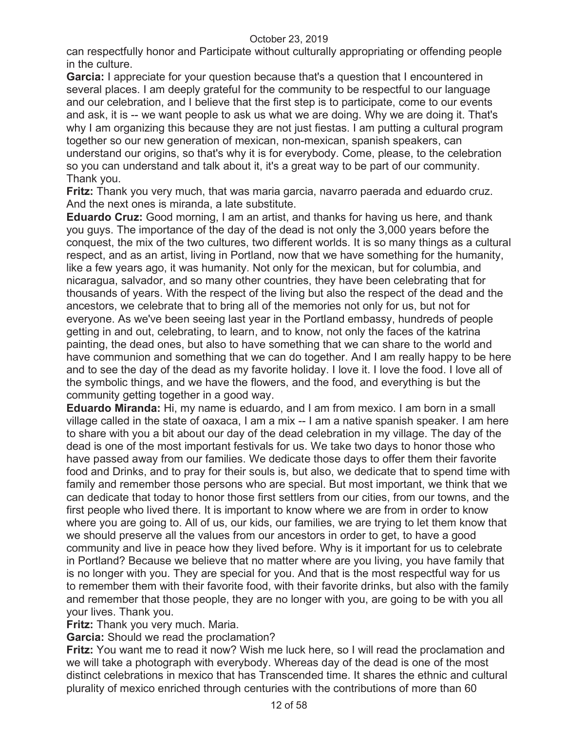can respectfully honor and Participate without culturally appropriating or offending people in the culture.

**Garcia:** I appreciate for your question because that's a question that I encountered in several places. I am deeply grateful for the community to be respectful to our language and our celebration, and I believe that the first step is to participate, come to our events and ask, it is -- we want people to ask us what we are doing. Why we are doing it. That's why I am organizing this because they are not just fiestas. I am putting a cultural program together so our new generation of mexican, non-mexican, spanish speakers, can understand our origins, so that's why it is for everybody. Come, please, to the celebration so you can understand and talk about it, it's a great way to be part of our community. Thank you.

**Fritz:** Thank you very much, that was maria garcia, navarro paerada and eduardo cruz. And the next ones is miranda, a late substitute.

**Eduardo Cruz:** Good morning, I am an artist, and thanks for having us here, and thank you guys. The importance of the day of the dead is not only the 3,000 years before the conquest, the mix of the two cultures, two different worlds. It is so many things as a cultural respect, and as an artist, living in Portland, now that we have something for the humanity, like a few years ago, it was humanity. Not only for the mexican, but for columbia, and nicaragua, salvador, and so many other countries, they have been celebrating that for thousands of years. With the respect of the living but also the respect of the dead and the ancestors, we celebrate that to bring all of the memories not only for us, but not for everyone. As we've been seeing last year in the Portland embassy, hundreds of people getting in and out, celebrating, to learn, and to know, not only the faces of the katrina painting, the dead ones, but also to have something that we can share to the world and have communion and something that we can do together. And I am really happy to be here and to see the day of the dead as my favorite holiday. I love it. I love the food. I love all of the symbolic things, and we have the flowers, and the food, and everything is but the community getting together in a good way.

**Eduardo Miranda:** Hi, my name is eduardo, and I am from mexico. I am born in a small village called in the state of oaxaca, I am a mix -- I am a native spanish speaker. I am here to share with you a bit about our day of the dead celebration in my village. The day of the dead is one of the most important festivals for us. We take two days to honor those who have passed away from our families. We dedicate those days to offer them their favorite food and Drinks, and to pray for their souls is, but also, we dedicate that to spend time with family and remember those persons who are special. But most important, we think that we can dedicate that today to honor those first settlers from our cities, from our towns, and the first people who lived there. It is important to know where we are from in order to know where you are going to. All of us, our kids, our families, we are trying to let them know that we should preserve all the values from our ancestors in order to get, to have a good community and live in peace how they lived before. Why is it important for us to celebrate in Portland? Because we believe that no matter where are you living, you have family that is no longer with you. They are special for you. And that is the most respectful way for us to remember them with their favorite food, with their favorite drinks, but also with the family and remember that those people, they are no longer with you, are going to be with you all your lives. Thank you.

**Fritz:** Thank you very much. Maria.

**Garcia:** Should we read the proclamation?

**Fritz:** You want me to read it now? Wish me luck here, so I will read the proclamation and we will take a photograph with everybody. Whereas day of the dead is one of the most distinct celebrations in mexico that has Transcended time. It shares the ethnic and cultural plurality of mexico enriched through centuries with the contributions of more than 60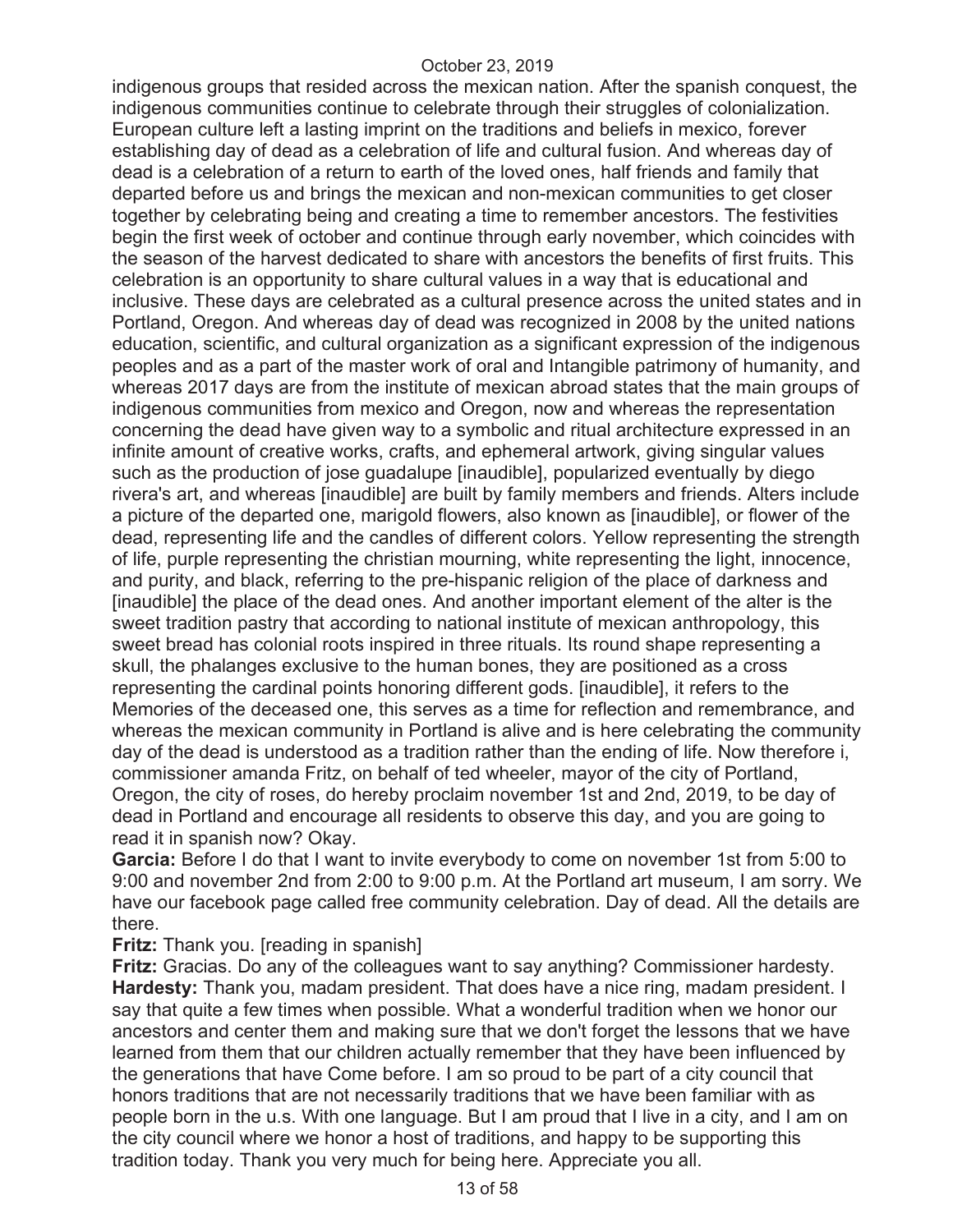indigenous groups that resided across the mexican nation. After the spanish conquest, the indigenous communities continue to celebrate through their struggles of colonialization. European culture left a lasting imprint on the traditions and beliefs in mexico, forever establishing day of dead as a celebration of life and cultural fusion. And whereas day of dead is a celebration of a return to earth of the loved ones, half friends and family that departed before us and brings the mexican and non-mexican communities to get closer together by celebrating being and creating a time to remember ancestors. The festivities begin the first week of october and continue through early november, which coincides with the season of the harvest dedicated to share with ancestors the benefits of first fruits. This celebration is an opportunity to share cultural values in a way that is educational and inclusive. These days are celebrated as a cultural presence across the united states and in Portland, Oregon. And whereas day of dead was recognized in 2008 by the united nations education, scientific, and cultural organization as a significant expression of the indigenous peoples and as a part of the master work of oral and Intangible patrimony of humanity, and whereas 2017 days are from the institute of mexican abroad states that the main groups of indigenous communities from mexico and Oregon, now and whereas the representation concerning the dead have given way to a symbolic and ritual architecture expressed in an infinite amount of creative works, crafts, and ephemeral artwork, giving singular values such as the production of jose guadalupe [inaudible], popularized eventually by diego rivera's art, and whereas [inaudible] are built by family members and friends. Alters include a picture of the departed one, marigold flowers, also known as [inaudible], or flower of the dead, representing life and the candles of different colors. Yellow representing the strength of life, purple representing the christian mourning, white representing the light, innocence, and purity, and black, referring to the pre-hispanic religion of the place of darkness and [inaudible] the place of the dead ones. And another important element of the alter is the sweet tradition pastry that according to national institute of mexican anthropology, this sweet bread has colonial roots inspired in three rituals. Its round shape representing a skull, the phalanges exclusive to the human bones, they are positioned as a cross representing the cardinal points honoring different gods. [inaudible], it refers to the Memories of the deceased one, this serves as a time for reflection and remembrance, and whereas the mexican community in Portland is alive and is here celebrating the community day of the dead is understood as a tradition rather than the ending of life. Now therefore i, commissioner amanda Fritz, on behalf of ted wheeler, mayor of the city of Portland, Oregon, the city of roses, do hereby proclaim november 1st and 2nd, 2019, to be day of dead in Portland and encourage all residents to observe this day, and you are going to read it in spanish now? Okay.

**Garcia:** Before I do that I want to invite everybody to come on november 1st from 5:00 to 9:00 and november 2nd from 2:00 to 9:00 p.m. At the Portland art museum, I am sorry. We have our facebook page called free community celebration. Day of dead. All the details are there.

**Fritz:** Thank you. [reading in spanish]

**Fritz:** Gracias. Do any of the colleagues want to say anything? Commissioner hardesty.

**Hardesty:** Thank you, madam president. That does have a nice ring, madam president. I say that quite a few times when possible. What a wonderful tradition when we honor our ancestors and center them and making sure that we don't forget the lessons that we have learned from them that our children actually remember that they have been influenced by the generations that have Come before. I am so proud to be part of a city council that honors traditions that are not necessarily traditions that we have been familiar with as people born in the u.s. With one language. But I am proud that I live in a city, and I am on the city council where we honor a host of traditions, and happy to be supporting this tradition today. Thank you very much for being here. Appreciate you all.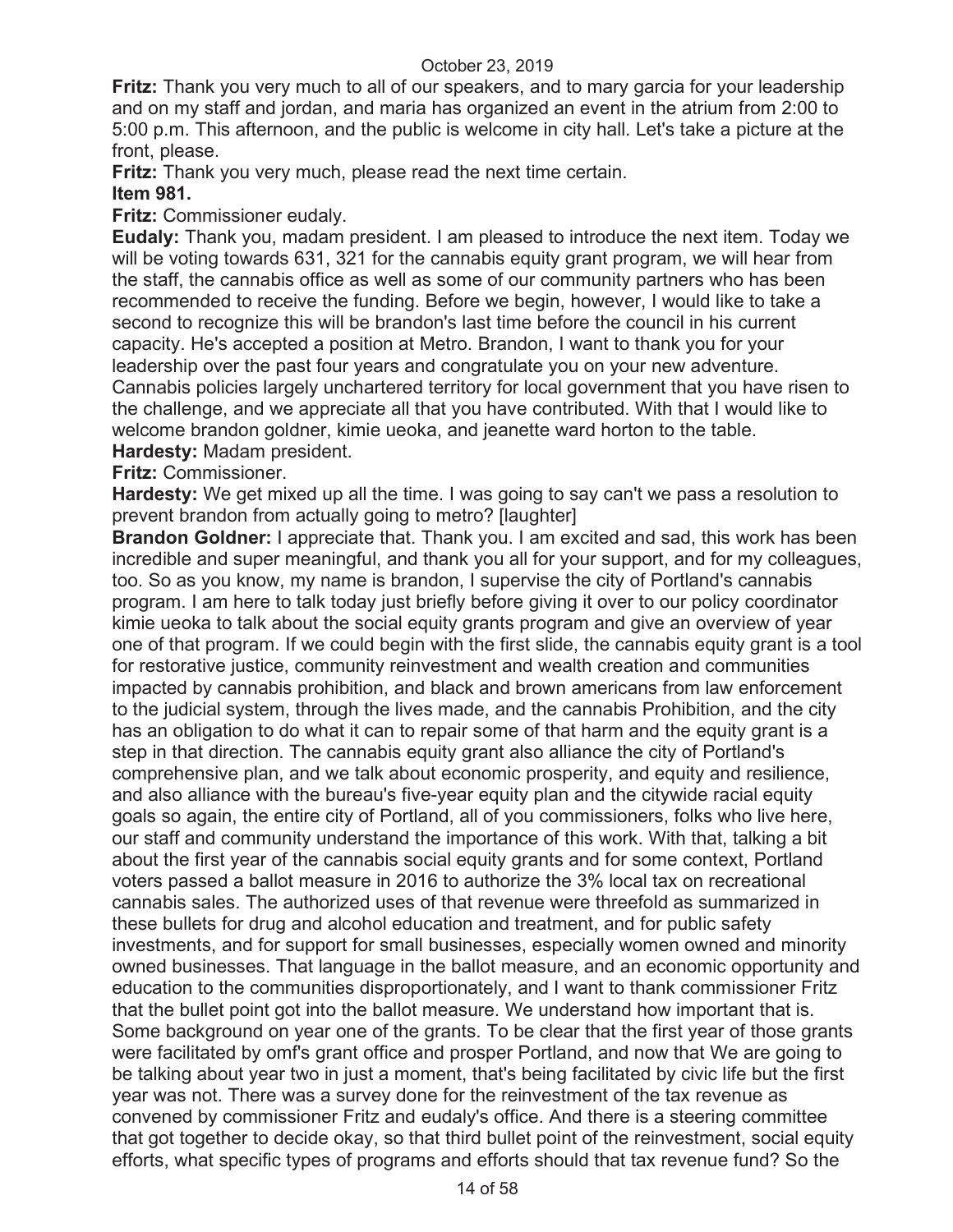**Fritz:** Thank you very much to all of our speakers, and to mary garcia for your leadership and on my staff and jordan, and maria has organized an event in the atrium from 2:00 to 5:00 p.m. This afternoon, and the public is welcome in city hall. Let's take a picture at the front, please.

**Fritz:** Thank you very much, please read the next time certain.

**Item 981.**

**Fritz:** Commissioner eudaly.

**Eudaly:** Thank you, madam president. I am pleased to introduce the next item. Today we will be voting towards 631, 321 for the cannabis equity grant program, we will hear from the staff, the cannabis office as well as some of our community partners who has been recommended to receive the funding. Before we begin, however, I would like to take a second to recognize this will be brandon's last time before the council in his current capacity. He's accepted a position at Metro. Brandon, I want to thank you for your leadership over the past four years and congratulate you on your new adventure. Cannabis policies largely unchartered territory for local government that you have risen to the challenge, and we appreciate all that you have contributed. With that I would like to welcome brandon goldner, kimie ueoka, and jeanette ward horton to the table.

**Hardesty:** Madam president.

**Fritz:** Commissioner.

**Hardesty:** We get mixed up all the time. I was going to say can't we pass a resolution to prevent brandon from actually going to metro? [laughter]

**Brandon Goldner:** I appreciate that. Thank you. I am excited and sad, this work has been incredible and super meaningful, and thank you all for your support, and for my colleagues, too. So as you know, my name is brandon, I supervise the city of Portland's cannabis program. I am here to talk today just briefly before giving it over to our policy coordinator kimie ueoka to talk about the social equity grants program and give an overview of year one of that program. If we could begin with the first slide, the cannabis equity grant is a tool for restorative justice, community reinvestment and wealth creation and communities impacted by cannabis prohibition, and black and brown americans from law enforcement to the judicial system, through the lives made, and the cannabis Prohibition, and the city has an obligation to do what it can to repair some of that harm and the equity grant is a step in that direction. The cannabis equity grant also alliance the city of Portland's comprehensive plan, and we talk about economic prosperity, and equity and resilience, and also alliance with the bureau's five-year equity plan and the citywide racial equity goals so again, the entire city of Portland, all of you commissioners, folks who live here, our staff and community understand the importance of this work. With that, talking a bit about the first year of the cannabis social equity grants and for some context, Portland voters passed a ballot measure in 2016 to authorize the 3% local tax on recreational cannabis sales. The authorized uses of that revenue were threefold as summarized in these bullets for drug and alcohol education and treatment, and for public safety investments, and for support for small businesses, especially women owned and minority owned businesses. That language in the ballot measure, and an economic opportunity and education to the communities disproportionately, and I want to thank commissioner Fritz that the bullet point got into the ballot measure. We understand how important that is. Some background on year one of the grants. To be clear that the first year of those grants were facilitated by omf's grant office and prosper Portland, and now that We are going to be talking about year two in just a moment, that's being facilitated by civic life but the first year was not. There was a survey done for the reinvestment of the tax revenue as convened by commissioner Fritz and eudaly's office. And there is a steering committee that got together to decide okay, so that third bullet point of the reinvestment, social equity efforts, what specific types of programs and efforts should that tax revenue fund? So the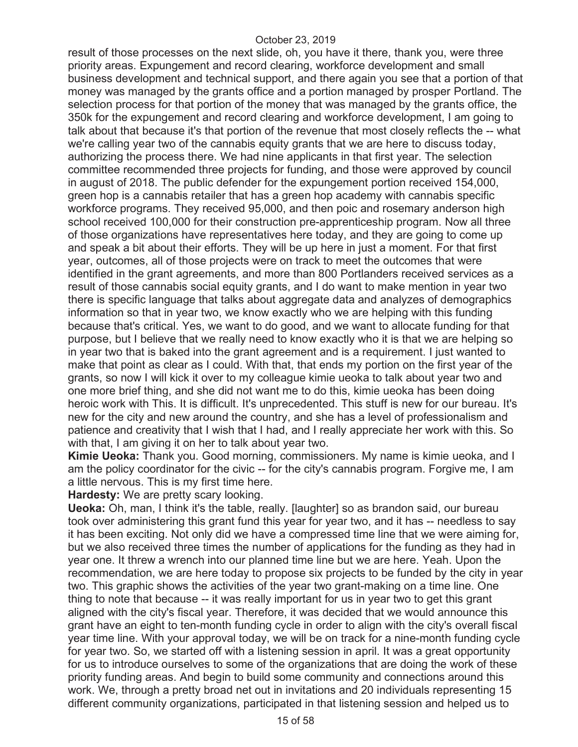result of those processes on the next slide, oh, you have it there, thank you, were three priority areas. Expungement and record clearing, workforce development and small business development and technical support, and there again you see that a portion of that money was managed by the grants office and a portion managed by prosper Portland. The selection process for that portion of the money that was managed by the grants office, the 350k for the expungement and record clearing and workforce development, I am going to talk about that because it's that portion of the revenue that most closely reflects the -- what we're calling year two of the cannabis equity grants that we are here to discuss today, authorizing the process there. We had nine applicants in that first year. The selection committee recommended three projects for funding, and those were approved by council in august of 2018. The public defender for the expungement portion received 154,000, green hop is a cannabis retailer that has a green hop academy with cannabis specific workforce programs. They received 95,000, and then poic and rosemary anderson high school received 100,000 for their construction pre-apprenticeship program. Now all three of those organizations have representatives here today, and they are going to come up and speak a bit about their efforts. They will be up here in just a moment. For that first year, outcomes, all of those projects were on track to meet the outcomes that were identified in the grant agreements, and more than 800 Portlanders received services as a result of those cannabis social equity grants, and I do want to make mention in year two there is specific language that talks about aggregate data and analyzes of demographics information so that in year two, we know exactly who we are helping with this funding because that's critical. Yes, we want to do good, and we want to allocate funding for that purpose, but I believe that we really need to know exactly who it is that we are helping so in year two that is baked into the grant agreement and is a requirement. I just wanted to make that point as clear as I could. With that, that ends my portion on the first year of the grants, so now I will kick it over to my colleague kimie ueoka to talk about year two and one more brief thing, and she did not want me to do this, kimie ueoka has been doing heroic work with This. It is difficult. It's unprecedented. This stuff is new for our bureau. It's new for the city and new around the country, and she has a level of professionalism and patience and creativity that I wish that I had, and I really appreciate her work with this. So with that, I am giving it on her to talk about year two.

**Kimie Ueoka:** Thank you. Good morning, commissioners. My name is kimie ueoka, and I am the policy coordinator for the civic -- for the city's cannabis program. Forgive me, I am a little nervous. This is my first time here.

**Hardesty:** We are pretty scary looking.

**Ueoka:** Oh, man, I think it's the table, really. [laughter] so as brandon said, our bureau took over administering this grant fund this year for year two, and it has -- needless to say it has been exciting. Not only did we have a compressed time line that we were aiming for, but we also received three times the number of applications for the funding as they had in year one. It threw a wrench into our planned time line but we are here. Yeah. Upon the recommendation, we are here today to propose six projects to be funded by the city in year two. This graphic shows the activities of the year two grant-making on a time line. One thing to note that because -- it was really important for us in year two to get this grant aligned with the city's fiscal year. Therefore, it was decided that we would announce this grant have an eight to ten-month funding cycle in order to align with the city's overall fiscal year time line. With your approval today, we will be on track for a nine-month funding cycle for year two. So, we started off with a listening session in april. It was a great opportunity for us to introduce ourselves to some of the organizations that are doing the work of these priority funding areas. And begin to build some community and connections around this work. We, through a pretty broad net out in invitations and 20 individuals representing 15 different community organizations, participated in that listening session and helped us to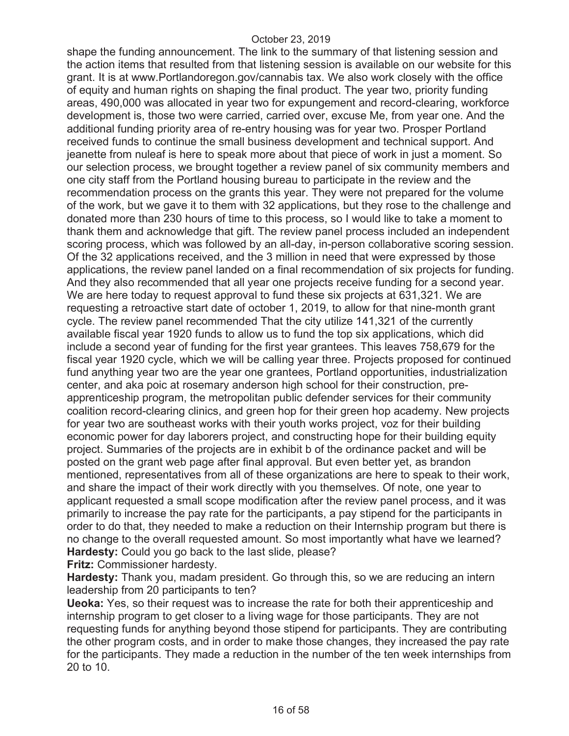shape the funding announcement. The link to the summary of that listening session and the action items that resulted from that listening session is available on our website for this grant. It is at www.Portlandoregon.gov/cannabis tax. We also work closely with the office of equity and human rights on shaping the final product. The year two, priority funding areas, 490,000 was allocated in year two for expungement and record-clearing, workforce development is, those two were carried, carried over, excuse Me, from year one. And the additional funding priority area of re-entry housing was for year two. Prosper Portland received funds to continue the small business development and technical support. And jeanette from nuleaf is here to speak more about that piece of work in just a moment. So our selection process, we brought together a review panel of six community members and one city staff from the Portland housing bureau to participate in the review and the recommendation process on the grants this year. They were not prepared for the volume of the work, but we gave it to them with 32 applications, but they rose to the challenge and donated more than 230 hours of time to this process, so I would like to take a moment to thank them and acknowledge that gift. The review panel process included an independent scoring process, which was followed by an all-day, in-person collaborative scoring session. Of the 32 applications received, and the 3 million in need that were expressed by those applications, the review panel landed on a final recommendation of six projects for funding. And they also recommended that all year one projects receive funding for a second year. We are here today to request approval to fund these six projects at 631,321. We are requesting a retroactive start date of october 1, 2019, to allow for that nine-month grant cycle. The review panel recommended That the city utilize 141,321 of the currently available fiscal year 1920 funds to allow us to fund the top six applications, which did include a second year of funding for the first year grantees. This leaves 758,679 for the fiscal year 1920 cycle, which we will be calling year three. Projects proposed for continued fund anything year two are the year one grantees, Portland opportunities, industrialization center, and aka poic at rosemary anderson high school for their construction, pre-apprenticeship program, the metropolitan public defender services for their community coalition record-clearing clinics, and green hop for their green hop academy. New projects for year two are southeast works with their youth works project, voz for their building economic power for day laborers project, and constructing hope for their building equity project. Summaries of the projects are in exhibit b of the ordinance packet and will be posted on the grant web page after final approval. But even better yet, as brandon mentioned, representatives from all of these organizations are here to speak to their work, and share the impact of their work directly with you themselves. Of note, one year to applicant requested a small scope modification after the review panel process, and it was primarily to increase the pay rate for the participants, a pay stipend for the participants in order to do that, they needed to make a reduction on their Internship program but there is no change to the overall requested amount. So most importantly what have we learned?

**Hardesty:** Could you go back to the last slide, please?

**Fritz:** Commissioner hardesty.

**Hardesty:** Thank you, madam president. Go through this, so we are reducing an intern leadership from 20 participants to ten?

**Ueoka:** Yes, so their request was to increase the rate for both their apprenticeship and internship program to get closer to a living wage for those participants. They are not requesting funds for anything beyond those stipend for participants. They are contributing the other program costs, and in order to make those changes, they increased the pay rate for the participants. They made a reduction in the number of the ten week internships from 20 to 10.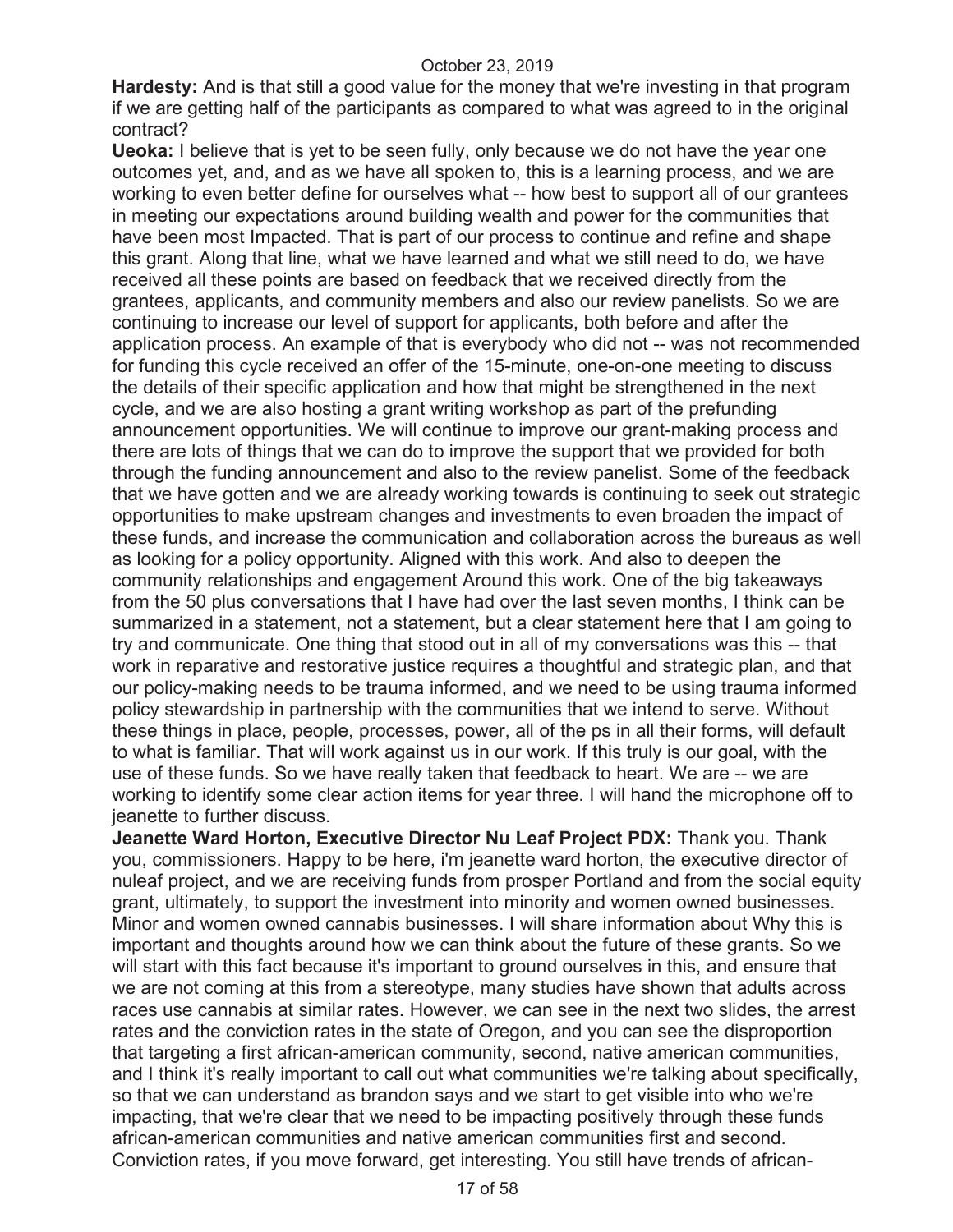**Hardesty:** And is that still a good value for the money that we're investing in that program if we are getting half of the participants as compared to what was agreed to in the original contract?

**Ueoka:** I believe that is yet to be seen fully, only because we do not have the year one outcomes yet, and, and as we have all spoken to, this is a learning process, and we are working to even better define for ourselves what -- how best to support all of our grantees in meeting our expectations around building wealth and power for the communities that have been most Impacted. That is part of our process to continue and refine and shape this grant. Along that line, what we have learned and what we still need to do, we have received all these points are based on feedback that we received directly from the grantees, applicants, and community members and also our review panelists. So we are continuing to increase our level of support for applicants, both before and after the application process. An example of that is everybody who did not -- was not recommended for funding this cycle received an offer of the 15-minute, one-on-one meeting to discuss the details of their specific application and how that might be strengthened in the next cycle, and we are also hosting a grant writing workshop as part of the prefunding announcement opportunities. We will continue to improve our grant-making process and there are lots of things that we can do to improve the support that we provided for both through the funding announcement and also to the review panelist. Some of the feedback that we have gotten and we are already working towards is continuing to seek out strategic opportunities to make upstream changes and investments to even broaden the impact of these funds, and increase the communication and collaboration across the bureaus as well as looking for a policy opportunity. Aligned with this work. And also to deepen the community relationships and engagement Around this work. One of the big takeaways from the 50 plus conversations that I have had over the last seven months, I think can be summarized in a statement, not a statement, but a clear statement here that I am going to try and communicate. One thing that stood out in all of my conversations was this -- that work in reparative and restorative justice requires a thoughtful and strategic plan, and that our policy-making needs to be trauma informed, and we need to be using trauma informed policy stewardship in partnership with the communities that we intend to serve. Without these things in place, people, processes, power, all of the ps in all their forms, will default to what is familiar. That will work against us in our work. If this truly is our goal, with the use of these funds. So we have really taken that feedback to heart. We are -- we are working to identify some clear action items for year three. I will hand the microphone off to jeanette to further discuss.

**Jeanette Ward Horton, Executive Director Nu Leaf Project PDX:** Thank you. Thank you, commissioners. Happy to be here, i'm jeanette ward horton, the executive director of nuleaf project, and we are receiving funds from prosper Portland and from the social equity grant, ultimately, to support the investment into minority and women owned businesses. Minor and women owned cannabis businesses. I will share information about Why this is important and thoughts around how we can think about the future of these grants. So we will start with this fact because it's important to ground ourselves in this, and ensure that we are not coming at this from a stereotype, many studies have shown that adults across races use cannabis at similar rates. However, we can see in the next two slides, the arrest rates and the conviction rates in the state of Oregon, and you can see the disproportion that targeting a first african-american community, second, native american communities, and I think it's really important to call out what communities we're talking about specifically, so that we can understand as brandon says and we start to get visible into who we're impacting, that we're clear that we need to be impacting positively through these funds african-american communities and native american communities first and second. Conviction rates, if you move forward, get interesting. You still have trends of african-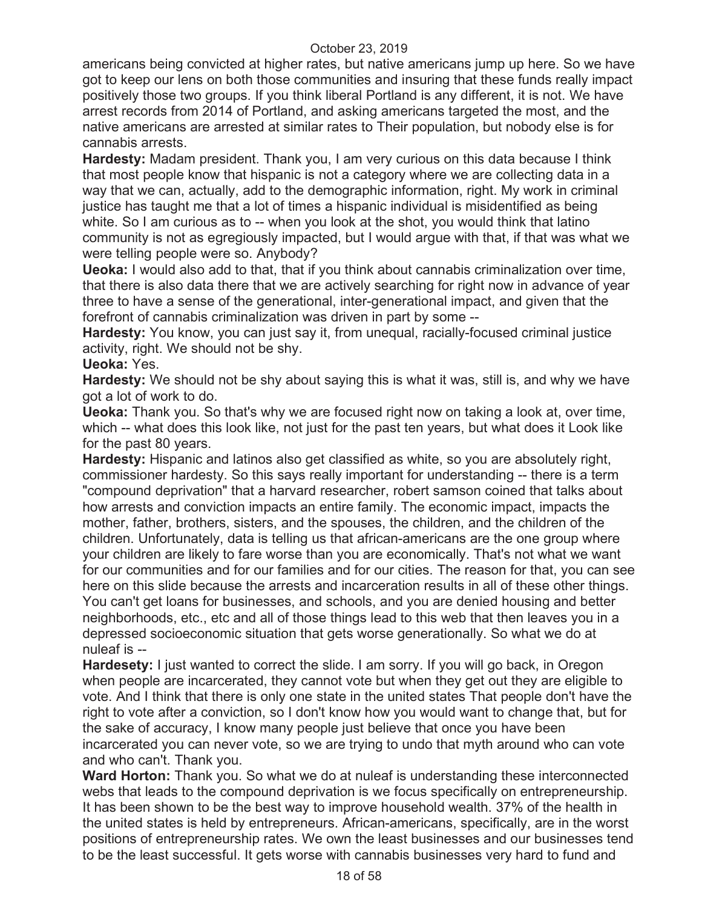americans being convicted at higher rates, but native americans jump up here. So we have got to keep our lens on both those communities and insuring that these funds really impact positively those two groups. If you think liberal Portland is any different, it is not. We have arrest records from 2014 of Portland, and asking americans targeted the most, and the native americans are arrested at similar rates to Their population, but nobody else is for cannabis arrests.

**Hardesty:** Madam president. Thank you, I am very curious on this data because I think that most people know that hispanic is not a category where we are collecting data in a way that we can, actually, add to the demographic information, right. My work in criminal justice has taught me that a lot of times a hispanic individual is misidentified as being white. So I am curious as to -- when you look at the shot, you would think that latino community is not as egregiously impacted, but I would argue with that, if that was what we were telling people were so. Anybody?

**Ueoka:** I would also add to that, that if you think about cannabis criminalization over time, that there is also data there that we are actively searching for right now in advance of year three to have a sense of the generational, inter-generational impact, and given that the forefront of cannabis criminalization was driven in part by some --

**Hardesty:** You know, you can just say it, from unequal, racially-focused criminal justice activity, right. We should not be shy.

**Ueoka:** Yes.

**Hardesty:** We should not be shy about saying this is what it was, still is, and why we have got a lot of work to do.

**Ueoka:** Thank you. So that's why we are focused right now on taking a look at, over time, which -- what does this look like, not just for the past ten years, but what does it Look like for the past 80 years.

**Hardesty:** Hispanic and latinos also get classified as white, so you are absolutely right, commissioner hardesty. So this says really important for understanding -- there is a term "compound deprivation" that a harvard researcher, robert samson coined that talks about how arrests and conviction impacts an entire family. The economic impact, impacts the mother, father, brothers, sisters, and the spouses, the children, and the children of the children. Unfortunately, data is telling us that african-americans are the one group where your children are likely to fare worse than you are economically. That's not what we want for our communities and for our families and for our cities. The reason for that, you can see here on this slide because the arrests and incarceration results in all of these other things. You can't get loans for businesses, and schools, and you are denied housing and better neighborhoods, etc., etc and all of those things lead to this web that then leaves you in a depressed socioeconomic situation that gets worse generationally. So what we do at nuleaf is --

**Hardesety:** I just wanted to correct the slide. I am sorry. If you will go back, in Oregon when people are incarcerated, they cannot vote but when they get out they are eligible to vote. And I think that there is only one state in the united states That people don't have the right to vote after a conviction, so I don't know how you would want to change that, but for the sake of accuracy, I know many people just believe that once you have been incarcerated you can never vote, so we are trying to undo that myth around who can vote and who can't. Thank you.

**Ward Horton:** Thank you. So what we do at nuleaf is understanding these interconnected webs that leads to the compound deprivation is we focus specifically on entrepreneurship. It has been shown to be the best way to improve household wealth. 37% of the health in the united states is held by entrepreneurs. African-americans, specifically, are in the worst positions of entrepreneurship rates. We own the least businesses and our businesses tend to be the least successful. It gets worse with cannabis businesses very hard to fund and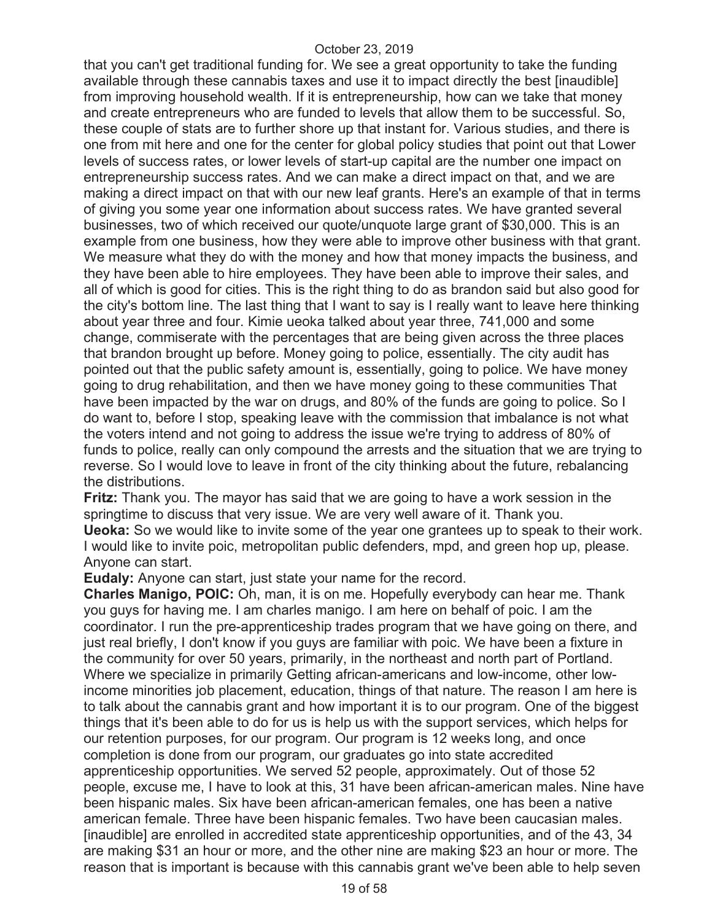that you can't get traditional funding for. We see a great opportunity to take the funding available through these cannabis taxes and use it to impact directly the best [inaudible] from improving household wealth. If it is entrepreneurship, how can we take that money and create entrepreneurs who are funded to levels that allow them to be successful. So, these couple of stats are to further shore up that instant for. Various studies, and there is one from mit here and one for the center for global policy studies that point out that Lower levels of success rates, or lower levels of start-up capital are the number one impact on entrepreneurship success rates. And we can make a direct impact on that, and we are making a direct impact on that with our new leaf grants. Here's an example of that in terms of giving you some year one information about success rates. We have granted several businesses, two of which received our quote/unquote large grant of $30,000. This is an example from one business, how they were able to improve other business with that grant. We measure what they do with the money and how that money impacts the business, and they have been able to hire employees. They have been able to improve their sales, and all of which is good for cities. This is the right thing to do as brandon said but also good for the city's bottom line. The last thing that I want to say is I really want to leave here thinking about year three and four. Kimie ueoka talked about year three, 741,000 and some change, commiserate with the percentages that are being given across the three places that brandon brought up before. Money going to police, essentially. The city audit has pointed out that the public safety amount is, essentially, going to police. We have money going to drug rehabilitation, and then we have money going to these communities That have been impacted by the war on drugs, and 80% of the funds are going to police. So I do want to, before I stop, speaking leave with the commission that imbalance is not what the voters intend and not going to address the issue we're trying to address of 80% of funds to police, really can only compound the arrests and the situation that we are trying to reverse. So I would love to leave in front of the city thinking about the future, rebalancing the distributions.

**Fritz:** Thank you. The mayor has said that we are going to have a work session in the springtime to discuss that very issue. We are very well aware of it. Thank you.

**Ueoka:** So we would like to invite some of the year one grantees up to speak to their work. I would like to invite poic, metropolitan public defenders, mpd, and green hop up, please. Anyone can start.

**Eudaly:** Anyone can start, just state your name for the record.

**Charles Manigo, POIC:** Oh, man, it is on me. Hopefully everybody can hear me. Thank you guys for having me. I am charles manigo. I am here on behalf of poic. I am the coordinator. I run the pre-apprenticeship trades program that we have going on there, and just real briefly, I don't know if you guys are familiar with poic. We have been a fixture in the community for over 50 years, primarily, in the northeast and north part of Portland. Where we specialize in primarily Getting african-americans and low-income, other low-income minorities job placement, education, things of that nature. The reason I am here is to talk about the cannabis grant and how important it is to our program. One of the biggest things that it's been able to do for us is help us with the support services, which helps for our retention purposes, for our program. Our program is 12 weeks long, and once completion is done from our program, our graduates go into state accredited apprenticeship opportunities. We served 52 people, approximately. Out of those 52 people, excuse me, I have to look at this, 31 have been african-american males. Nine have been hispanic males. Six have been african-american females, one has been a native american female. Three have been hispanic females. Two have been caucasian males. [inaudible] are enrolled in accredited state apprenticeship opportunities, and of the 43, 34 are making $31 an hour or more, and the other nine are making $23 an hour or more. The reason that is important is because with this cannabis grant we've been able to help seven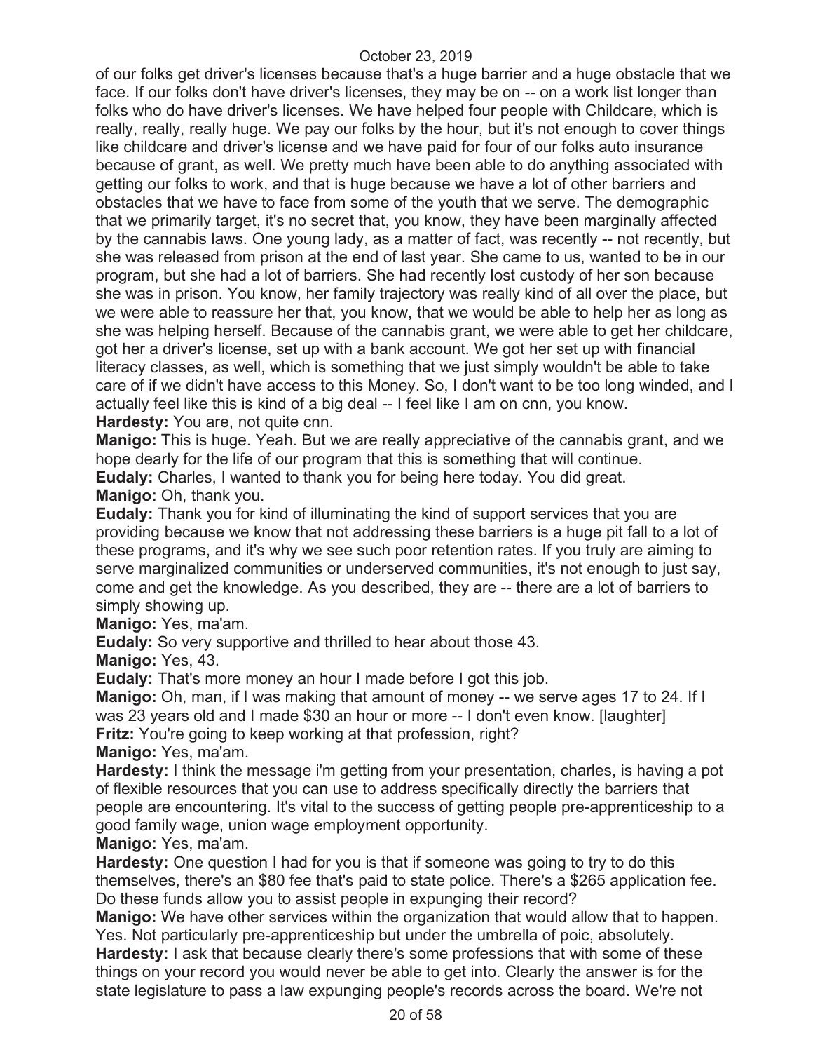of our folks get driver's licenses because that's a huge barrier and a huge obstacle that we face. If our folks don't have driver's licenses, they may be on -- on a work list longer than folks who do have driver's licenses. We have helped four people with Childcare, which is really, really, really huge. We pay our folks by the hour, but it's not enough to cover things like childcare and driver's license and we have paid for four of our folks auto insurance because of grant, as well. We pretty much have been able to do anything associated with getting our folks to work, and that is huge because we have a lot of other barriers and obstacles that we have to face from some of the youth that we serve. The demographic that we primarily target, it's no secret that, you know, they have been marginally affected by the cannabis laws. One young lady, as a matter of fact, was recently -- not recently, but she was released from prison at the end of last year. She came to us, wanted to be in our program, but she had a lot of barriers. She had recently lost custody of her son because she was in prison. You know, her family trajectory was really kind of all over the place, but we were able to reassure her that, you know, that we would be able to help her as long as she was helping herself. Because of the cannabis grant, we were able to get her childcare, got her a driver's license, set up with a bank account. We got her set up with financial literacy classes, as well, which is something that we just simply wouldn't be able to take care of if we didn't have access to this Money. So, I don't want to be too long winded, and I actually feel like this is kind of a big deal -- I feel like I am on cnn, you know.

**Hardesty:** You are, not quite cnn.

**Manigo:** This is huge. Yeah. But we are really appreciative of the cannabis grant, and we hope dearly for the life of our program that this is something that will continue.

**Eudaly:** Charles, I wanted to thank you for being here today. You did great.

**Manigo:** Oh, thank you.

**Eudaly:** Thank you for kind of illuminating the kind of support services that you are providing because we know that not addressing these barriers is a huge pit fall to a lot of these programs, and it's why we see such poor retention rates. If you truly are aiming to serve marginalized communities or underserved communities, it's not enough to just say, come and get the knowledge. As you described, they are -- there are a lot of barriers to simply showing up.

**Manigo:** Yes, ma'am.

**Eudaly:** So very supportive and thrilled to hear about those 43.

**Manigo:** Yes, 43.

**Eudaly:** That's more money an hour I made before I got this job.

**Manigo:** Oh, man, if I was making that amount of money -- we serve ages 17 to 24. If I was 23 years old and I made $30 an hour or more -- I don't even know. [laughter]

**Fritz:** You're going to keep working at that profession, right?

**Manigo:** Yes, ma'am.

**Hardesty:** I think the message i'm getting from your presentation, charles, is having a pot of flexible resources that you can use to address specifically directly the barriers that people are encountering. It's vital to the success of getting people pre-apprenticeship to a good family wage, union wage employment opportunity.

**Manigo:** Yes, ma'am.

**Hardesty:** One question I had for you is that if someone was going to try to do this themselves, there's an $80 fee that's paid to state police. There's a $265 application fee. Do these funds allow you to assist people in expunging their record?

**Manigo:** We have other services within the organization that would allow that to happen. Yes. Not particularly pre-apprenticeship but under the umbrella of poic, absolutely.

**Hardesty:** I ask that because clearly there's some professions that with some of these things on your record you would never be able to get into. Clearly the answer is for the state legislature to pass a law expunging people's records across the board. We're not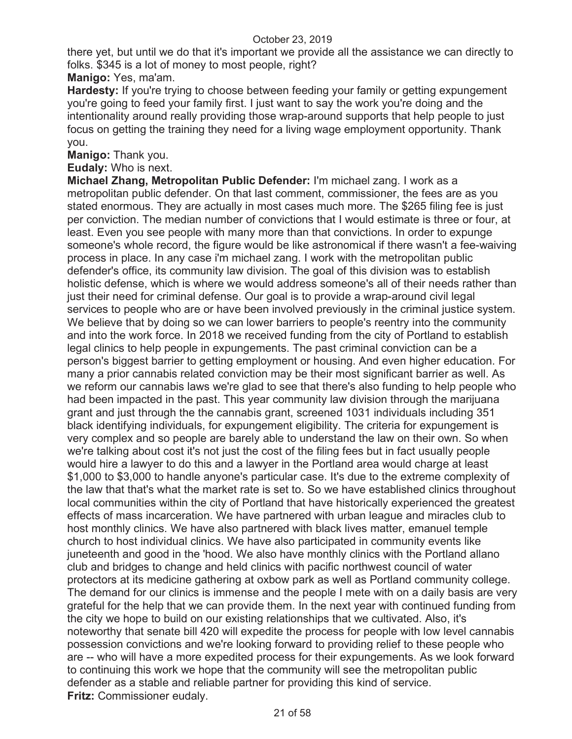there yet, but until we do that it's important we provide all the assistance we can directly to folks. $345 is a lot of money to most people, right?

**Manigo:** Yes, ma'am.

**Hardesty:** If you're trying to choose between feeding your family or getting expungement you're going to feed your family first. I just want to say the work you're doing and the intentionality around really providing those wrap-around supports that help people to just focus on getting the training they need for a living wage employment opportunity. Thank you.

**Manigo:** Thank you.

**Eudaly:** Who is next.

**Michael Zhang, Metropolitan Public Defender:** I'm michael zang. I work as a metropolitan public defender. On that last comment, commissioner, the fees are as you stated enormous. They are actually in most cases much more. The $265 filing fee is just per conviction. The median number of convictions that I would estimate is three or four, at least. Even you see people with many more than that convictions. In order to expunge someone's whole record, the figure would be like astronomical if there wasn't a fee-waiving process in place. In any case i'm michael zang. I work with the metropolitan public defender's office, its community law division. The goal of this division was to establish holistic defense, which is where we would address someone's all of their needs rather than just their need for criminal defense. Our goal is to provide a wrap-around civil legal services to people who are or have been involved previously in the criminal justice system. We believe that by doing so we can lower barriers to people's reentry into the community and into the work force. In 2018 we received funding from the city of Portland to establish legal clinics to help people in expungements. The past criminal conviction can be a person's biggest barrier to getting employment or housing. And even higher education. For many a prior cannabis related conviction may be their most significant barrier as well. As we reform our cannabis laws we're glad to see that there's also funding to help people who had been impacted in the past. This year community law division through the marijuana grant and just through the the cannabis grant, screened 1031 individuals including 351 black identifying individuals, for expungement eligibility. The criteria for expungement is very complex and so people are barely able to understand the law on their own. So when we're talking about cost it's not just the cost of the filing fees but in fact usually people would hire a lawyer to do this and a lawyer in the Portland area would charge at least $1,000 to $3,000 to handle anyone's particular case. It's due to the extreme complexity of the law that that's what the market rate is set to. So we have established clinics throughout local communities within the city of Portland that have historically experienced the greatest effects of mass incarceration. We have partnered with urban league and miracles club to host monthly clinics. We have also partnered with black lives matter, emanuel temple church to host individual clinics. We have also participated in community events like juneteenth and good in the 'hood. We also have monthly clinics with the Portland allano club and bridges to change and held clinics with pacific northwest council of water protectors at its medicine gathering at oxbow park as well as Portland community college. The demand for our clinics is immense and the people I mete with on a daily basis are very grateful for the help that we can provide them. In the next year with continued funding from the city we hope to build on our existing relationships that we cultivated. Also, it's noteworthy that senate bill 420 will expedite the process for people with low level cannabis possession convictions and we're looking forward to providing relief to these people who are -- who will have a more expedited process for their expungements. As we look forward to continuing this work we hope that the community will see the metropolitan public defender as a stable and reliable partner for providing this kind of service.

**Fritz:** Commissioner eudaly.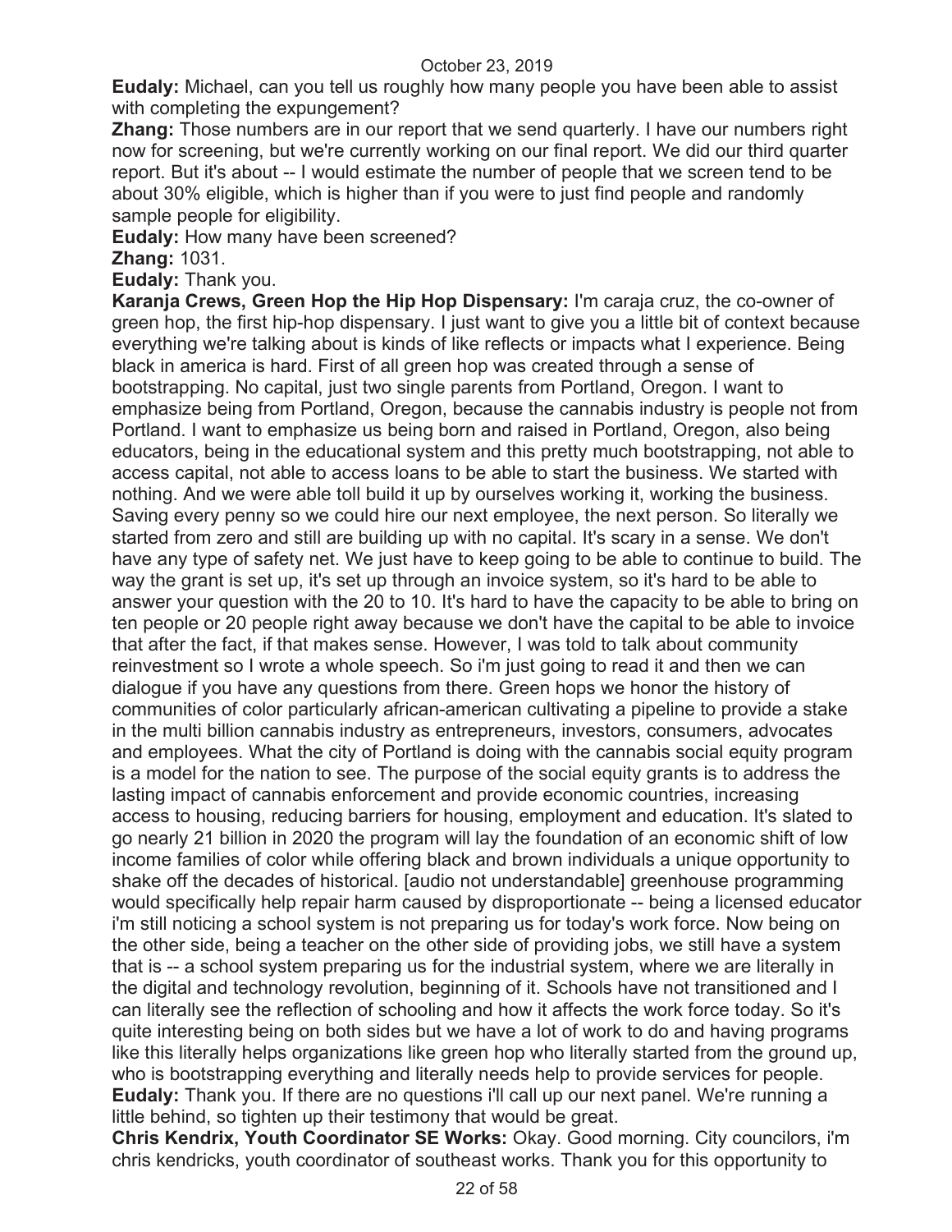**Eudaly:** Michael, can you tell us roughly how many people you have been able to assist with completing the expungement?

**Zhang:** Those numbers are in our report that we send quarterly. I have our numbers right now for screening, but we're currently working on our final report. We did our third quarter report. But it's about -- I would estimate the number of people that we screen tend to be about 30% eligible, which is higher than if you were to just find people and randomly sample people for eligibility.

**Eudaly:** How many have been screened?

**Zhang:** 1031.

**Eudaly:** Thank you.

**Karanja Crews, Green Hop the Hip Hop Dispensary:** I'm caraja cruz, the co-owner of green hop, the first hip-hop dispensary. I just want to give you a little bit of context because everything we're talking about is kinds of like reflects or impacts what I experience. Being black in america is hard. First of all green hop was created through a sense of bootstrapping. No capital, just two single parents from Portland, Oregon. I want to emphasize being from Portland, Oregon, because the cannabis industry is people not from Portland. I want to emphasize us being born and raised in Portland, Oregon, also being educators, being in the educational system and this pretty much bootstrapping, not able to access capital, not able to access loans to be able to start the business. We started with nothing. And we were able toll build it up by ourselves working it, working the business. Saving every penny so we could hire our next employee, the next person. So literally we started from zero and still are building up with no capital. It's scary in a sense. We don't have any type of safety net. We just have to keep going to be able to continue to build. The way the grant is set up, it's set up through an invoice system, so it's hard to be able to answer your question with the 20 to 10. It's hard to have the capacity to be able to bring on ten people or 20 people right away because we don't have the capital to be able to invoice that after the fact, if that makes sense. However, I was told to talk about community reinvestment so I wrote a whole speech. So i'm just going to read it and then we can dialogue if you have any questions from there. Green hops we honor the history of communities of color particularly african-american cultivating a pipeline to provide a stake in the multi billion cannabis industry as entrepreneurs, investors, consumers, advocates and employees. What the city of Portland is doing with the cannabis social equity program is a model for the nation to see. The purpose of the social equity grants is to address the lasting impact of cannabis enforcement and provide economic countries, increasing access to housing, reducing barriers for housing, employment and education. It's slated to go nearly 21 billion in 2020 the program will lay the foundation of an economic shift of low income families of color while offering black and brown individuals a unique opportunity to shake off the decades of historical. [audio not understandable] greenhouse programming would specifically help repair harm caused by disproportionate -- being a licensed educator i'm still noticing a school system is not preparing us for today's work force. Now being on the other side, being a teacher on the other side of providing jobs, we still have a system that is -- a school system preparing us for the industrial system, where we are literally in the digital and technology revolution, beginning of it. Schools have not transitioned and I can literally see the reflection of schooling and how it affects the work force today. So it's quite interesting being on both sides but we have a lot of work to do and having programs like this literally helps organizations like green hop who literally started from the ground up, who is bootstrapping everything and literally needs help to provide services for people.

**Eudaly:** Thank you. If there are no questions i'll call up our next panel. We're running a little behind, so tighten up their testimony that would be great.

**Chris Kendrix, Youth Coordinator SE Works:** Okay. Good morning. City councilors, i'm chris kendricks, youth coordinator of southeast works. Thank you for this opportunity to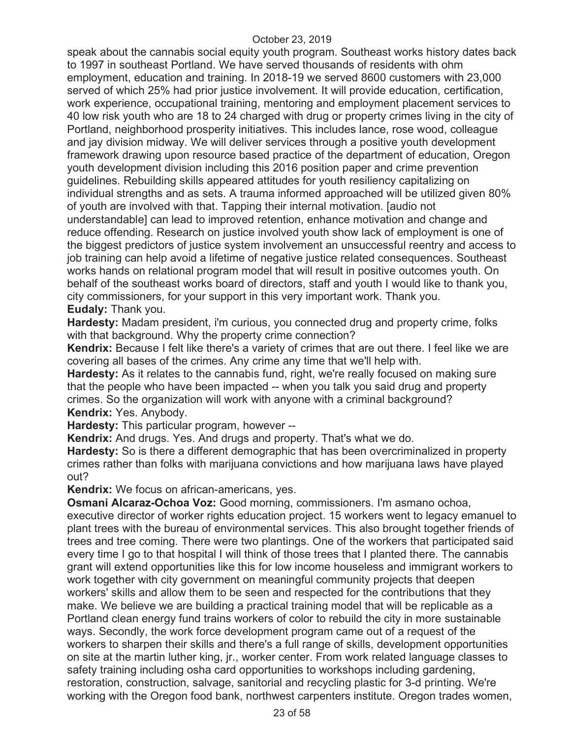speak about the cannabis social equity youth program. Southeast works history dates back to 1997 in southeast Portland. We have served thousands of residents with ohm employment, education and training. In 2018-19 we served 8600 customers with 23,000 served of which 25% had prior justice involvement. It will provide education, certification, work experience, occupational training, mentoring and employment placement services to 40 low risk youth who are 18 to 24 charged with drug or property crimes living in the city of Portland, neighborhood prosperity initiatives. This includes lance, rose wood, colleague and jay division midway. We will deliver services through a positive youth development framework drawing upon resource based practice of the department of education, Oregon youth development division including this 2016 position paper and crime prevention guidelines. Rebuilding skills appeared attitudes for youth resiliency capitalizing on individual strengths and as sets. A trauma informed approached will be utilized given 80% of youth are involved with that. Tapping their internal motivation. [audio not understandable] can lead to improved retention, enhance motivation and change and reduce offending. Research on justice involved youth show lack of employment is one of the biggest predictors of justice system involvement an unsuccessful reentry and access to job training can help avoid a lifetime of negative justice related consequences. Southeast works hands on relational program model that will result in positive outcomes youth. On behalf of the southeast works board of directors, staff and youth I would like to thank you, city commissioners, for your support in this very important work. Thank you.

**Eudaly:** Thank you.

**Hardesty:** Madam president, i'm curious, you connected drug and property crime, folks with that background. Why the property crime connection?

**Kendrix:** Because I felt like there's a variety of crimes that are out there. I feel like we are covering all bases of the crimes. Any crime any time that we'll help with.

**Hardesty:** As it relates to the cannabis fund, right, we're really focused on making sure that the people who have been impacted -- when you talk you said drug and property crimes. So the organization will work with anyone with a criminal background?

**Kendrix:** Yes. Anybody.

**Hardesty:** This particular program, however --

**Kendrix:** And drugs. Yes. And drugs and property. That's what we do.

**Hardesty:** So is there a different demographic that has been overcriminalized in property crimes rather than folks with marijuana convictions and how marijuana laws have played out?

**Kendrix:** We focus on african-americans, yes.

**Osmani Alcaraz-Ochoa Voz:** Good morning, commissioners. I'm asmano ochoa, executive director of worker rights education project. 15 workers went to legacy emanuel to plant trees with the bureau of environmental services. This also brought together friends of trees and tree coming. There were two plantings. One of the workers that participated said every time I go to that hospital I will think of those trees that I planted there. The cannabis grant will extend opportunities like this for low income houseless and immigrant workers to work together with city government on meaningful community projects that deepen workers' skills and allow them to be seen and respected for the contributions that they make. We believe we are building a practical training model that will be replicable as a Portland clean energy fund trains workers of color to rebuild the city in more sustainable ways. Secondly, the work force development program came out of a request of the workers to sharpen their skills and there's a full range of skills, development opportunities on site at the martin luther king, jr., worker center. From work related language classes to safety training including osha card opportunities to workshops including gardening, restoration, construction, salvage, sanitorial and recycling plastic for 3-d printing. We're working with the Oregon food bank, northwest carpenters institute. Oregon trades women,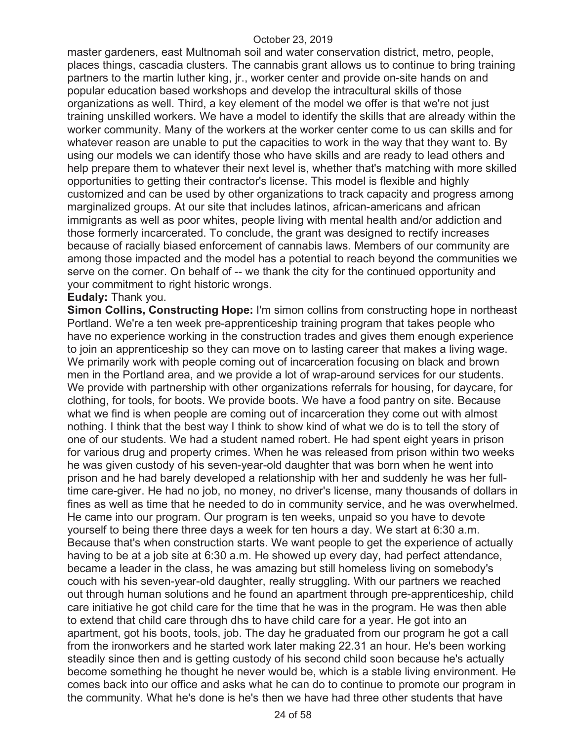master gardeners, east Multnomah soil and water conservation district, metro, people, places things, cascadia clusters. The cannabis grant allows us to continue to bring training partners to the martin luther king, jr., worker center and provide on-site hands on and popular education based workshops and develop the intracultural skills of those organizations as well. Third, a key element of the model we offer is that we're not just training unskilled workers. We have a model to identify the skills that are already within the worker community. Many of the workers at the worker center come to us can skills and for whatever reason are unable to put the capacities to work in the way that they want to. By using our models we can identify those who have skills and are ready to lead others and help prepare them to whatever their next level is, whether that's matching with more skilled opportunities to getting their contractor's license. This model is flexible and highly customized and can be used by other organizations to track capacity and progress among marginalized groups. At our site that includes latinos, african-americans and african immigrants as well as poor whites, people living with mental health and/or addiction and those formerly incarcerated. To conclude, the grant was designed to rectify increases because of racially biased enforcement of cannabis laws. Members of our community are among those impacted and the model has a potential to reach beyond the communities we serve on the corner. On behalf of -- we thank the city for the continued opportunity and your commitment to right historic wrongs.

**Eudaly:** Thank you.

**Simon Collins, Constructing Hope:** I'm simon collins from constructing hope in northeast Portland. We're a ten week pre-apprenticeship training program that takes people who have no experience working in the construction trades and gives them enough experience to join an apprenticeship so they can move on to lasting career that makes a living wage. We primarily work with people coming out of incarceration focusing on black and brown men in the Portland area, and we provide a lot of wrap-around services for our students. We provide with partnership with other organizations referrals for housing, for daycare, for clothing, for tools, for boots. We provide boots. We have a food pantry on site. Because what we find is when people are coming out of incarceration they come out with almost nothing. I think that the best way I think to show kind of what we do is to tell the story of one of our students. We had a student named robert. He had spent eight years in prison for various drug and property crimes. When he was released from prison within two weeks he was given custody of his seven-year-old daughter that was born when he went into prison and he had barely developed a relationship with her and suddenly he was her full-time care-giver. He had no job, no money, no driver's license, many thousands of dollars in fines as well as time that he needed to do in community service, and he was overwhelmed. He came into our program. Our program is ten weeks, unpaid so you have to devote yourself to being there three days a week for ten hours a day. We start at 6:30 a.m. Because that's when construction starts. We want people to get the experience of actually having to be at a job site at 6:30 a.m. He showed up every day, had perfect attendance, became a leader in the class, he was amazing but still homeless living on somebody's couch with his seven-year-old daughter, really struggling. With our partners we reached out through human solutions and he found an apartment through pre-apprenticeship, child care initiative he got child care for the time that he was in the program. He was then able to extend that child care through dhs to have child care for a year. He got into an apartment, got his boots, tools, job. The day he graduated from our program he got a call from the ironworkers and he started work later making 22.31 an hour. He's been working steadily since then and is getting custody of his second child soon because he's actually become something he thought he never would be, which is a stable living environment. He comes back into our office and asks what he can do to continue to promote our program in the community. What he's done is he's then we have had three other students that have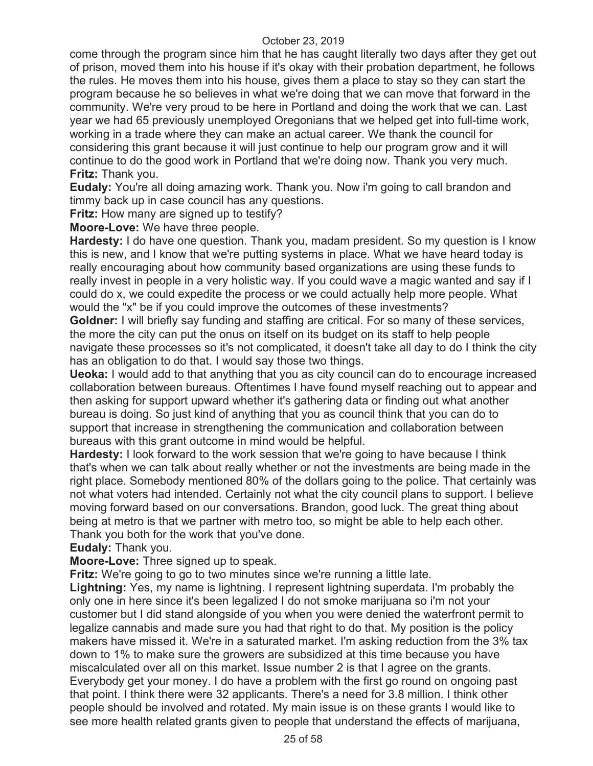come through the program since him that he has caught literally two days after they get out of prison, moved them into his house if it's okay with their probation department, he follows the rules. He moves them into his house, gives them a place to stay so they can start the program because he so believes in what we're doing that we can move that forward in the community. We're very proud to be here in Portland and doing the work that we can. Last year we had 65 previously unemployed Oregonians that we helped get into full-time work, working in a trade where they can make an actual career. We thank the council for considering this grant because it will just continue to help our program grow and it will continue to do the good work in Portland that we're doing now. Thank you very much.

**Fritz:** Thank you.

**Eudaly:** You're all doing amazing work. Thank you. Now i'm going to call brandon and timmy back up in case council has any questions.

**Fritz:** How many are signed up to testify?

**Moore-Love:** We have three people.

**Hardesty:** I do have one question. Thank you, madam president. So my question is I know this is new, and I know that we're putting systems in place. What we have heard today is really encouraging about how community based organizations are using these funds to really invest in people in a very holistic way. If you could wave a magic wanted and say if I could do x, we could expedite the process or we could actually help more people. What would the "x" be if you could improve the outcomes of these investments?

**Goldner:** I will briefly say funding and staffing are critical. For so many of these services, the more the city can put the onus on itself on its budget on its staff to help people navigate these processes so it's not complicated, it doesn't take all day to do I think the city has an obligation to do that. I would say those two things.

**Ueoka:** I would add to that anything that you as city council can do to encourage increased collaboration between bureaus. Oftentimes I have found myself reaching out to appear and then asking for support upward whether it's gathering data or finding out what another bureau is doing. So just kind of anything that you as council think that you can do to support that increase in strengthening the communication and collaboration between bureaus with this grant outcome in mind would be helpful.

**Hardesty:** I look forward to the work session that we're going to have because I think that's when we can talk about really whether or not the investments are being made in the right place. Somebody mentioned 80% of the dollars going to the police. That certainly was not what voters had intended. Certainly not what the city council plans to support. I believe moving forward based on our conversations. Brandon, good luck. The great thing about being at metro is that we partner with metro too, so might be able to help each other. Thank you both for the work that you've done.

**Eudaly:** Thank you.

**Moore-Love:** Three signed up to speak.

**Fritz:** We're going to go to two minutes since we're running a little late.

**Lightning:** Yes, my name is lightning. I represent lightning superdata. I'm probably the only one in here since it's been legalized I do not smoke marijuana so i'm not your customer but I did stand alongside of you when you were denied the waterfront permit to legalize cannabis and made sure you had that right to do that. My position is the policy makers have missed it. We're in a saturated market. I'm asking reduction from the 3% tax down to 1% to make sure the growers are subsidized at this time because you have miscalculated over all on this market. Issue number 2 is that I agree on the grants. Everybody get your money. I do have a problem with the first go round on ongoing past that point. I think there were 32 applicants. There's a need for 3.8 million. I think other people should be involved and rotated. My main issue is on these grants I would like to see more health related grants given to people that understand the effects of marijuana,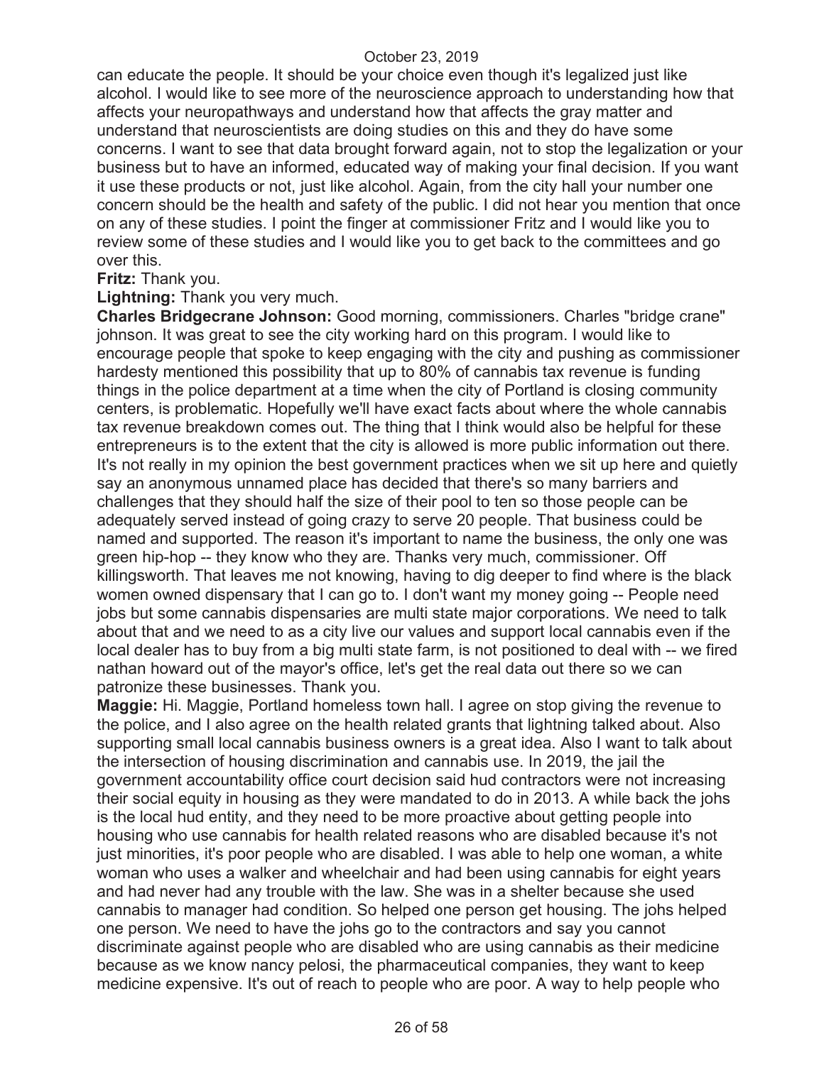can educate the people. It should be your choice even though it's legalized just like alcohol. I would like to see more of the neuroscience approach to understanding how that affects your neuropathways and understand how that affects the gray matter and understand that neuroscientists are doing studies on this and they do have some concerns. I want to see that data brought forward again, not to stop the legalization or your business but to have an informed, educated way of making your final decision. If you want it use these products or not, just like alcohol. Again, from the city hall your number one concern should be the health and safety of the public. I did not hear you mention that once on any of these studies. I point the finger at commissioner Fritz and I would like you to review some of these studies and I would like you to get back to the committees and go over this.

**Fritz:** Thank you.

**Lightning:** Thank you very much.

**Charles Bridgecrane Johnson:** Good morning, commissioners. Charles "bridge crane" johnson. It was great to see the city working hard on this program. I would like to encourage people that spoke to keep engaging with the city and pushing as commissioner hardesty mentioned this possibility that up to 80% of cannabis tax revenue is funding things in the police department at a time when the city of Portland is closing community centers, is problematic. Hopefully we'll have exact facts about where the whole cannabis tax revenue breakdown comes out. The thing that I think would also be helpful for these entrepreneurs is to the extent that the city is allowed is more public information out there. It's not really in my opinion the best government practices when we sit up here and quietly say an anonymous unnamed place has decided that there's so many barriers and challenges that they should half the size of their pool to ten so those people can be adequately served instead of going crazy to serve 20 people. That business could be named and supported. The reason it's important to name the business, the only one was green hip-hop -- they know who they are. Thanks very much, commissioner. Off killingsworth. That leaves me not knowing, having to dig deeper to find where is the black women owned dispensary that I can go to. I don't want my money going -- People need jobs but some cannabis dispensaries are multi state major corporations. We need to talk about that and we need to as a city live our values and support local cannabis even if the local dealer has to buy from a big multi state farm, is not positioned to deal with -- we fired nathan howard out of the mayor's office, let's get the real data out there so we can patronize these businesses. Thank you.

**Maggie:** Hi. Maggie, Portland homeless town hall. I agree on stop giving the revenue to the police, and I also agree on the health related grants that lightning talked about. Also supporting small local cannabis business owners is a great idea. Also I want to talk about the intersection of housing discrimination and cannabis use. In 2019, the jail the government accountability office court decision said hud contractors were not increasing their social equity in housing as they were mandated to do in 2013. A while back the johs is the local hud entity, and they need to be more proactive about getting people into housing who use cannabis for health related reasons who are disabled because it's not just minorities, it's poor people who are disabled. I was able to help one woman, a white woman who uses a walker and wheelchair and had been using cannabis for eight years and had never had any trouble with the law. She was in a shelter because she used cannabis to manager had condition. So helped one person get housing. The johs helped one person. We need to have the johs go to the contractors and say you cannot discriminate against people who are disabled who are using cannabis as their medicine because as we know nancy pelosi, the pharmaceutical companies, they want to keep medicine expensive. It's out of reach to people who are poor. A way to help people who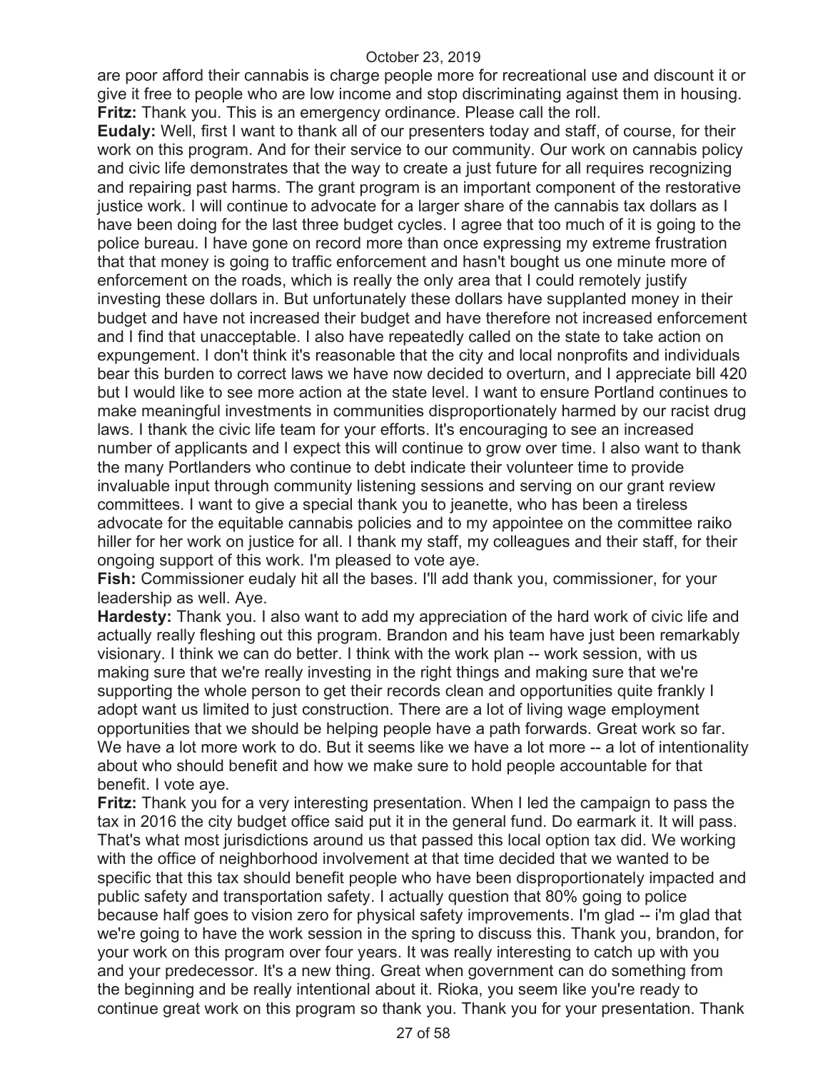are poor afford their cannabis is charge people more for recreational use and discount it or give it free to people who are low income and stop discriminating against them in housing.

**Fritz:** Thank you. This is an emergency ordinance. Please call the roll.

**Eudaly:** Well, first I want to thank all of our presenters today and staff, of course, for their work on this program. And for their service to our community. Our work on cannabis policy and civic life demonstrates that the way to create a just future for all requires recognizing and repairing past harms. The grant program is an important component of the restorative justice work. I will continue to advocate for a larger share of the cannabis tax dollars as I have been doing for the last three budget cycles. I agree that too much of it is going to the police bureau. I have gone on record more than once expressing my extreme frustration that that money is going to traffic enforcement and hasn't bought us one minute more of enforcement on the roads, which is really the only area that I could remotely justify investing these dollars in. But unfortunately these dollars have supplanted money in their budget and have not increased their budget and have therefore not increased enforcement and I find that unacceptable. I also have repeatedly called on the state to take action on expungement. I don't think it's reasonable that the city and local nonprofits and individuals bear this burden to correct laws we have now decided to overturn, and I appreciate bill 420 but I would like to see more action at the state level. I want to ensure Portland continues to make meaningful investments in communities disproportionately harmed by our racist drug laws. I thank the civic life team for your efforts. It's encouraging to see an increased number of applicants and I expect this will continue to grow over time. I also want to thank the many Portlanders who continue to debt indicate their volunteer time to provide invaluable input through community listening sessions and serving on our grant review committees. I want to give a special thank you to jeanette, who has been a tireless advocate for the equitable cannabis policies and to my appointee on the committee raiko hiller for her work on justice for all. I thank my staff, my colleagues and their staff, for their ongoing support of this work. I'm pleased to vote aye.

**Fish:** Commissioner eudaly hit all the bases. I'll add thank you, commissioner, for your leadership as well. Aye.

**Hardesty:** Thank you. I also want to add my appreciation of the hard work of civic life and actually really fleshing out this program. Brandon and his team have just been remarkably visionary. I think we can do better. I think with the work plan -- work session, with us making sure that we're really investing in the right things and making sure that we're supporting the whole person to get their records clean and opportunities quite frankly I adopt want us limited to just construction. There are a lot of living wage employment opportunities that we should be helping people have a path forwards. Great work so far. We have a lot more work to do. But it seems like we have a lot more -- a lot of intentionality about who should benefit and how we make sure to hold people accountable for that benefit. I vote aye.

**Fritz:** Thank you for a very interesting presentation. When I led the campaign to pass the tax in 2016 the city budget office said put it in the general fund. Do earmark it. It will pass. That's what most jurisdictions around us that passed this local option tax did. We working with the office of neighborhood involvement at that time decided that we wanted to be specific that this tax should benefit people who have been disproportionately impacted and public safety and transportation safety. I actually question that 80% going to police because half goes to vision zero for physical safety improvements. I'm glad -- i'm glad that we're going to have the work session in the spring to discuss this. Thank you, brandon, for your work on this program over four years. It was really interesting to catch up with you and your predecessor. It's a new thing. Great when government can do something from the beginning and be really intentional about it. Rioka, you seem like you're ready to continue great work on this program so thank you. Thank you for your presentation. Thank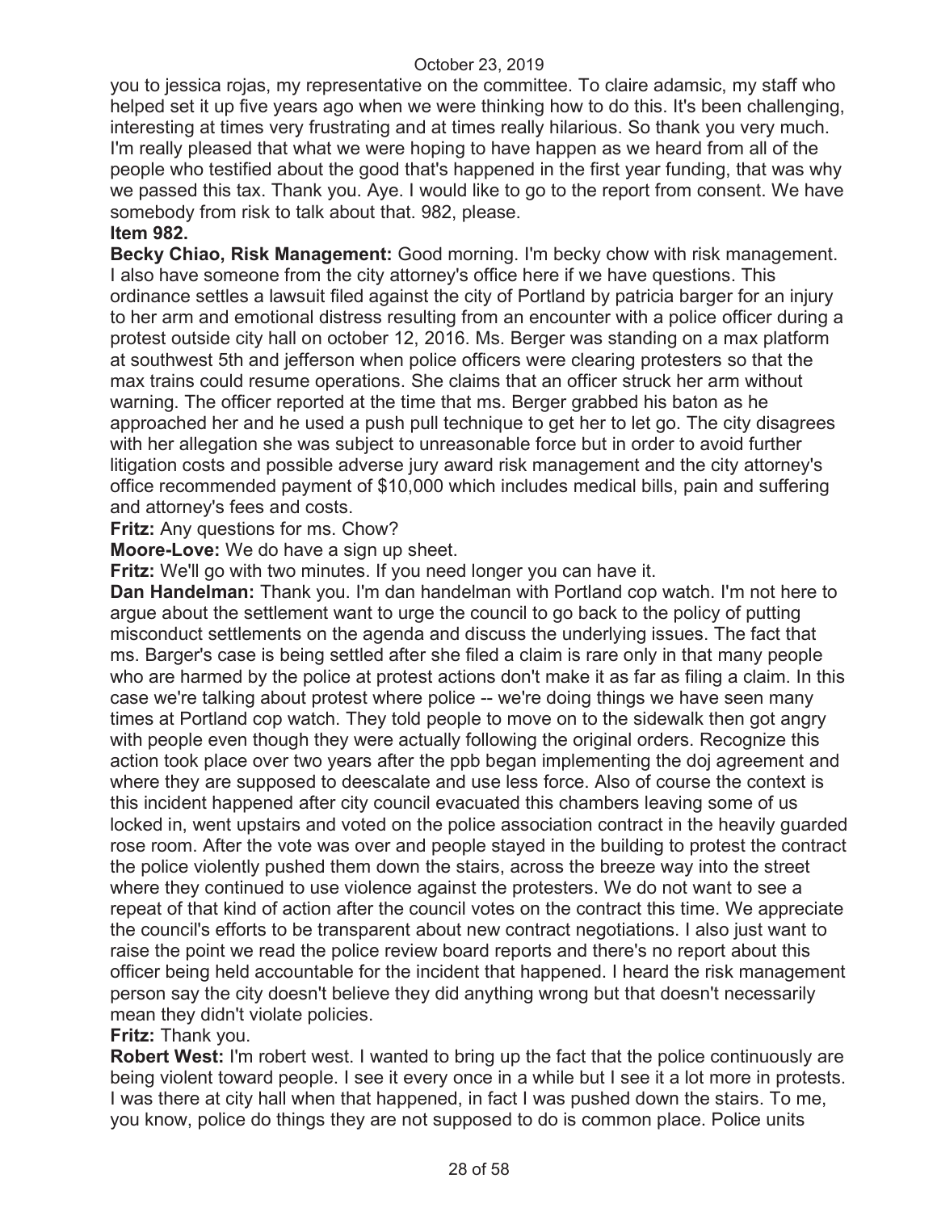you to jessica rojas, my representative on the committee. To claire adamsic, my staff who helped set it up five years ago when we were thinking how to do this. It's been challenging, interesting at times very frustrating and at times really hilarious. So thank you very much. I'm really pleased that what we were hoping to have happen as we heard from all of the people who testified about the good that's happened in the first year funding, that was why we passed this tax. Thank you. Aye. I would like to go to the report from consent. We have somebody from risk to talk about that. 982, please.

**Item 982.**

**Becky Chiao, Risk Management:** Good morning. I'm becky chow with risk management. I also have someone from the city attorney's office here if we have questions. This ordinance settles a lawsuit filed against the city of Portland by patricia barger for an injury to her arm and emotional distress resulting from an encounter with a police officer during a protest outside city hall on october 12, 2016. Ms. Berger was standing on a max platform at southwest 5th and jefferson when police officers were clearing protesters so that the max trains could resume operations. She claims that an officer struck her arm without warning. The officer reported at the time that ms. Berger grabbed his baton as he approached her and he used a push pull technique to get her to let go. The city disagrees with her allegation she was subject to unreasonable force but in order to avoid further litigation costs and possible adverse jury award risk management and the city attorney's office recommended payment of $10,000 which includes medical bills, pain and suffering and attorney's fees and costs.

**Fritz:** Any questions for ms. Chow?

**Moore-Love:** We do have a sign up sheet.

**Fritz:** We'll go with two minutes. If you need longer you can have it.

**Dan Handelman:** Thank you. I'm dan handelman with Portland cop watch. I'm not here to argue about the settlement want to urge the council to go back to the policy of putting misconduct settlements on the agenda and discuss the underlying issues. The fact that ms. Barger's case is being settled after she filed a claim is rare only in that many people who are harmed by the police at protest actions don't make it as far as filing a claim. In this case we're talking about protest where police -- we're doing things we have seen many times at Portland cop watch. They told people to move on to the sidewalk then got angry with people even though they were actually following the original orders. Recognize this action took place over two years after the ppb began implementing the doj agreement and where they are supposed to deescalate and use less force. Also of course the context is this incident happened after city council evacuated this chambers leaving some of us locked in, went upstairs and voted on the police association contract in the heavily guarded rose room. After the vote was over and people stayed in the building to protest the contract the police violently pushed them down the stairs, across the breeze way into the street where they continued to use violence against the protesters. We do not want to see a repeat of that kind of action after the council votes on the contract this time. We appreciate the council's efforts to be transparent about new contract negotiations. I also just want to raise the point we read the police review board reports and there's no report about this officer being held accountable for the incident that happened. I heard the risk management person say the city doesn't believe they did anything wrong but that doesn't necessarily mean they didn't violate policies.

**Fritz:** Thank you.

**Robert West:** I'm robert west. I wanted to bring up the fact that the police continuously are being violent toward people. I see it every once in a while but I see it a lot more in protests. I was there at city hall when that happened, in fact I was pushed down the stairs. To me, you know, police do things they are not supposed to do is common place. Police units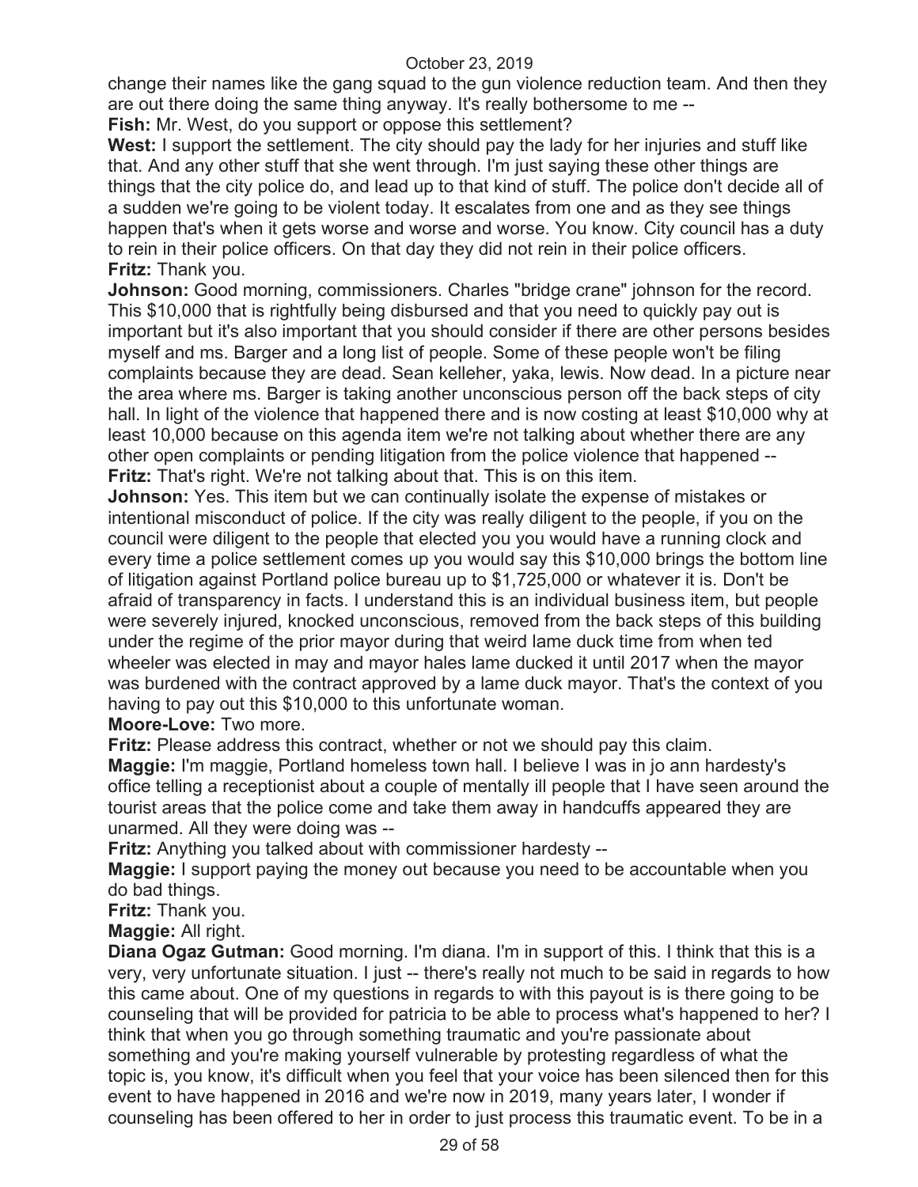change their names like the gang squad to the gun violence reduction team. And then they are out there doing the same thing anyway. It's really bothersome to me --

**Fish:** Mr. West, do you support or oppose this settlement?

**West:** I support the settlement. The city should pay the lady for her injuries and stuff like that. And any other stuff that she went through. I'm just saying these other things are things that the city police do, and lead up to that kind of stuff. The police don't decide all of a sudden we're going to be violent today. It escalates from one and as they see things happen that's when it gets worse and worse and worse. You know. City council has a duty to rein in their police officers. On that day they did not rein in their police officers.

**Fritz:** Thank you.

**Johnson:** Good morning, commissioners. Charles "bridge crane" johnson for the record. This $10,000 that is rightfully being disbursed and that you need to quickly pay out is important but it's also important that you should consider if there are other persons besides myself and ms. Barger and a long list of people. Some of these people won't be filing complaints because they are dead. Sean kelleher, yaka, lewis. Now dead. In a picture near the area where ms. Barger is taking another unconscious person off the back steps of city hall. In light of the violence that happened there and is now costing at least $10,000 why at least 10,000 because on this agenda item we're not talking about whether there are any other open complaints or pending litigation from the police violence that happened --

**Fritz:** That's right. We're not talking about that. This is on this item.

**Johnson:** Yes. This item but we can continually isolate the expense of mistakes or intentional misconduct of police. If the city was really diligent to the people, if you on the council were diligent to the people that elected you you would have a running clock and every time a police settlement comes up you would say this $10,000 brings the bottom line of litigation against Portland police bureau up to $1,725,000 or whatever it is. Don't be afraid of transparency in facts. I understand this is an individual business item, but people were severely injured, knocked unconscious, removed from the back steps of this building under the regime of the prior mayor during that weird lame duck time from when ted wheeler was elected in may and mayor hales lame ducked it until 2017 when the mayor was burdened with the contract approved by a lame duck mayor. That's the context of you having to pay out this $10,000 to this unfortunate woman.

**Moore-Love:** Two more.

**Fritz:** Please address this contract, whether or not we should pay this claim.

**Maggie:** I'm maggie, Portland homeless town hall. I believe I was in jo ann hardesty's office telling a receptionist about a couple of mentally ill people that I have seen around the tourist areas that the police come and take them away in handcuffs appeared they are unarmed. All they were doing was --

**Fritz:** Anything you talked about with commissioner hardesty --

**Maggie:** I support paying the money out because you need to be accountable when you do bad things.

**Fritz:** Thank you.

**Maggie:** All right.

**Diana Ogaz Gutman:** Good morning. I'm diana. I'm in support of this. I think that this is a very, very unfortunate situation. I just -- there's really not much to be said in regards to how this came about. One of my questions in regards to with this payout is is there going to be counseling that will be provided for patricia to be able to process what's happened to her? I think that when you go through something traumatic and you're passionate about something and you're making yourself vulnerable by protesting regardless of what the topic is, you know, it's difficult when you feel that your voice has been silenced then for this event to have happened in 2016 and we're now in 2019, many years later, I wonder if counseling has been offered to her in order to just process this traumatic event. To be in a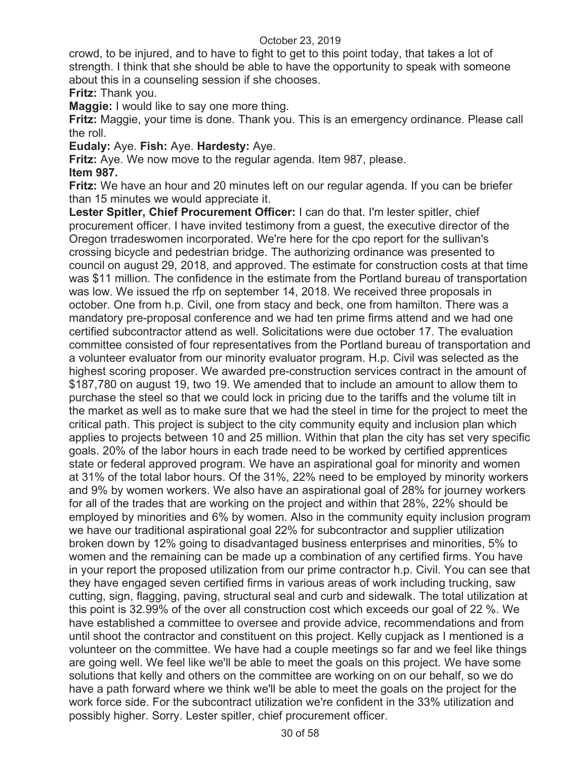crowd, to be injured, and to have to fight to get to this point today, that takes a lot of strength. I think that she should be able to have the opportunity to speak with someone about this in a counseling session if she chooses.

**Fritz:** Thank you.

**Maggie:** I would like to say one more thing.

**Fritz:** Maggie, your time is done. Thank you. This is an emergency ordinance. Please call the roll.

**Eudaly:** Aye. **Fish:** Aye. **Hardesty:** Aye.

**Fritz:** Aye. We now move to the regular agenda. Item 987, please.

**Item 987.**

**Fritz:** We have an hour and 20 minutes left on our regular agenda. If you can be briefer than 15 minutes we would appreciate it.

**Lester Spitler, Chief Procurement Officer:** I can do that. I'm lester spitler, chief procurement officer. I have invited testimony from a guest, the executive director of the Oregon trradeswomen incorporated. We're here for the cpo report for the sullivan's crossing bicycle and pedestrian bridge. The authorizing ordinance was presented to council on august 29, 2018, and approved. The estimate for construction costs at that time was $11 million. The confidence in the estimate from the Portland bureau of transportation was low. We issued the rfp on september 14, 2018. We received three proposals in october. One from h.p. Civil, one from stacy and beck, one from hamilton. There was a mandatory pre-proposal conference and we had ten prime firms attend and we had one certified subcontractor attend as well. Solicitations were due october 17. The evaluation committee consisted of four representatives from the Portland bureau of transportation and a volunteer evaluator from our minority evaluator program. H.p. Civil was selected as the highest scoring proposer. We awarded pre-construction services contract in the amount of $187,780 on august 19, two 19. We amended that to include an amount to allow them to purchase the steel so that we could lock in pricing due to the tariffs and the volume tilt in the market as well as to make sure that we had the steel in time for the project to meet the critical path. This project is subject to the city community equity and inclusion plan which applies to projects between 10 and 25 million. Within that plan the city has set very specific goals. 20% of the labor hours in each trade need to be worked by certified apprentices state or federal approved program. We have an aspirational goal for minority and women at 31% of the total labor hours. Of the 31%, 22% need to be employed by minority workers and 9% by women workers. We also have an aspirational goal of 28% for journey workers for all of the trades that are working on the project and within that 28%, 22% should be employed by minorities and 6% by women. Also in the community equity inclusion program we have our traditional aspirational goal 22% for subcontractor and supplier utilization broken down by 12% going to disadvantaged business enterprises and minorities, 5% to women and the remaining can be made up a combination of any certified firms. You have in your report the proposed utilization from our prime contractor h.p. Civil. You can see that they have engaged seven certified firms in various areas of work including trucking, saw cutting, sign, flagging, paving, structural seal and curb and sidewalk. The total utilization at this point is 32.99% of the over all construction cost which exceeds our goal of 22 %. We have established a committee to oversee and provide advice, recommendations and from until shoot the contractor and constituent on this project. Kelly cupjack as I mentioned is a volunteer on the committee. We have had a couple meetings so far and we feel like things are going well. We feel like we'll be able to meet the goals on this project. We have some solutions that kelly and others on the committee are working on on our behalf, so we do have a path forward where we think we'll be able to meet the goals on the project for the work force side. For the subcontract utilization we're confident in the 33% utilization and possibly higher. Sorry. Lester spitler, chief procurement officer.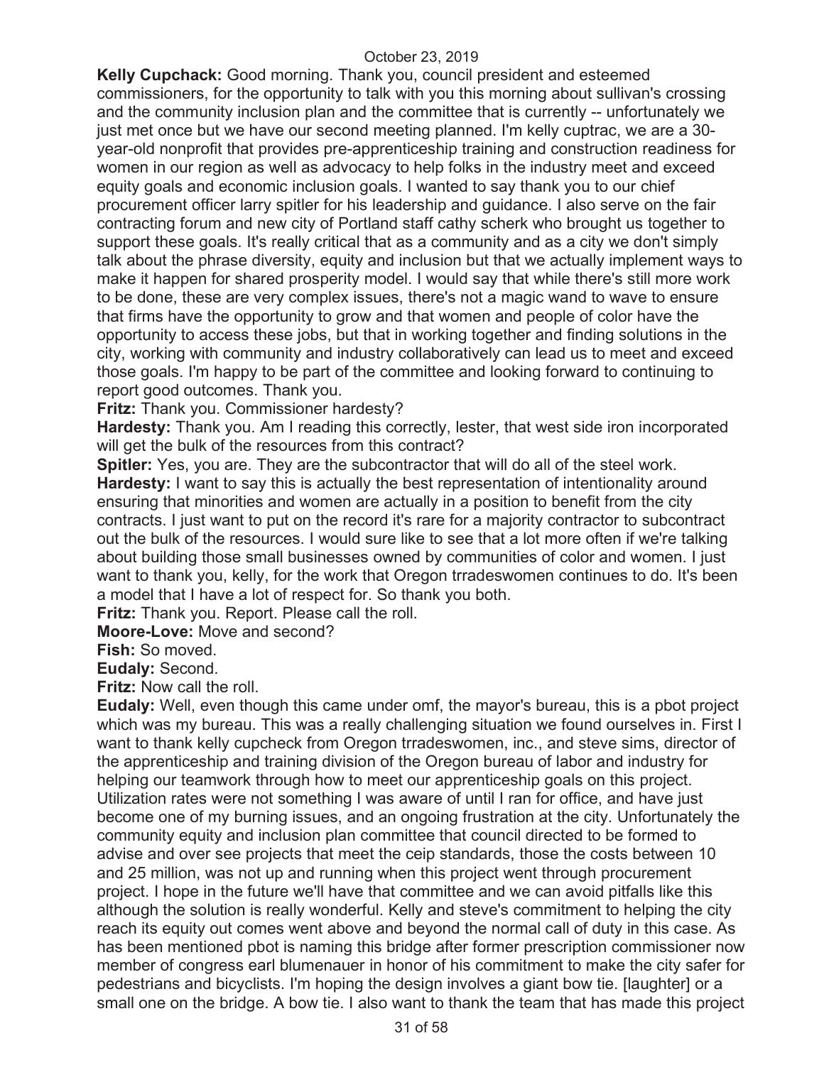**Kelly Cupchack:** Good morning. Thank you, council president and esteemed commissioners, for the opportunity to talk with you this morning about sullivan's crossing and the community inclusion plan and the committee that is currently -- unfortunately we just met once but we have our second meeting planned. I'm kelly cuptrac, we are a 30-year-old nonprofit that provides pre-apprenticeship training and construction readiness for women in our region as well as advocacy to help folks in the industry meet and exceed equity goals and economic inclusion goals. I wanted to say thank you to our chief procurement officer larry spitler for his leadership and guidance. I also serve on the fair contracting forum and new city of Portland staff cathy scherk who brought us together to support these goals. It's really critical that as a community and as a city we don't simply talk about the phrase diversity, equity and inclusion but that we actually implement ways to make it happen for shared prosperity model. I would say that while there's still more work to be done, these are very complex issues, there's not a magic wand to wave to ensure that firms have the opportunity to grow and that women and people of color have the opportunity to access these jobs, but that in working together and finding solutions in the city, working with community and industry collaboratively can lead us to meet and exceed those goals. I'm happy to be part of the committee and looking forward to continuing to report good outcomes. Thank you.

**Fritz:** Thank you. Commissioner hardesty?

**Hardesty:** Thank you. Am I reading this correctly, lester, that west side iron incorporated will get the bulk of the resources from this contract?

**Spitler:** Yes, you are. They are the subcontractor that will do all of the steel work.

**Hardesty:** I want to say this is actually the best representation of intentionality around ensuring that minorities and women are actually in a position to benefit from the city contracts. I just want to put on the record it's rare for a majority contractor to subcontract out the bulk of the resources. I would sure like to see that a lot more often if we're talking about building those small businesses owned by communities of color and women. I just want to thank you, kelly, for the work that Oregon trradeswomen continues to do. It's been a model that I have a lot of respect for. So thank you both.

**Fritz:** Thank you. Report. Please call the roll.

**Moore-Love:** Move and second?

**Fish:** So moved.

**Eudaly:** Second.

**Fritz:** Now call the roll.

**Eudaly:** Well, even though this came under omf, the mayor's bureau, this is a pbot project which was my bureau. This was a really challenging situation we found ourselves in. First I want to thank kelly cupcheck from Oregon trradeswomen, inc., and steve sims, director of the apprenticeship and training division of the Oregon bureau of labor and industry for helping our teamwork through how to meet our apprenticeship goals on this project. Utilization rates were not something I was aware of until I ran for office, and have just become one of my burning issues, and an ongoing frustration at the city. Unfortunately the community equity and inclusion plan committee that council directed to be formed to advise and over see projects that meet the ceip standards, those the costs between 10 and 25 million, was not up and running when this project went through procurement project. I hope in the future we'll have that committee and we can avoid pitfalls like this although the solution is really wonderful. Kelly and steve's commitment to helping the city reach its equity out comes went above and beyond the normal call of duty in this case. As has been mentioned pbot is naming this bridge after former prescription commissioner now member of congress earl blumenauer in honor of his commitment to make the city safer for pedestrians and bicyclists. I'm hoping the design involves a giant bow tie. [laughter] or a small one on the bridge. A bow tie. I also want to thank the team that has made this project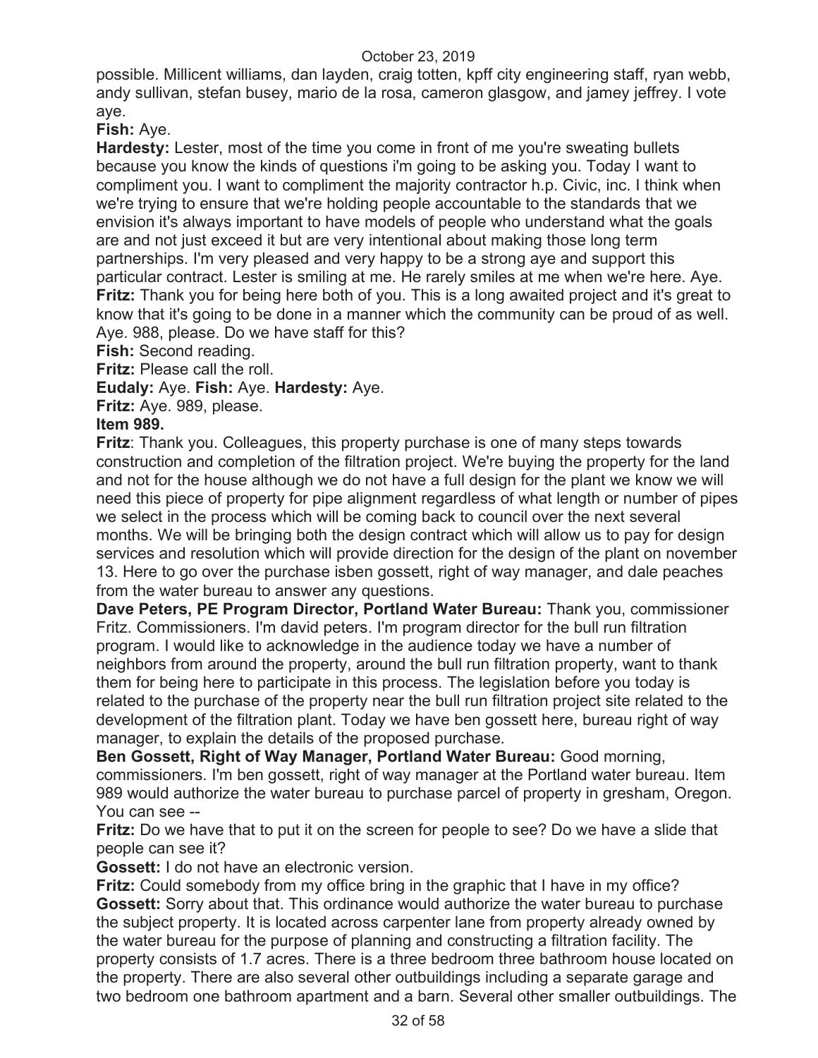possible. Millicent williams, dan layden, craig totten, kpff city engineering staff, ryan webb, andy sullivan, stefan busey, mario de la rosa, cameron glasgow, and jamey jeffrey. I vote aye.

**Fish:** Aye.

**Hardesty:** Lester, most of the time you come in front of me you're sweating bullets because you know the kinds of questions i'm going to be asking you. Today I want to compliment you. I want to compliment the majority contractor h.p. Civic, inc. I think when we're trying to ensure that we're holding people accountable to the standards that we envision it's always important to have models of people who understand what the goals are and not just exceed it but are very intentional about making those long term partnerships. I'm very pleased and very happy to be a strong aye and support this particular contract. Lester is smiling at me. He rarely smiles at me when we're here. Aye.

**Fritz:** Thank you for being here both of you. This is a long awaited project and it's great to know that it's going to be done in a manner which the community can be proud of as well. Aye. 988, please. Do we have staff for this?

**Fish:** Second reading.

**Fritz:** Please call the roll.

**Eudaly:** Aye. **Fish:** Aye. **Hardesty:** Aye.

**Fritz:** Aye. 989, please.

**Item 989.**

**Fritz**: Thank you. Colleagues, this property purchase is one of many steps towards construction and completion of the filtration project. We're buying the property for the land and not for the house although we do not have a full design for the plant we know we will need this piece of property for pipe alignment regardless of what length or number of pipes we select in the process which will be coming back to council over the next several months. We will be bringing both the design contract which will allow us to pay for design services and resolution which will provide direction for the design of the plant on november 13. Here to go over the purchase isben gossett, right of way manager, and dale peaches from the water bureau to answer any questions.

**Dave Peters, PE Program Director, Portland Water Bureau:** Thank you, commissioner Fritz. Commissioners. I'm david peters. I'm program director for the bull run filtration program. I would like to acknowledge in the audience today we have a number of neighbors from around the property, around the bull run filtration property, want to thank them for being here to participate in this process. The legislation before you today is related to the purchase of the property near the bull run filtration project site related to the development of the filtration plant. Today we have ben gossett here, bureau right of way manager, to explain the details of the proposed purchase.

**Ben Gossett, Right of Way Manager, Portland Water Bureau:** Good morning, commissioners. I'm ben gossett, right of way manager at the Portland water bureau. Item 989 would authorize the water bureau to purchase parcel of property in gresham, Oregon. You can see --

**Fritz:** Do we have that to put it on the screen for people to see? Do we have a slide that people can see it?

**Gossett:** I do not have an electronic version.

**Fritz:** Could somebody from my office bring in the graphic that I have in my office?

**Gossett:** Sorry about that. This ordinance would authorize the water bureau to purchase the subject property. It is located across carpenter lane from property already owned by the water bureau for the purpose of planning and constructing a filtration facility. The property consists of 1.7 acres. There is a three bedroom three bathroom house located on the property. There are also several other outbuildings including a separate garage and two bedroom one bathroom apartment and a barn. Several other smaller outbuildings. The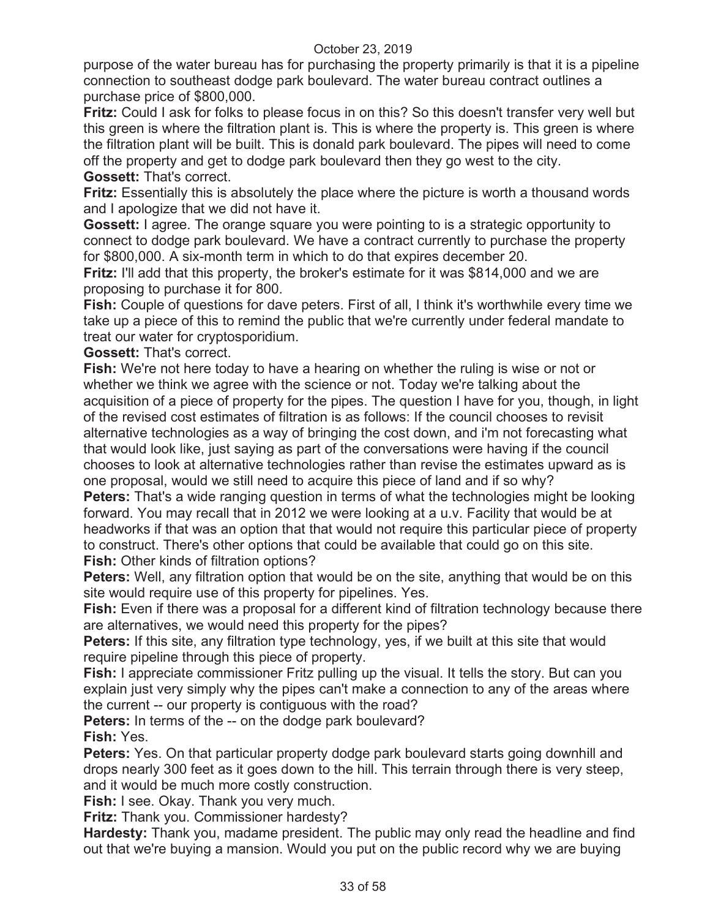purpose of the water bureau has for purchasing the property primarily is that it is a pipeline connection to southeast dodge park boulevard. The water bureau contract outlines a purchase price of $800,000.

**Fritz:** Could I ask for folks to please focus in on this? So this doesn't transfer very well but this green is where the filtration plant is. This is where the property is. This green is where the filtration plant will be built. This is donald park boulevard. The pipes will need to come off the property and get to dodge park boulevard then they go west to the city.

**Gossett:** That's correct.

**Fritz:** Essentially this is absolutely the place where the picture is worth a thousand words and I apologize that we did not have it.

**Gossett:** I agree. The orange square you were pointing to is a strategic opportunity to connect to dodge park boulevard. We have a contract currently to purchase the property for $800,000. A six-month term in which to do that expires december 20.

**Fritz:** I'll add that this property, the broker's estimate for it was $814,000 and we are proposing to purchase it for 800.

**Fish:** Couple of questions for dave peters. First of all, I think it's worthwhile every time we take up a piece of this to remind the public that we're currently under federal mandate to treat our water for cryptosporidium.

**Gossett:** That's correct.

**Fish:** We're not here today to have a hearing on whether the ruling is wise or not or whether we think we agree with the science or not. Today we're talking about the acquisition of a piece of property for the pipes. The question I have for you, though, in light of the revised cost estimates of filtration is as follows: If the council chooses to revisit alternative technologies as a way of bringing the cost down, and i'm not forecasting what that would look like, just saying as part of the conversations were having if the council chooses to look at alternative technologies rather than revise the estimates upward as is one proposal, would we still need to acquire this piece of land and if so why?

**Peters:** That's a wide ranging question in terms of what the technologies might be looking forward. You may recall that in 2012 we were looking at a u.v. Facility that would be at headworks if that was an option that that would not require this particular piece of property to construct. There's other options that could be available that could go on this site.

**Fish:** Other kinds of filtration options?

**Peters:** Well, any filtration option that would be on the site, anything that would be on this site would require use of this property for pipelines. Yes.

**Fish:** Even if there was a proposal for a different kind of filtration technology because there are alternatives, we would need this property for the pipes?

**Peters:** If this site, any filtration type technology, yes, if we built at this site that would require pipeline through this piece of property.

**Fish:** I appreciate commissioner Fritz pulling up the visual. It tells the story. But can you explain just very simply why the pipes can't make a connection to any of the areas where the current -- our property is contiguous with the road?

**Peters:** In terms of the -- on the dodge park boulevard?

**Fish:** Yes.

**Peters:** Yes. On that particular property dodge park boulevard starts going downhill and drops nearly 300 feet as it goes down to the hill. This terrain through there is very steep, and it would be much more costly construction.

**Fish:** I see. Okay. Thank you very much.

**Fritz:** Thank you. Commissioner hardesty?

**Hardesty:** Thank you, madame president. The public may only read the headline and find out that we're buying a mansion. Would you put on the public record why we are buying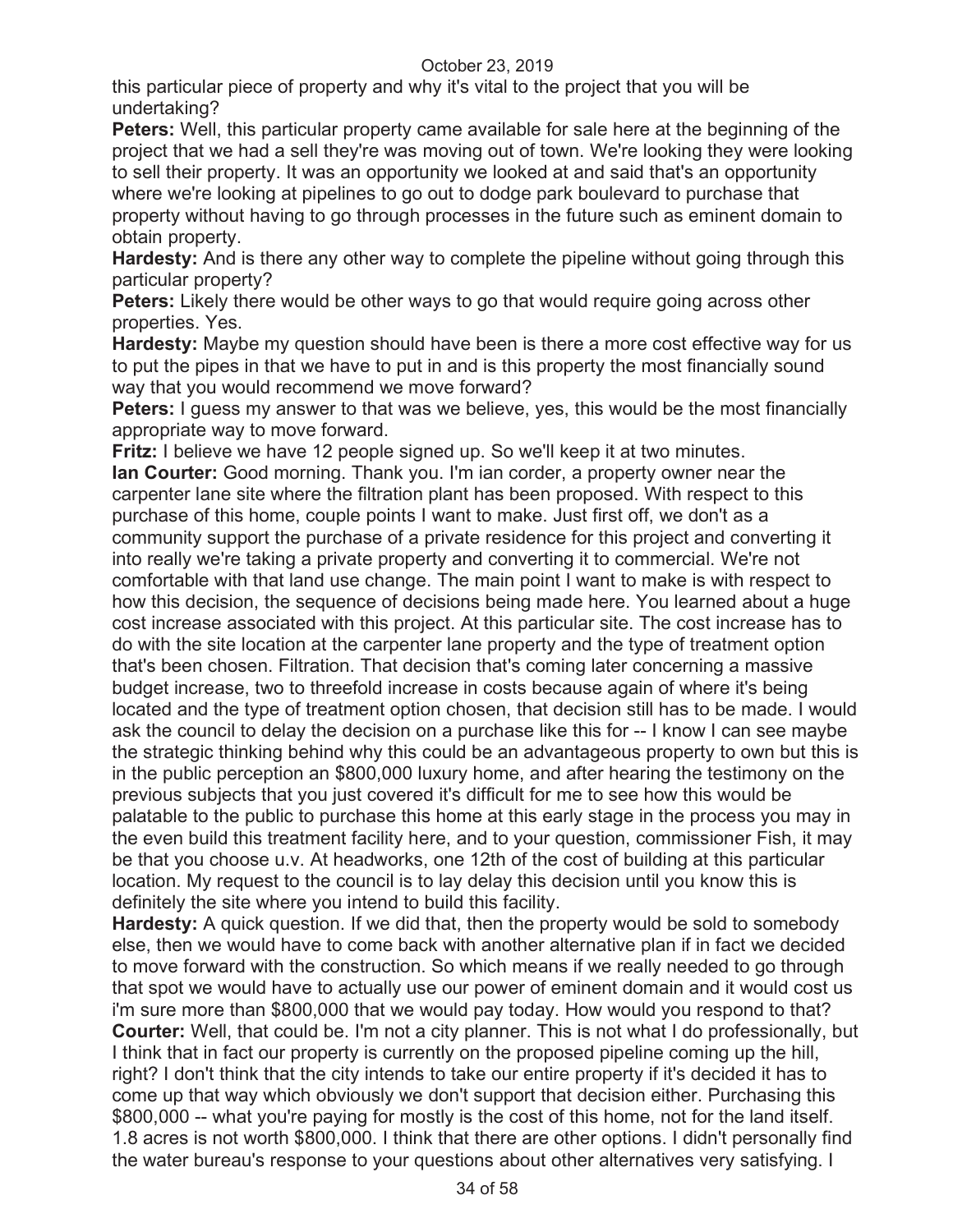this particular piece of property and why it's vital to the project that you will be undertaking?

**Peters:** Well, this particular property came available for sale here at the beginning of the project that we had a sell they're was moving out of town. We're looking they were looking to sell their property. It was an opportunity we looked at and said that's an opportunity where we're looking at pipelines to go out to dodge park boulevard to purchase that property without having to go through processes in the future such as eminent domain to obtain property.

**Hardesty:** And is there any other way to complete the pipeline without going through this particular property?

**Peters:** Likely there would be other ways to go that would require going across other properties. Yes.

**Hardesty:** Maybe my question should have been is there a more cost effective way for us to put the pipes in that we have to put in and is this property the most financially sound way that you would recommend we move forward?

**Peters:** I guess my answer to that was we believe, yes, this would be the most financially appropriate way to move forward.

**Fritz:** I believe we have 12 people signed up. So we'll keep it at two minutes.

**Ian Courter:** Good morning. Thank you. I'm ian corder, a property owner near the carpenter lane site where the filtration plant has been proposed. With respect to this purchase of this home, couple points I want to make. Just first off, we don't as a community support the purchase of a private residence for this project and converting it into really we're taking a private property and converting it to commercial. We're not comfortable with that land use change. The main point I want to make is with respect to how this decision, the sequence of decisions being made here. You learned about a huge cost increase associated with this project. At this particular site. The cost increase has to do with the site location at the carpenter lane property and the type of treatment option that's been chosen. Filtration. That decision that's coming later concerning a massive budget increase, two to threefold increase in costs because again of where it's being located and the type of treatment option chosen, that decision still has to be made. I would ask the council to delay the decision on a purchase like this for -- I know I can see maybe the strategic thinking behind why this could be an advantageous property to own but this is in the public perception an $800,000 luxury home, and after hearing the testimony on the previous subjects that you just covered it's difficult for me to see how this would be palatable to the public to purchase this home at this early stage in the process you may in the even build this treatment facility here, and to your question, commissioner Fish, it may be that you choose u.v. At headworks, one 12th of the cost of building at this particular location. My request to the council is to lay delay this decision until you know this is definitely the site where you intend to build this facility.

**Hardesty:** A quick question. If we did that, then the property would be sold to somebody else, then we would have to come back with another alternative plan if in fact we decided to move forward with the construction. So which means if we really needed to go through that spot we would have to actually use our power of eminent domain and it would cost us i'm sure more than $800,000 that we would pay today. How would you respond to that?

**Courter:** Well, that could be. I'm not a city planner. This is not what I do professionally, but I think that in fact our property is currently on the proposed pipeline coming up the hill, right? I don't think that the city intends to take our entire property if it's decided it has to come up that way which obviously we don't support that decision either. Purchasing this $800,000 -- what you're paying for mostly is the cost of this home, not for the land itself. 1.8 acres is not worth $800,000. I think that there are other options. I didn't personally find the water bureau's response to your questions about other alternatives very satisfying. I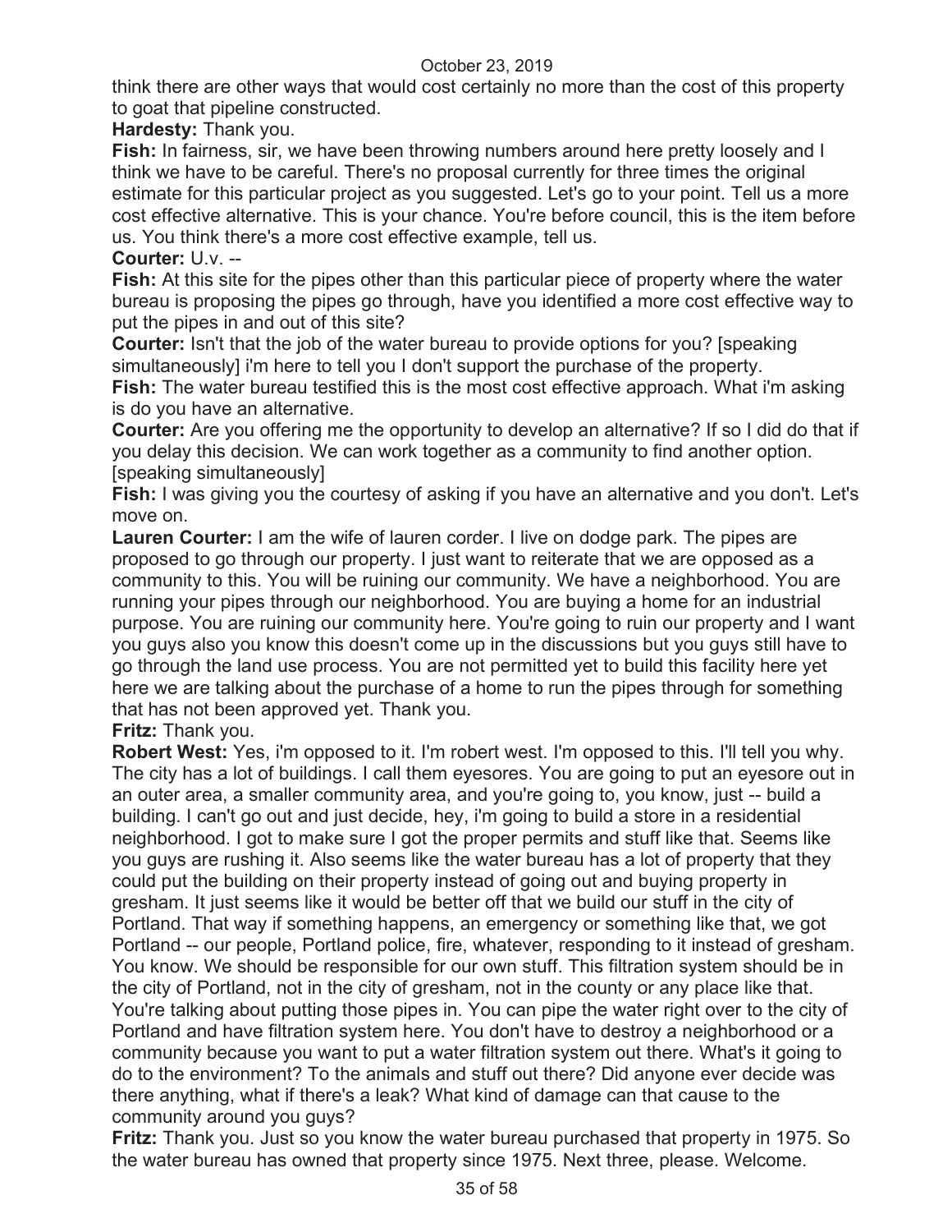think there are other ways that would cost certainly no more than the cost of this property to goat that pipeline constructed.

**Hardesty:** Thank you.

**Fish:** In fairness, sir, we have been throwing numbers around here pretty loosely and I think we have to be careful. There's no proposal currently for three times the original estimate for this particular project as you suggested. Let's go to your point. Tell us a more cost effective alternative. This is your chance. You're before council, this is the item before us. You think there's a more cost effective example, tell us.

**Courter:** U.v. --

**Fish:** At this site for the pipes other than this particular piece of property where the water bureau is proposing the pipes go through, have you identified a more cost effective way to put the pipes in and out of this site?

**Courter:** Isn't that the job of the water bureau to provide options for you? [speaking simultaneously] i'm here to tell you I don't support the purchase of the property.

**Fish:** The water bureau testified this is the most cost effective approach. What i'm asking is do you have an alternative.

**Courter:** Are you offering me the opportunity to develop an alternative? If so I did do that if you delay this decision. We can work together as a community to find another option. [speaking simultaneously]

**Fish:** I was giving you the courtesy of asking if you have an alternative and you don't. Let's move on.

**Lauren Courter:** I am the wife of lauren corder. I live on dodge park. The pipes are proposed to go through our property. I just want to reiterate that we are opposed as a community to this. You will be ruining our community. We have a neighborhood. You are running your pipes through our neighborhood. You are buying a home for an industrial purpose. You are ruining our community here. You're going to ruin our property and I want you guys also you know this doesn't come up in the discussions but you guys still have to go through the land use process. You are not permitted yet to build this facility here yet here we are talking about the purchase of a home to run the pipes through for something that has not been approved yet. Thank you.

**Fritz:** Thank you.

**Robert West:** Yes, i'm opposed to it. I'm robert west. I'm opposed to this. I'll tell you why. The city has a lot of buildings. I call them eyesores. You are going to put an eyesore out in an outer area, a smaller community area, and you're going to, you know, just -- build a building. I can't go out and just decide, hey, i'm going to build a store in a residential neighborhood. I got to make sure I got the proper permits and stuff like that. Seems like you guys are rushing it. Also seems like the water bureau has a lot of property that they could put the building on their property instead of going out and buying property in gresham. It just seems like it would be better off that we build our stuff in the city of Portland. That way if something happens, an emergency or something like that, we got Portland -- our people, Portland police, fire, whatever, responding to it instead of gresham. You know. We should be responsible for our own stuff. This filtration system should be in the city of Portland, not in the city of gresham, not in the county or any place like that. You're talking about putting those pipes in. You can pipe the water right over to the city of Portland and have filtration system here. You don't have to destroy a neighborhood or a community because you want to put a water filtration system out there. What's it going to do to the environment? To the animals and stuff out there? Did anyone ever decide was there anything, what if there's a leak? What kind of damage can that cause to the community around you guys?

**Fritz:** Thank you. Just so you know the water bureau purchased that property in 1975. So the water bureau has owned that property since 1975. Next three, please. Welcome.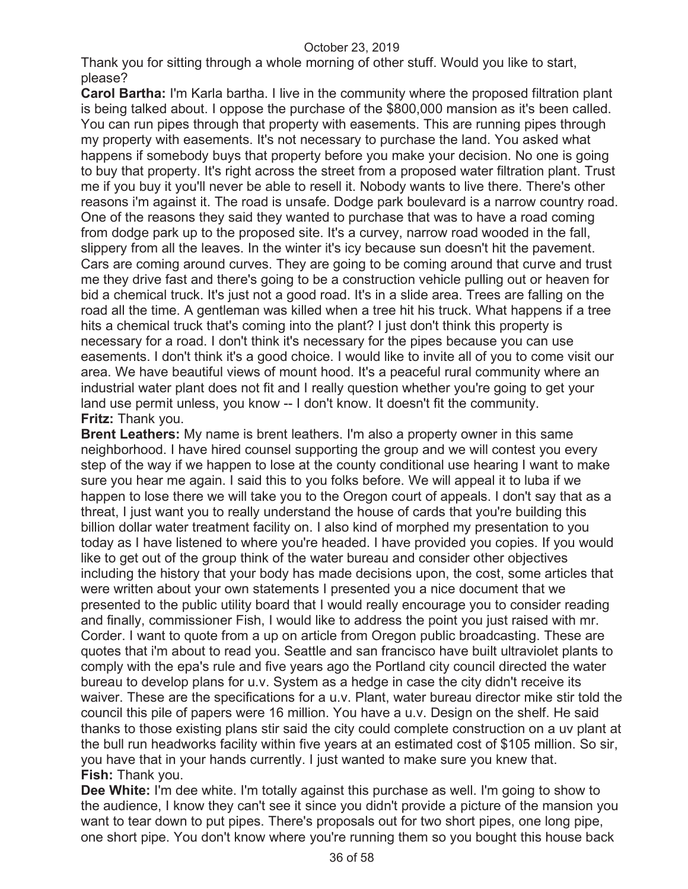Thank you for sitting through a whole morning of other stuff. Would you like to start, please?

**Carol Bartha:** I'm Karla bartha. I live in the community where the proposed filtration plant is being talked about. I oppose the purchase of the $800,000 mansion as it's been called. You can run pipes through that property with easements. This are running pipes through my property with easements. It's not necessary to purchase the land. You asked what happens if somebody buys that property before you make your decision. No one is going to buy that property. It's right across the street from a proposed water filtration plant. Trust me if you buy it you'll never be able to resell it. Nobody wants to live there. There's other reasons i'm against it. The road is unsafe. Dodge park boulevard is a narrow country road. One of the reasons they said they wanted to purchase that was to have a road coming from dodge park up to the proposed site. It's a curvey, narrow road wooded in the fall, slippery from all the leaves. In the winter it's icy because sun doesn't hit the pavement. Cars are coming around curves. They are going to be coming around that curve and trust me they drive fast and there's going to be a construction vehicle pulling out or heaven for bid a chemical truck. It's just not a good road. It's in a slide area. Trees are falling on the road all the time. A gentleman was killed when a tree hit his truck. What happens if a tree hits a chemical truck that's coming into the plant? I just don't think this property is necessary for a road. I don't think it's necessary for the pipes because you can use easements. I don't think it's a good choice. I would like to invite all of you to come visit our area. We have beautiful views of mount hood. It's a peaceful rural community where an industrial water plant does not fit and I really question whether you're going to get your land use permit unless, you know -- I don't know. It doesn't fit the community.

**Fritz:** Thank you.

**Brent Leathers:** My name is brent leathers. I'm also a property owner in this same neighborhood. I have hired counsel supporting the group and we will contest you every step of the way if we happen to lose at the county conditional use hearing I want to make sure you hear me again. I said this to you folks before. We will appeal it to luba if we happen to lose there we will take you to the Oregon court of appeals. I don't say that as a threat, I just want you to really understand the house of cards that you're building this billion dollar water treatment facility on. I also kind of morphed my presentation to you today as I have listened to where you're headed. I have provided you copies. If you would like to get out of the group think of the water bureau and consider other objectives including the history that your body has made decisions upon, the cost, some articles that were written about your own statements I presented you a nice document that we presented to the public utility board that I would really encourage you to consider reading and finally, commissioner Fish, I would like to address the point you just raised with mr. Corder. I want to quote from a up on article from Oregon public broadcasting. These are quotes that i'm about to read you. Seattle and san francisco have built ultraviolet plants to comply with the epa's rule and five years ago the Portland city council directed the water bureau to develop plans for u.v. System as a hedge in case the city didn't receive its waiver. These are the specifications for a u.v. Plant, water bureau director mike stir told the council this pile of papers were 16 million. You have a u.v. Design on the shelf. He said thanks to those existing plans stir said the city could complete construction on a uv plant at the bull run headworks facility within five years at an estimated cost of $105 million. So sir, you have that in your hands currently. I just wanted to make sure you knew that.

**Fish:** Thank you.

**Dee White:** I'm dee white. I'm totally against this purchase as well. I'm going to show to the audience, I know they can't see it since you didn't provide a picture of the mansion you want to tear down to put pipes. There's proposals out for two short pipes, one long pipe, one short pipe. You don't know where you're running them so you bought this house back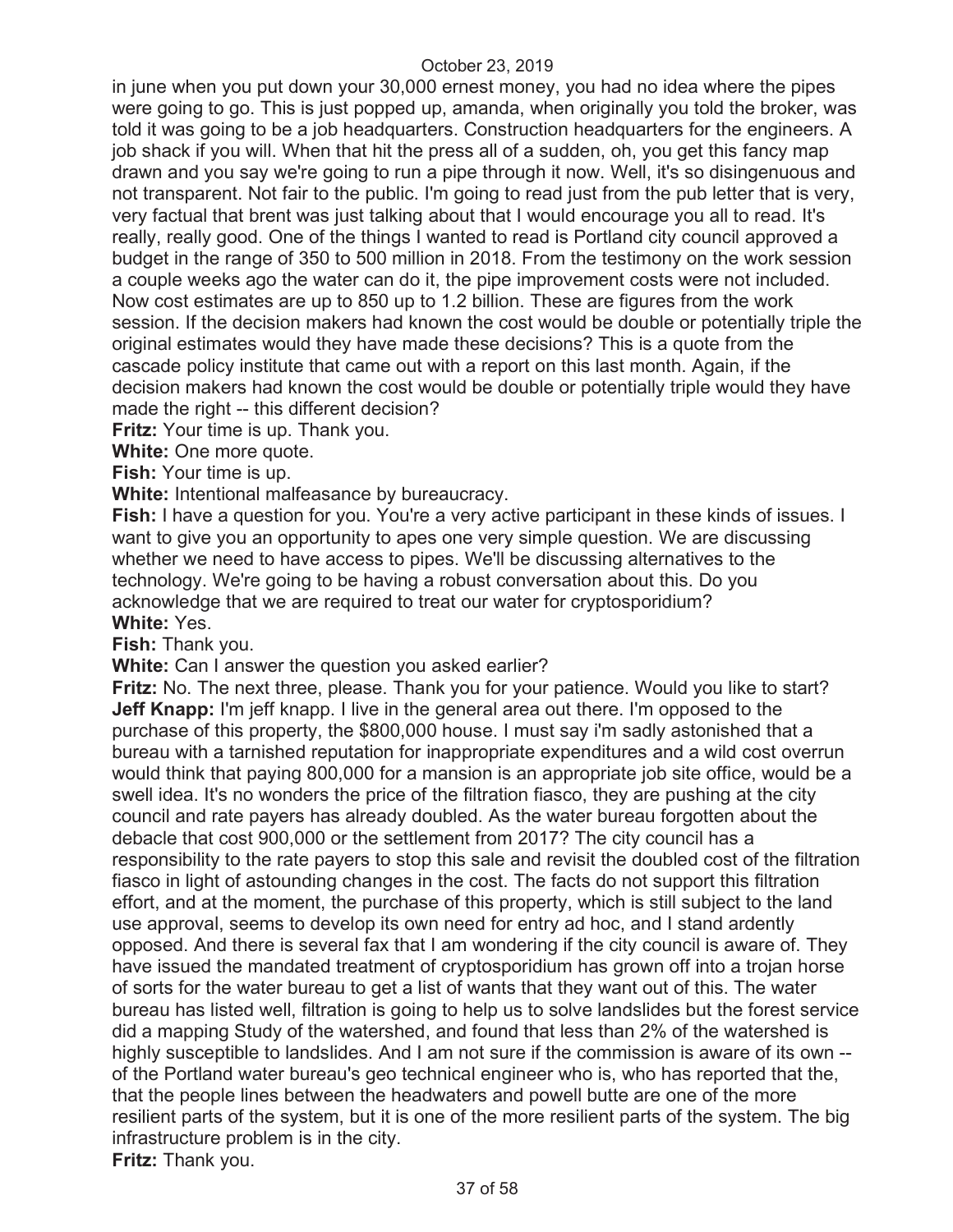in june when you put down your 30,000 ernest money, you had no idea where the pipes were going to go. This is just popped up, amanda, when originally you told the broker, was told it was going to be a job headquarters. Construction headquarters for the engineers. A job shack if you will. When that hit the press all of a sudden, oh, you get this fancy map drawn and you say we're going to run a pipe through it now. Well, it's so disingenuous and not transparent. Not fair to the public. I'm going to read just from the pub letter that is very, very factual that brent was just talking about that I would encourage you all to read. It's really, really good. One of the things I wanted to read is Portland city council approved a budget in the range of 350 to 500 million in 2018. From the testimony on the work session a couple weeks ago the water can do it, the pipe improvement costs were not included. Now cost estimates are up to 850 up to 1.2 billion. These are figures from the work session. If the decision makers had known the cost would be double or potentially triple the original estimates would they have made these decisions? This is a quote from the cascade policy institute that came out with a report on this last month. Again, if the decision makers had known the cost would be double or potentially triple would they have made the right -- this different decision?

**Fritz:** Your time is up. Thank you.

**White:** One more quote.

**Fish:** Your time is up.

**White:** Intentional malfeasance by bureaucracy.

**Fish:** I have a question for you. You're a very active participant in these kinds of issues. I want to give you an opportunity to apes one very simple question. We are discussing whether we need to have access to pipes. We'll be discussing alternatives to the technology. We're going to be having a robust conversation about this. Do you acknowledge that we are required to treat our water for cryptosporidium?

**White:** Yes.

**Fish:** Thank you.

**White:** Can I answer the question you asked earlier?

**Fritz:** No. The next three, please. Thank you for your patience. Would you like to start?

**Jeff Knapp:** I'm jeff knapp. I live in the general area out there. I'm opposed to the purchase of this property, the $800,000 house. I must say i'm sadly astonished that a bureau with a tarnished reputation for inappropriate expenditures and a wild cost overrun would think that paying 800,000 for a mansion is an appropriate job site office, would be a swell idea. It's no wonders the price of the filtration fiasco, they are pushing at the city council and rate payers has already doubled. As the water bureau forgotten about the debacle that cost 900,000 or the settlement from 2017? The city council has a responsibility to the rate payers to stop this sale and revisit the doubled cost of the filtration fiasco in light of astounding changes in the cost. The facts do not support this filtration effort, and at the moment, the purchase of this property, which is still subject to the land use approval, seems to develop its own need for entry ad hoc, and I stand ardently opposed. And there is several fax that I am wondering if the city council is aware of. They have issued the mandated treatment of cryptosporidium has grown off into a trojan horse of sorts for the water bureau to get a list of wants that they want out of this. The water bureau has listed well, filtration is going to help us to solve landslides but the forest service did a mapping Study of the watershed, and found that less than 2% of the watershed is highly susceptible to landslides. And I am not sure if the commission is aware of its own -- of the Portland water bureau's geo technical engineer who is, who has reported that the, that the people lines between the headwaters and powell butte are one of the more resilient parts of the system, but it is one of the more resilient parts of the system. The big infrastructure problem is in the city.

**Fritz:** Thank you.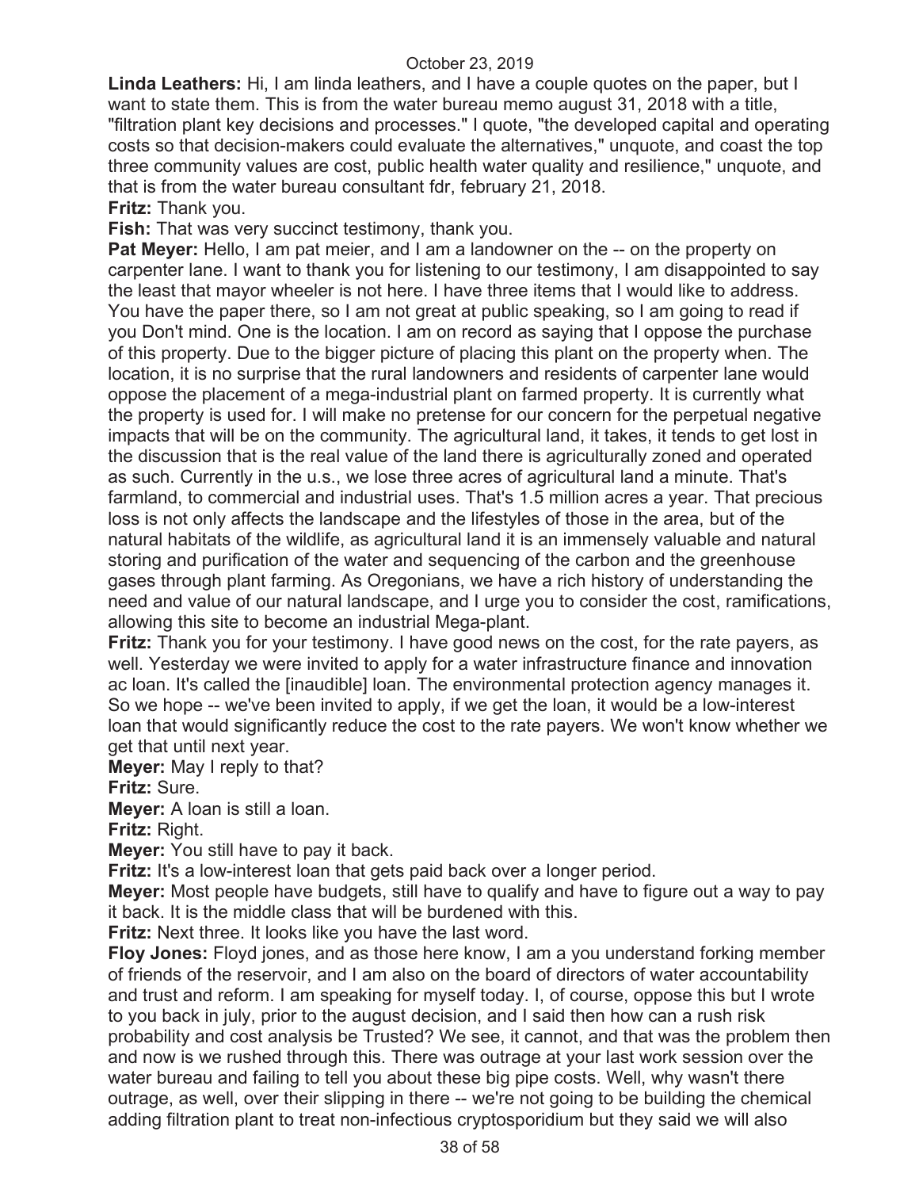**Linda Leathers:** Hi, I am linda leathers, and I have a couple quotes on the paper, but I want to state them. This is from the water bureau memo august 31, 2018 with a title, "filtration plant key decisions and processes." I quote, "the developed capital and operating costs so that decision-makers could evaluate the alternatives," unquote, and coast the top three community values are cost, public health water quality and resilience," unquote, and that is from the water bureau consultant fdr, february 21, 2018.

**Fritz:** Thank you.

**Fish:** That was very succinct testimony, thank you.

**Pat Meyer:** Hello, I am pat meier, and I am a landowner on the -- on the property on carpenter lane. I want to thank you for listening to our testimony, I am disappointed to say the least that mayor wheeler is not here. I have three items that I would like to address. You have the paper there, so I am not great at public speaking, so I am going to read if you Don't mind. One is the location. I am on record as saying that I oppose the purchase of this property. Due to the bigger picture of placing this plant on the property when. The location, it is no surprise that the rural landowners and residents of carpenter lane would oppose the placement of a mega-industrial plant on farmed property. It is currently what the property is used for. I will make no pretense for our concern for the perpetual negative impacts that will be on the community. The agricultural land, it takes, it tends to get lost in the discussion that is the real value of the land there is agriculturally zoned and operated as such. Currently in the u.s., we lose three acres of agricultural land a minute. That's farmland, to commercial and industrial uses. That's 1.5 million acres a year. That precious loss is not only affects the landscape and the lifestyles of those in the area, but of the natural habitats of the wildlife, as agricultural land it is an immensely valuable and natural storing and purification of the water and sequencing of the carbon and the greenhouse gases through plant farming. As Oregonians, we have a rich history of understanding the need and value of our natural landscape, and I urge you to consider the cost, ramifications, allowing this site to become an industrial Mega-plant.

**Fritz:** Thank you for your testimony. I have good news on the cost, for the rate payers, as well. Yesterday we were invited to apply for a water infrastructure finance and innovation ac loan. It's called the [inaudible] loan. The environmental protection agency manages it. So we hope -- we've been invited to apply, if we get the loan, it would be a low-interest loan that would significantly reduce the cost to the rate payers. We won't know whether we get that until next year.

**Meyer:** May I reply to that?

**Fritz:** Sure.

**Meyer:** A loan is still a loan.

**Fritz:** Right.

**Meyer:** You still have to pay it back.

**Fritz:** It's a low-interest loan that gets paid back over a longer period.

**Meyer:** Most people have budgets, still have to qualify and have to figure out a way to pay it back. It is the middle class that will be burdened with this.

**Fritz:** Next three. It looks like you have the last word.

**Floy Jones:** Floyd jones, and as those here know, I am a you understand forking member of friends of the reservoir, and I am also on the board of directors of water accountability and trust and reform. I am speaking for myself today. I, of course, oppose this but I wrote to you back in july, prior to the august decision, and I said then how can a rush risk probability and cost analysis be Trusted? We see, it cannot, and that was the problem then and now is we rushed through this. There was outrage at your last work session over the water bureau and failing to tell you about these big pipe costs. Well, why wasn't there outrage, as well, over their slipping in there -- we're not going to be building the chemical adding filtration plant to treat non-infectious cryptosporidium but they said we will also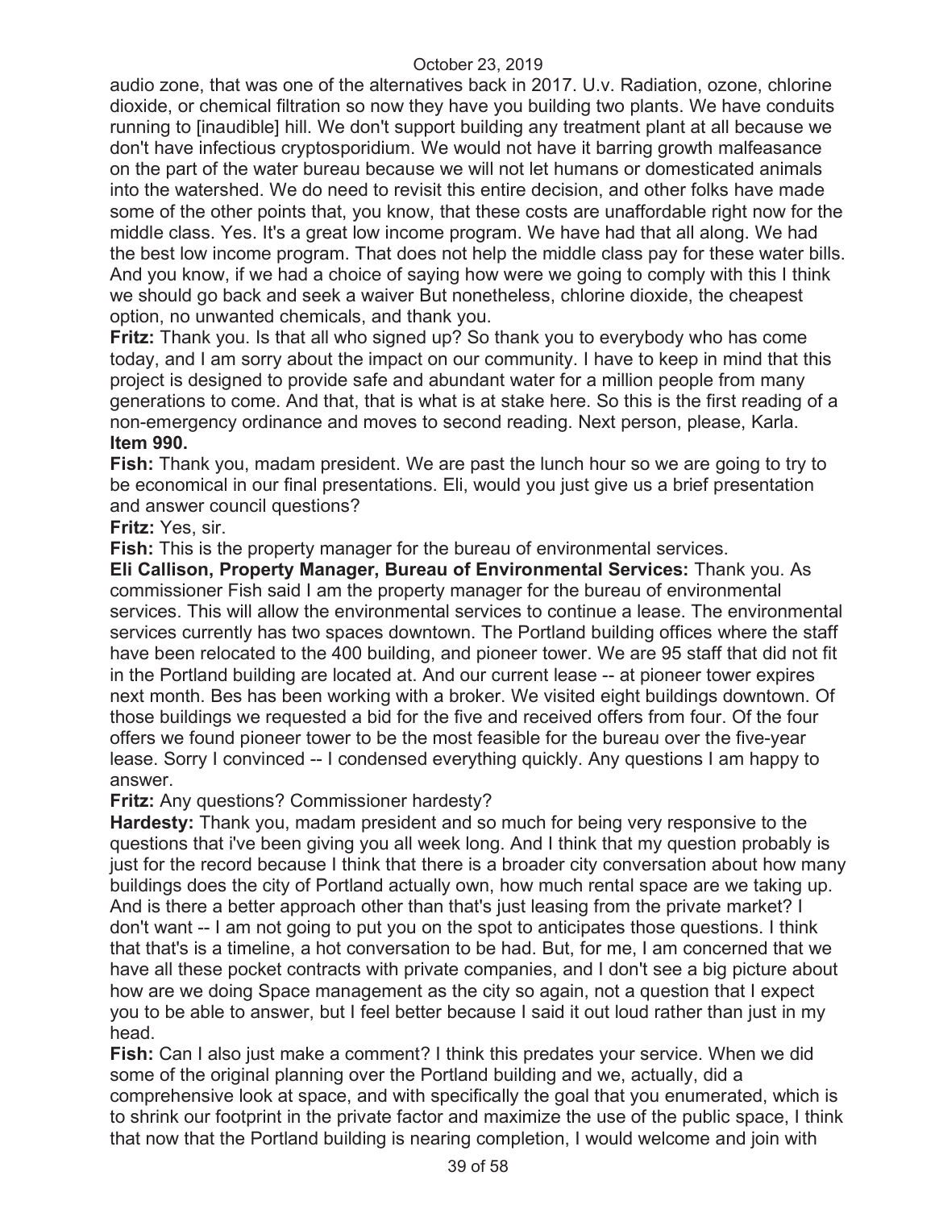audio zone, that was one of the alternatives back in 2017. U.v. Radiation, ozone, chlorine dioxide, or chemical filtration so now they have you building two plants. We have conduits running to [inaudible] hill. We don't support building any treatment plant at all because we don't have infectious cryptosporidium. We would not have it barring growth malfeasance on the part of the water bureau because we will not let humans or domesticated animals into the watershed. We do need to revisit this entire decision, and other folks have made some of the other points that, you know, that these costs are unaffordable right now for the middle class. Yes. It's a great low income program. We have had that all along. We had the best low income program. That does not help the middle class pay for these water bills. And you know, if we had a choice of saying how were we going to comply with this I think we should go back and seek a waiver But nonetheless, chlorine dioxide, the cheapest option, no unwanted chemicals, and thank you.

**Fritz:** Thank you. Is that all who signed up? So thank you to everybody who has come today, and I am sorry about the impact on our community. I have to keep in mind that this project is designed to provide safe and abundant water for a million people from many generations to come. And that, that is what is at stake here. So this is the first reading of a non-emergency ordinance and moves to second reading. Next person, please, Karla.

**Item 990.**

**Fish:** Thank you, madam president. We are past the lunch hour so we are going to try to be economical in our final presentations. Eli, would you just give us a brief presentation and answer council questions?

**Fritz:** Yes, sir.

**Fish:** This is the property manager for the bureau of environmental services.

**Eli Callison, Property Manager, Bureau of Environmental Services:** Thank you. As commissioner Fish said I am the property manager for the bureau of environmental services. This will allow the environmental services to continue a lease. The environmental services currently has two spaces downtown. The Portland building offices where the staff have been relocated to the 400 building, and pioneer tower. We are 95 staff that did not fit in the Portland building are located at. And our current lease -- at pioneer tower expires next month. Bes has been working with a broker. We visited eight buildings downtown. Of those buildings we requested a bid for the five and received offers from four. Of the four offers we found pioneer tower to be the most feasible for the bureau over the five-year lease. Sorry I convinced -- I condensed everything quickly. Any questions I am happy to answer.

**Fritz:** Any questions? Commissioner hardesty?

**Hardesty:** Thank you, madam president and so much for being very responsive to the questions that i've been giving you all week long. And I think that my question probably is just for the record because I think that there is a broader city conversation about how many buildings does the city of Portland actually own, how much rental space are we taking up. And is there a better approach other than that's just leasing from the private market? I don't want -- I am not going to put you on the spot to anticipates those questions. I think that that's is a timeline, a hot conversation to be had. But, for me, I am concerned that we have all these pocket contracts with private companies, and I don't see a big picture about how are we doing Space management as the city so again, not a question that I expect you to be able to answer, but I feel better because I said it out loud rather than just in my head.

**Fish:** Can I also just make a comment? I think this predates your service. When we did some of the original planning over the Portland building and we, actually, did a comprehensive look at space, and with specifically the goal that you enumerated, which is to shrink our footprint in the private factor and maximize the use of the public space, I think that now that the Portland building is nearing completion, I would welcome and join with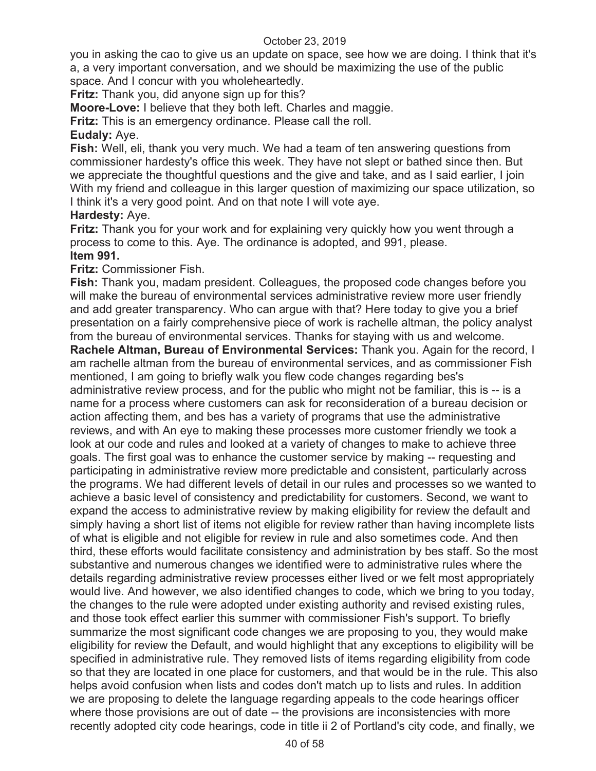you in asking the cao to give us an update on space, see how we are doing. I think that it's a, a very important conversation, and we should be maximizing the use of the public space. And I concur with you wholeheartedly.

**Fritz:** Thank you, did anyone sign up for this?

**Moore-Love:** I believe that they both left. Charles and maggie.

**Fritz:** This is an emergency ordinance. Please call the roll.

**Eudaly:** Aye.

**Fish:** Well, eli, thank you very much. We had a team of ten answering questions from commissioner hardesty's office this week. They have not slept or bathed since then. But we appreciate the thoughtful questions and the give and take, and as I said earlier, I join With my friend and colleague in this larger question of maximizing our space utilization, so I think it's a very good point. And on that note I will vote aye.

**Hardesty:** Aye.

**Fritz:** Thank you for your work and for explaining very quickly how you went through a process to come to this. Aye. The ordinance is adopted, and 991, please.

**Item 991.**

**Fritz:** Commissioner Fish.

**Fish:** Thank you, madam president. Colleagues, the proposed code changes before you will make the bureau of environmental services administrative review more user friendly and add greater transparency. Who can argue with that? Here today to give you a brief presentation on a fairly comprehensive piece of work is rachelle altman, the policy analyst from the bureau of environmental services. Thanks for staying with us and welcome.

**Rachele Altman, Bureau of Environmental Services:** Thank you. Again for the record, I am rachelle altman from the bureau of environmental services, and as commissioner Fish mentioned, I am going to briefly walk you flew code changes regarding bes's administrative review process, and for the public who might not be familiar, this is -- is a name for a process where customers can ask for reconsideration of a bureau decision or action affecting them, and bes has a variety of programs that use the administrative reviews, and with An eye to making these processes more customer friendly we took a look at our code and rules and looked at a variety of changes to make to achieve three goals. The first goal was to enhance the customer service by making -- requesting and participating in administrative review more predictable and consistent, particularly across the programs. We had different levels of detail in our rules and processes so we wanted to achieve a basic level of consistency and predictability for customers. Second, we want to expand the access to administrative review by making eligibility for review the default and simply having a short list of items not eligible for review rather than having incomplete lists of what is eligible and not eligible for review in rule and also sometimes code. And then third, these efforts would facilitate consistency and administration by bes staff. So the most substantive and numerous changes we identified were to administrative rules where the details regarding administrative review processes either lived or we felt most appropriately would live. And however, we also identified changes to code, which we bring to you today, the changes to the rule were adopted under existing authority and revised existing rules, and those took effect earlier this summer with commissioner Fish's support. To briefly summarize the most significant code changes we are proposing to you, they would make eligibility for review the Default, and would highlight that any exceptions to eligibility will be specified in administrative rule. They removed lists of items regarding eligibility from code so that they are located in one place for customers, and that would be in the rule. This also helps avoid confusion when lists and codes don't match up to lists and rules. In addition we are proposing to delete the language regarding appeals to the code hearings officer where those provisions are out of date -- the provisions are inconsistencies with more recently adopted city code hearings, code in title ii 2 of Portland's city code, and finally, we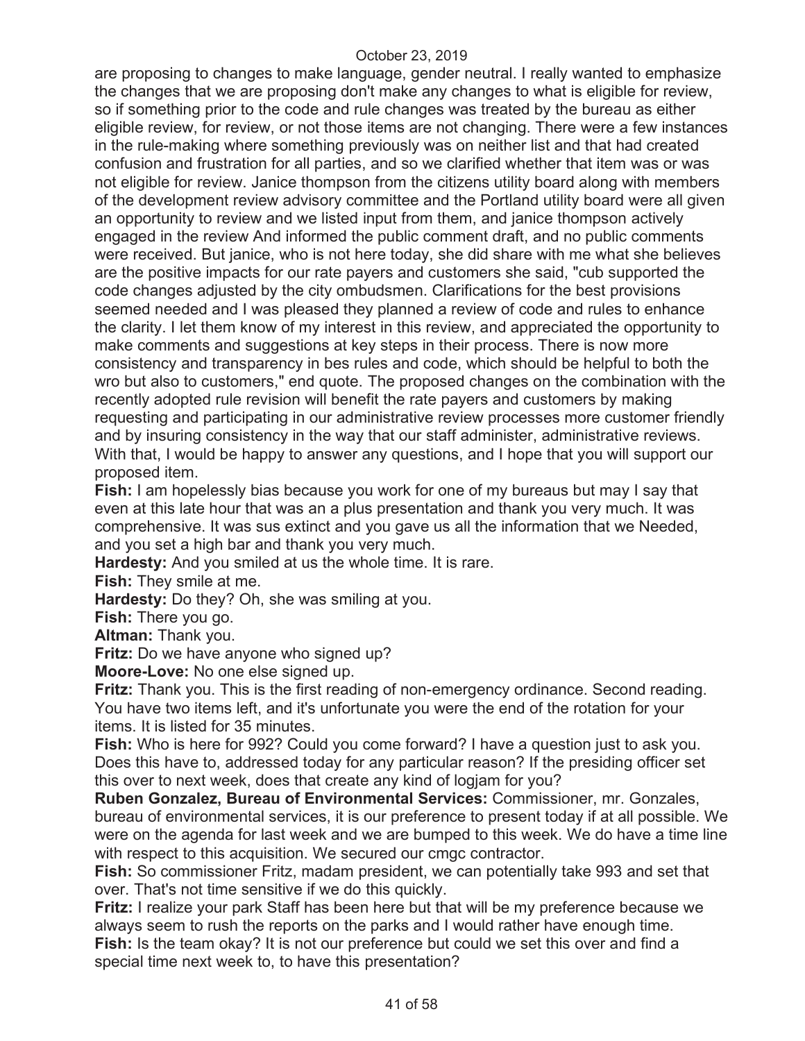are proposing to changes to make language, gender neutral. I really wanted to emphasize the changes that we are proposing don't make any changes to what is eligible for review, so if something prior to the code and rule changes was treated by the bureau as either eligible review, for review, or not those items are not changing. There were a few instances in the rule-making where something previously was on neither list and that had created confusion and frustration for all parties, and so we clarified whether that item was or was not eligible for review. Janice thompson from the citizens utility board along with members of the development review advisory committee and the Portland utility board were all given an opportunity to review and we listed input from them, and janice thompson actively engaged in the review And informed the public comment draft, and no public comments were received. But janice, who is not here today, she did share with me what she believes are the positive impacts for our rate payers and customers she said, "cub supported the code changes adjusted by the city ombudsmen. Clarifications for the best provisions seemed needed and I was pleased they planned a review of code and rules to enhance the clarity. I let them know of my interest in this review, and appreciated the opportunity to make comments and suggestions at key steps in their process. There is now more consistency and transparency in bes rules and code, which should be helpful to both the wro but also to customers," end quote. The proposed changes on the combination with the recently adopted rule revision will benefit the rate payers and customers by making requesting and participating in our administrative review processes more customer friendly and by insuring consistency in the way that our staff administer, administrative reviews. With that, I would be happy to answer any questions, and I hope that you will support our proposed item.

**Fish:** I am hopelessly bias because you work for one of my bureaus but may I say that even at this late hour that was an a plus presentation and thank you very much. It was comprehensive. It was sus extinct and you gave us all the information that we Needed, and you set a high bar and thank you very much.

**Hardesty:** And you smiled at us the whole time. It is rare.

**Fish:** They smile at me.

**Hardesty:** Do they? Oh, she was smiling at you.

**Fish:** There you go.

**Altman:** Thank you.

**Fritz:** Do we have anyone who signed up?

**Moore-Love:** No one else signed up.

**Fritz:** Thank you. This is the first reading of non-emergency ordinance. Second reading. You have two items left, and it's unfortunate you were the end of the rotation for your items. It is listed for 35 minutes.

**Fish:** Who is here for 992? Could you come forward? I have a question just to ask you. Does this have to, addressed today for any particular reason? If the presiding officer set this over to next week, does that create any kind of logjam for you?

**Ruben Gonzalez, Bureau of Environmental Services:** Commissioner, mr. Gonzales, bureau of environmental services, it is our preference to present today if at all possible. We were on the agenda for last week and we are bumped to this week. We do have a time line with respect to this acquisition. We secured our cmgc contractor.

**Fish:** So commissioner Fritz, madam president, we can potentially take 993 and set that over. That's not time sensitive if we do this quickly.

**Fritz:** I realize your park Staff has been here but that will be my preference because we always seem to rush the reports on the parks and I would rather have enough time.

**Fish:** Is the team okay? It is not our preference but could we set this over and find a special time next week to, to have this presentation?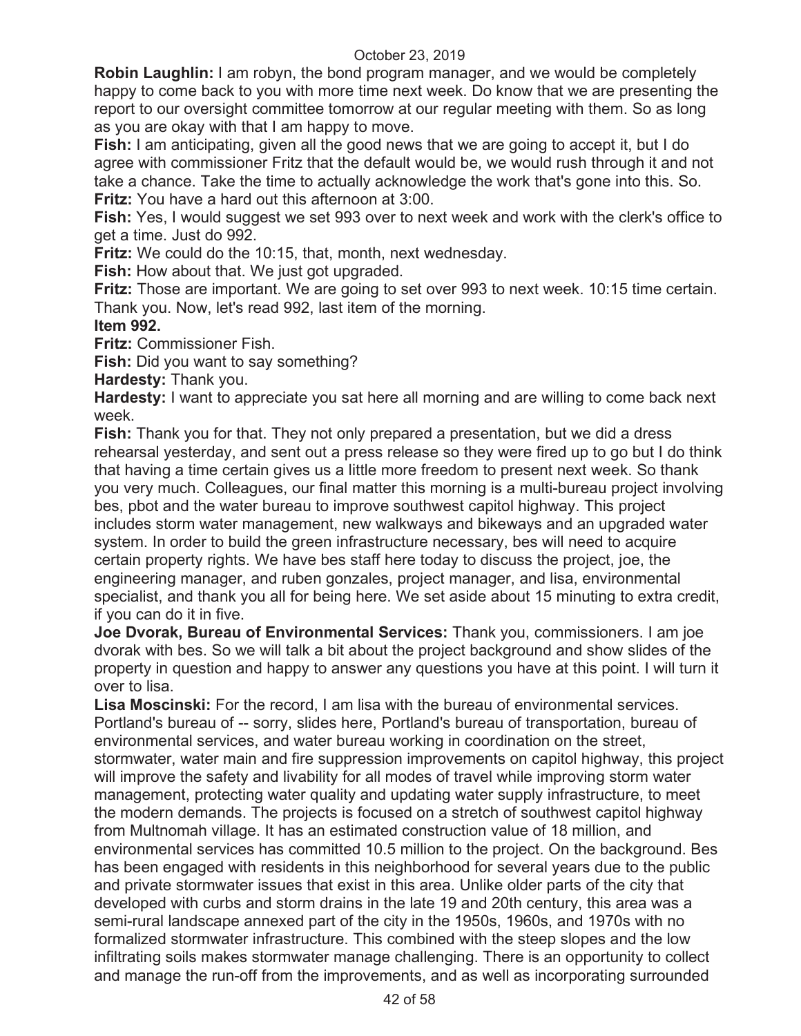**Robin Laughlin:** I am robyn, the bond program manager, and we would be completely happy to come back to you with more time next week. Do know that we are presenting the report to our oversight committee tomorrow at our regular meeting with them. So as long as you are okay with that I am happy to move.

**Fish:** I am anticipating, given all the good news that we are going to accept it, but I do agree with commissioner Fritz that the default would be, we would rush through it and not take a chance. Take the time to actually acknowledge the work that's gone into this. So.

**Fritz:** You have a hard out this afternoon at 3:00.

**Fish:** Yes, I would suggest we set 993 over to next week and work with the clerk's office to get a time. Just do 992.

**Fritz:** We could do the 10:15, that, month, next wednesday.

**Fish:** How about that. We just got upgraded.

**Fritz:** Those are important. We are going to set over 993 to next week. 10:15 time certain. Thank you. Now, let's read 992, last item of the morning.

**Item 992.**

**Fritz:** Commissioner Fish.

**Fish:** Did you want to say something?

**Hardesty:** Thank you.

**Hardesty:** I want to appreciate you sat here all morning and are willing to come back next week.

**Fish:** Thank you for that. They not only prepared a presentation, but we did a dress rehearsal yesterday, and sent out a press release so they were fired up to go but I do think that having a time certain gives us a little more freedom to present next week. So thank you very much. Colleagues, our final matter this morning is a multi-bureau project involving bes, pbot and the water bureau to improve southwest capitol highway. This project includes storm water management, new walkways and bikeways and an upgraded water system. In order to build the green infrastructure necessary, bes will need to acquire certain property rights. We have bes staff here today to discuss the project, joe, the engineering manager, and ruben gonzales, project manager, and lisa, environmental specialist, and thank you all for being here. We set aside about 15 minuting to extra credit, if you can do it in five.

**Joe Dvorak, Bureau of Environmental Services:** Thank you, commissioners. I am joe dvorak with bes. So we will talk a bit about the project background and show slides of the property in question and happy to answer any questions you have at this point. I will turn it over to lisa.

**Lisa Moscinski:** For the record, I am lisa with the bureau of environmental services. Portland's bureau of -- sorry, slides here, Portland's bureau of transportation, bureau of environmental services, and water bureau working in coordination on the street, stormwater, water main and fire suppression improvements on capitol highway, this project will improve the safety and livability for all modes of travel while improving storm water management, protecting water quality and updating water supply infrastructure, to meet the modern demands. The projects is focused on a stretch of southwest capitol highway from Multnomah village. It has an estimated construction value of 18 million, and environmental services has committed 10.5 million to the project. On the background. Bes has been engaged with residents in this neighborhood for several years due to the public and private stormwater issues that exist in this area. Unlike older parts of the city that developed with curbs and storm drains in the late 19 and 20th century, this area was a semi-rural landscape annexed part of the city in the 1950s, 1960s, and 1970s with no formalized stormwater infrastructure. This combined with the steep slopes and the low infiltrating soils makes stormwater manage challenging. There is an opportunity to collect and manage the run-off from the improvements, and as well as incorporating surrounded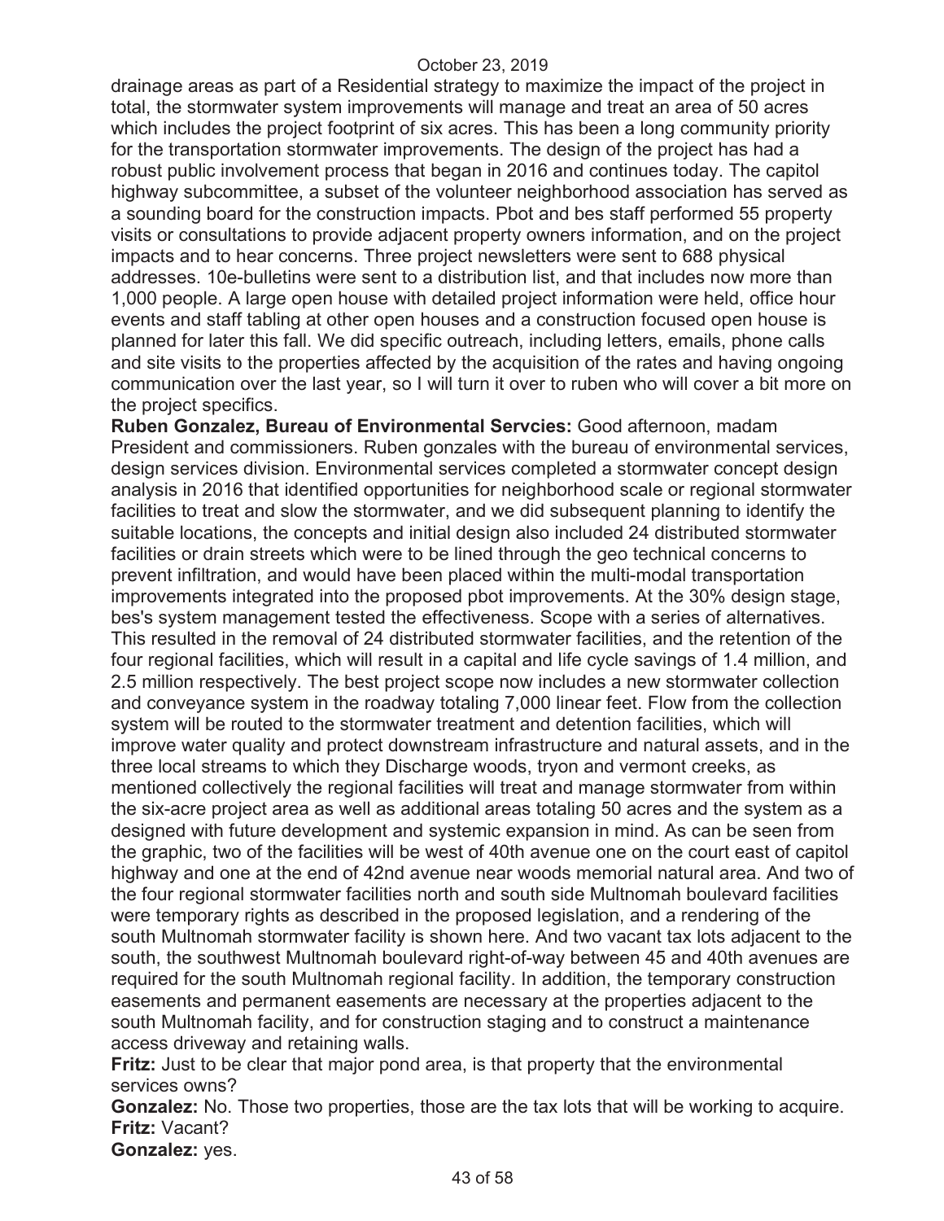drainage areas as part of a Residential strategy to maximize the impact of the project in total, the stormwater system improvements will manage and treat an area of 50 acres which includes the project footprint of six acres. This has been a long community priority for the transportation stormwater improvements. The design of the project has had a robust public involvement process that began in 2016 and continues today. The capitol highway subcommittee, a subset of the volunteer neighborhood association has served as a sounding board for the construction impacts. Pbot and bes staff performed 55 property visits or consultations to provide adjacent property owners information, and on the project impacts and to hear concerns. Three project newsletters were sent to 688 physical addresses. 10e-bulletins were sent to a distribution list, and that includes now more than 1,000 people. A large open house with detailed project information were held, office hour events and staff tabling at other open houses and a construction focused open house is planned for later this fall. We did specific outreach, including letters, emails, phone calls and site visits to the properties affected by the acquisition of the rates and having ongoing communication over the last year, so I will turn it over to ruben who will cover a bit more on the project specifics.

**Ruben Gonzalez, Bureau of Environmental Servcies:** Good afternoon, madam President and commissioners. Ruben gonzales with the bureau of environmental services, design services division. Environmental services completed a stormwater concept design analysis in 2016 that identified opportunities for neighborhood scale or regional stormwater facilities to treat and slow the stormwater, and we did subsequent planning to identify the suitable locations, the concepts and initial design also included 24 distributed stormwater facilities or drain streets which were to be lined through the geo technical concerns to prevent infiltration, and would have been placed within the multi-modal transportation improvements integrated into the proposed pbot improvements. At the 30% design stage, bes's system management tested the effectiveness. Scope with a series of alternatives. This resulted in the removal of 24 distributed stormwater facilities, and the retention of the four regional facilities, which will result in a capital and life cycle savings of 1.4 million, and 2.5 million respectively. The best project scope now includes a new stormwater collection and conveyance system in the roadway totaling 7,000 linear feet. Flow from the collection system will be routed to the stormwater treatment and detention facilities, which will improve water quality and protect downstream infrastructure and natural assets, and in the three local streams to which they Discharge woods, tryon and vermont creeks, as mentioned collectively the regional facilities will treat and manage stormwater from within the six-acre project area as well as additional areas totaling 50 acres and the system as a designed with future development and systemic expansion in mind. As can be seen from the graphic, two of the facilities will be west of 40th avenue one on the court east of capitol highway and one at the end of 42nd avenue near woods memorial natural area. And two of the four regional stormwater facilities north and south side Multnomah boulevard facilities were temporary rights as described in the proposed legislation, and a rendering of the south Multnomah stormwater facility is shown here. And two vacant tax lots adjacent to the south, the southwest Multnomah boulevard right-of-way between 45 and 40th avenues are required for the south Multnomah regional facility. In addition, the temporary construction easements and permanent easements are necessary at the properties adjacent to the south Multnomah facility, and for construction staging and to construct a maintenance access driveway and retaining walls.

**Fritz:** Just to be clear that major pond area, is that property that the environmental services owns?

**Gonzalez:** No. Those two properties, those are the tax lots that will be working to acquire.

**Fritz:** Vacant?

**Gonzalez:** yes.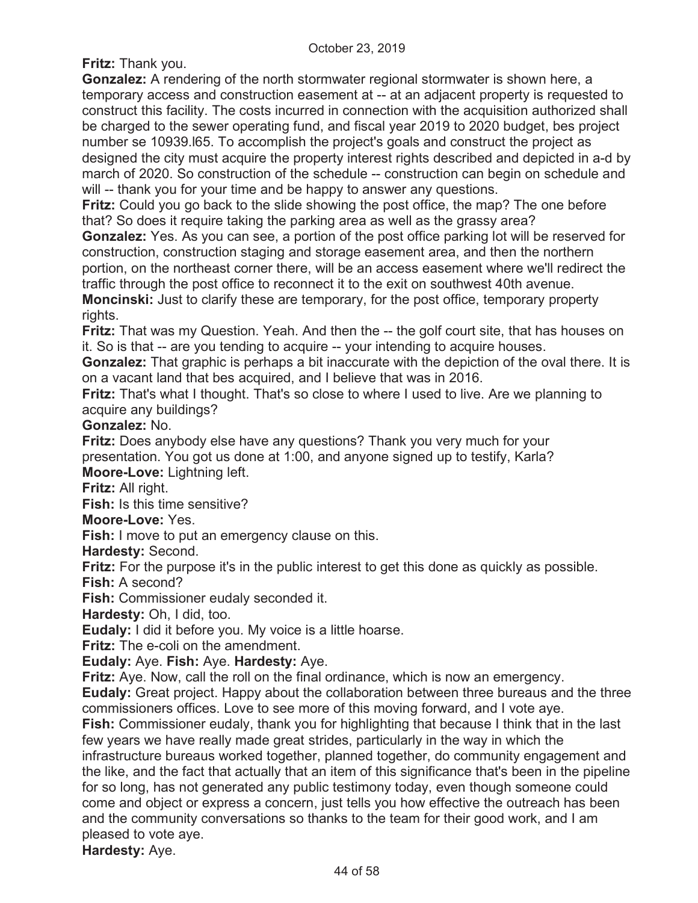**Fritz:** Thank you.

**Gonzalez:** A rendering of the north stormwater regional stormwater is shown here, a temporary access and construction easement at -- at an adjacent property is requested to construct this facility. The costs incurred in connection with the acquisition authorized shall be charged to the sewer operating fund, and fiscal year 2019 to 2020 budget, bes project number se 10939.l65. To accomplish the project's goals and construct the project as designed the city must acquire the property interest rights described and depicted in a-d by march of 2020. So construction of the schedule -- construction can begin on schedule and will -- thank you for your time and be happy to answer any questions.

**Fritz:** Could you go back to the slide showing the post office, the map? The one before that? So does it require taking the parking area as well as the grassy area?

**Gonzalez:** Yes. As you can see, a portion of the post office parking lot will be reserved for construction, construction staging and storage easement area, and then the northern portion, on the northeast corner there, will be an access easement where we'll redirect the traffic through the post office to reconnect it to the exit on southwest 40th avenue.

**Moncinski:** Just to clarify these are temporary, for the post office, temporary property rights.

**Fritz:** That was my Question. Yeah. And then the -- the golf court site, that has houses on it. So is that -- are you tending to acquire -- your intending to acquire houses.

**Gonzalez:** That graphic is perhaps a bit inaccurate with the depiction of the oval there. It is on a vacant land that bes acquired, and I believe that was in 2016.

**Fritz:** That's what I thought. That's so close to where I used to live. Are we planning to acquire any buildings?

**Gonzalez:** No.

**Fritz:** Does anybody else have any questions? Thank you very much for your presentation. You got us done at 1:00, and anyone signed up to testify, Karla?

**Moore-Love:** Lightning left.

**Fritz:** All right.

**Fish:** Is this time sensitive?

**Moore-Love:** Yes.

**Fish:** I move to put an emergency clause on this.

**Hardesty:** Second.

**Fritz:** For the purpose it's in the public interest to get this done as quickly as possible.

**Fish:** A second?

**Fish:** Commissioner eudaly seconded it.

**Hardesty:** Oh, I did, too.

**Eudaly:** I did it before you. My voice is a little hoarse.

**Fritz:** The e-coli on the amendment.

**Eudaly:** Aye. **Fish:** Aye. **Hardesty:** Aye.

**Fritz:** Aye. Now, call the roll on the final ordinance, which is now an emergency.

**Eudaly:** Great project. Happy about the collaboration between three bureaus and the three commissioners offices. Love to see more of this moving forward, and I vote aye.

**Fish:** Commissioner eudaly, thank you for highlighting that because I think that in the last few years we have really made great strides, particularly in the way in which the infrastructure bureaus worked together, planned together, do community engagement and the like, and the fact that actually that an item of this significance that's been in the pipeline for so long, has not generated any public testimony today, even though someone could come and object or express a concern, just tells you how effective the outreach has been and the community conversations so thanks to the team for their good work, and I am pleased to vote aye.

**Hardesty:** Aye.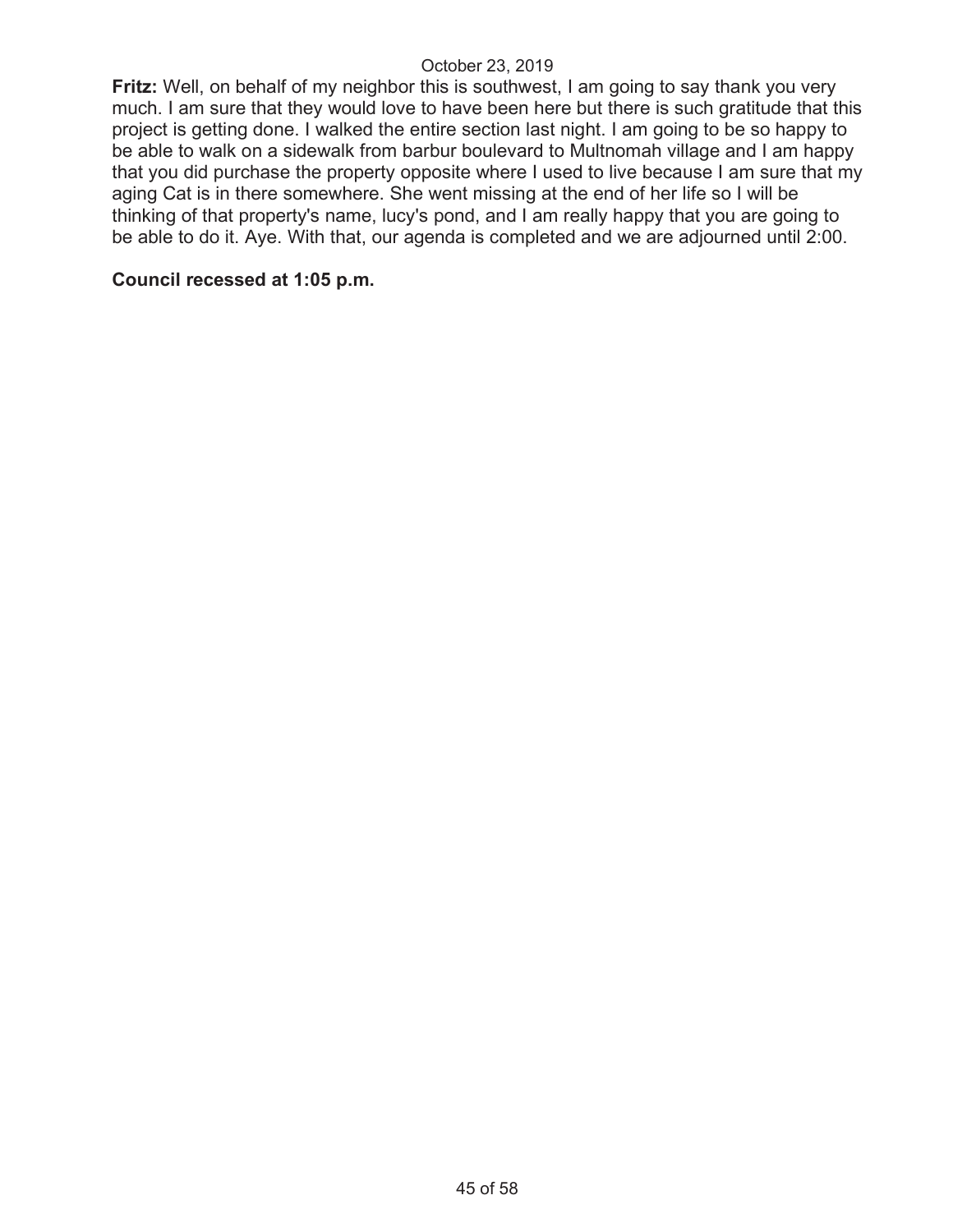**Fritz:** Well, on behalf of my neighbor this is southwest, I am going to say thank you very much. I am sure that they would love to have been here but there is such gratitude that this project is getting done. I walked the entire section last night. I am going to be so happy to be able to walk on a sidewalk from barbur boulevard to Multnomah village and I am happy that you did purchase the property opposite where I used to live because I am sure that my aging Cat is in there somewhere. She went missing at the end of her life so I will be thinking of that property's name, lucy's pond, and I am really happy that you are going to be able to do it. Aye. With that, our agenda is completed and we are adjourned until 2:00.

**Council recessed at 1:05 p.m.**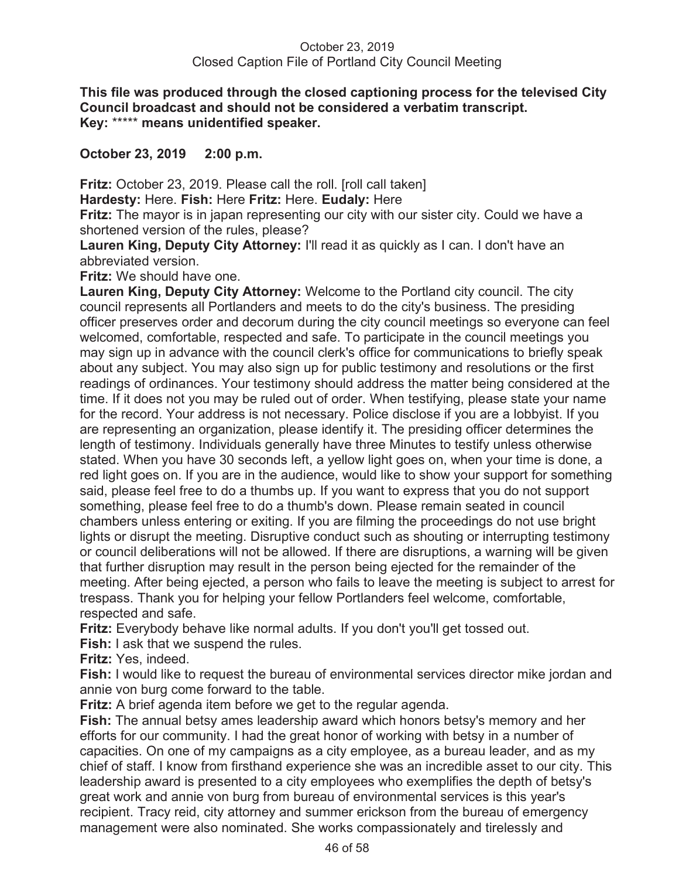October 23, 2019
Closed Caption File of Portland City Council Meeting

**This file was produced through the closed captioning process for the televised City Council broadcast and should not be considered a verbatim transcript.**
**Key: ***** means unidentified speaker.**

**October 23, 2019 2:00 p.m.**

**Fritz:** October 23, 2019. Please call the roll. [roll call taken]

**Hardesty:** Here. **Fish:** Here **Fritz:** Here. **Eudaly:** Here

**Fritz:** The mayor is in japan representing our city with our sister city. Could we have a shortened version of the rules, please?

**Lauren King, Deputy City Attorney:** I'll read it as quickly as I can. I don't have an abbreviated version.

**Fritz:** We should have one.

**Lauren King, Deputy City Attorney:** Welcome to the Portland city council. The city council represents all Portlanders and meets to do the city's business. The presiding officer preserves order and decorum during the city council meetings so everyone can feel welcomed, comfortable, respected and safe. To participate in the council meetings you may sign up in advance with the council clerk's office for communications to briefly speak about any subject. You may also sign up for public testimony and resolutions or the first readings of ordinances. Your testimony should address the matter being considered at the time. If it does not you may be ruled out of order. When testifying, please state your name for the record. Your address is not necessary. Police disclose if you are a lobbyist. If you are representing an organization, please identify it. The presiding officer determines the length of testimony. Individuals generally have three Minutes to testify unless otherwise stated. When you have 30 seconds left, a yellow light goes on, when your time is done, a red light goes on. If you are in the audience, would like to show your support for something said, please feel free to do a thumbs up. If you want to express that you do not support something, please feel free to do a thumb's down. Please remain seated in council chambers unless entering or exiting. If you are filming the proceedings do not use bright lights or disrupt the meeting. Disruptive conduct such as shouting or interrupting testimony or council deliberations will not be allowed. If there are disruptions, a warning will be given that further disruption may result in the person being ejected for the remainder of the meeting. After being ejected, a person who fails to leave the meeting is subject to arrest for trespass. Thank you for helping your fellow Portlanders feel welcome, comfortable, respected and safe.

**Fritz:** Everybody behave like normal adults. If you don't you'll get tossed out.

**Fish:** I ask that we suspend the rules.

**Fritz:** Yes, indeed.

**Fish:** I would like to request the bureau of environmental services director mike jordan and annie von burg come forward to the table.

**Fritz:** A brief agenda item before we get to the regular agenda.

**Fish:** The annual betsy ames leadership award which honors betsy's memory and her efforts for our community. I had the great honor of working with betsy in a number of capacities. On one of my campaigns as a city employee, as a bureau leader, and as my chief of staff. I know from firsthand experience she was an incredible asset to our city. This leadership award is presented to a city employees who exemplifies the depth of betsy's great work and annie von burg from bureau of environmental services is this year's recipient. Tracy reid, city attorney and summer erickson from the bureau of emergency management were also nominated. She works compassionately and tirelessly and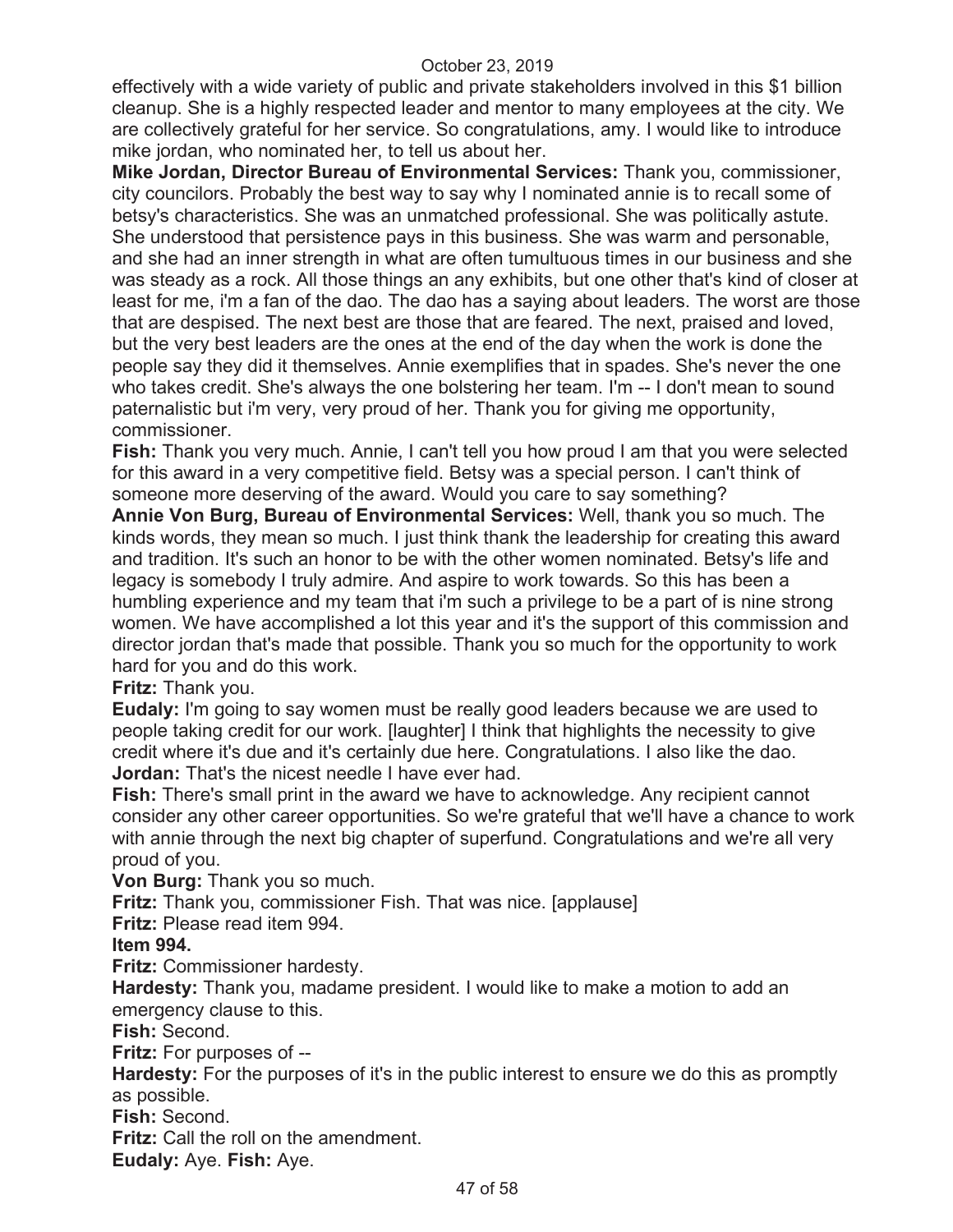effectively with a wide variety of public and private stakeholders involved in this $1 billion cleanup. She is a highly respected leader and mentor to many employees at the city. We are collectively grateful for her service. So congratulations, amy. I would like to introduce mike jordan, who nominated her, to tell us about her.

**Mike Jordan, Director Bureau of Environmental Services:** Thank you, commissioner, city councilors. Probably the best way to say why I nominated annie is to recall some of betsy's characteristics. She was an unmatched professional. She was politically astute. She understood that persistence pays in this business. She was warm and personable, and she had an inner strength in what are often tumultuous times in our business and she was steady as a rock. All those things an any exhibits, but one other that's kind of closer at least for me, i'm a fan of the dao. The dao has a saying about leaders. The worst are those that are despised. The next best are those that are feared. The next, praised and loved, but the very best leaders are the ones at the end of the day when the work is done the people say they did it themselves. Annie exemplifies that in spades. She's never the one who takes credit. She's always the one bolstering her team. I'm -- I don't mean to sound paternalistic but i'm very, very proud of her. Thank you for giving me opportunity, commissioner.

**Fish:** Thank you very much. Annie, I can't tell you how proud I am that you were selected for this award in a very competitive field. Betsy was a special person. I can't think of someone more deserving of the award. Would you care to say something?

**Annie Von Burg, Bureau of Environmental Services:** Well, thank you so much. The kinds words, they mean so much. I just think thank the leadership for creating this award and tradition. It's such an honor to be with the other women nominated. Betsy's life and legacy is somebody I truly admire. And aspire to work towards. So this has been a humbling experience and my team that i'm such a privilege to be a part of is nine strong women. We have accomplished a lot this year and it's the support of this commission and director jordan that's made that possible. Thank you so much for the opportunity to work hard for you and do this work.

**Fritz:** Thank you.

**Eudaly:** I'm going to say women must be really good leaders because we are used to people taking credit for our work. [laughter] I think that highlights the necessity to give credit where it's due and it's certainly due here. Congratulations. I also like the dao.

**Jordan:** That's the nicest needle I have ever had.

**Fish:** There's small print in the award we have to acknowledge. Any recipient cannot consider any other career opportunities. So we're grateful that we'll have a chance to work with annie through the next big chapter of superfund. Congratulations and we're all very proud of you.

**Von Burg:** Thank you so much.

**Fritz:** Thank you, commissioner Fish. That was nice. [applause]

**Fritz:** Please read item 994.

**Item 994.**

**Fritz:** Commissioner hardesty.

**Hardesty:** Thank you, madame president. I would like to make a motion to add an emergency clause to this.

**Fish:** Second.

**Fritz:** For purposes of --

**Hardesty:** For the purposes of it's in the public interest to ensure we do this as promptly as possible.

**Fish:** Second.

**Fritz:** Call the roll on the amendment.

**Eudaly:** Aye. **Fish:** Aye.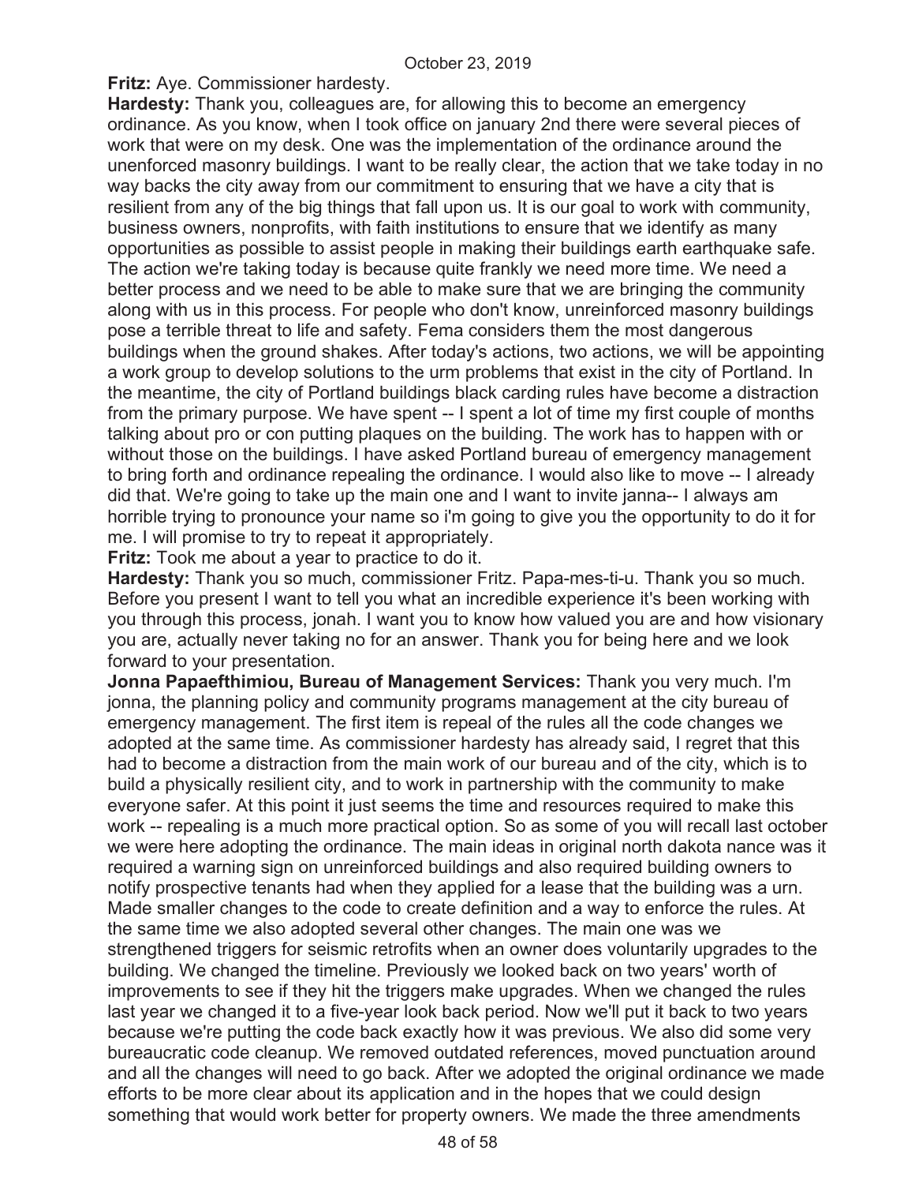**Fritz:** Aye. Commissioner hardesty.

**Hardesty:** Thank you, colleagues are, for allowing this to become an emergency ordinance. As you know, when I took office on january 2nd there were several pieces of work that were on my desk. One was the implementation of the ordinance around the unenforced masonry buildings. I want to be really clear, the action that we take today in no way backs the city away from our commitment to ensuring that we have a city that is resilient from any of the big things that fall upon us. It is our goal to work with community, business owners, nonprofits, with faith institutions to ensure that we identify as many opportunities as possible to assist people in making their buildings earth earthquake safe. The action we're taking today is because quite frankly we need more time. We need a better process and we need to be able to make sure that we are bringing the community along with us in this process. For people who don't know, unreinforced masonry buildings pose a terrible threat to life and safety. Fema considers them the most dangerous buildings when the ground shakes. After today's actions, two actions, we will be appointing a work group to develop solutions to the urm problems that exist in the city of Portland. In the meantime, the city of Portland buildings black carding rules have become a distraction from the primary purpose. We have spent -- I spent a lot of time my first couple of months talking about pro or con putting plaques on the building. The work has to happen with or without those on the buildings. I have asked Portland bureau of emergency management to bring forth and ordinance repealing the ordinance. I would also like to move -- I already did that. We're going to take up the main one and I want to invite janna-- I always am horrible trying to pronounce your name so i'm going to give you the opportunity to do it for me. I will promise to try to repeat it appropriately.

**Fritz:** Took me about a year to practice to do it.

**Hardesty:** Thank you so much, commissioner Fritz. Papa-mes-ti-u. Thank you so much. Before you present I want to tell you what an incredible experience it's been working with you through this process, jonah. I want you to know how valued you are and how visionary you are, actually never taking no for an answer. Thank you for being here and we look forward to your presentation.

**Jonna Papaefthimiou, Bureau of Management Services:** Thank you very much. I'm jonna, the planning policy and community programs management at the city bureau of emergency management. The first item is repeal of the rules all the code changes we adopted at the same time. As commissioner hardesty has already said, I regret that this had to become a distraction from the main work of our bureau and of the city, which is to build a physically resilient city, and to work in partnership with the community to make everyone safer. At this point it just seems the time and resources required to make this work -- repealing is a much more practical option. So as some of you will recall last october we were here adopting the ordinance. The main ideas in original north dakota nance was it required a warning sign on unreinforced buildings and also required building owners to notify prospective tenants had when they applied for a lease that the building was a urn. Made smaller changes to the code to create definition and a way to enforce the rules. At the same time we also adopted several other changes. The main one was we strengthened triggers for seismic retrofits when an owner does voluntarily upgrades to the building. We changed the timeline. Previously we looked back on two years' worth of improvements to see if they hit the triggers make upgrades. When we changed the rules last year we changed it to a five-year look back period. Now we'll put it back to two years because we're putting the code back exactly how it was previous. We also did some very bureaucratic code cleanup. We removed outdated references, moved punctuation around and all the changes will need to go back. After we adopted the original ordinance we made efforts to be more clear about its application and in the hopes that we could design something that would work better for property owners. We made the three amendments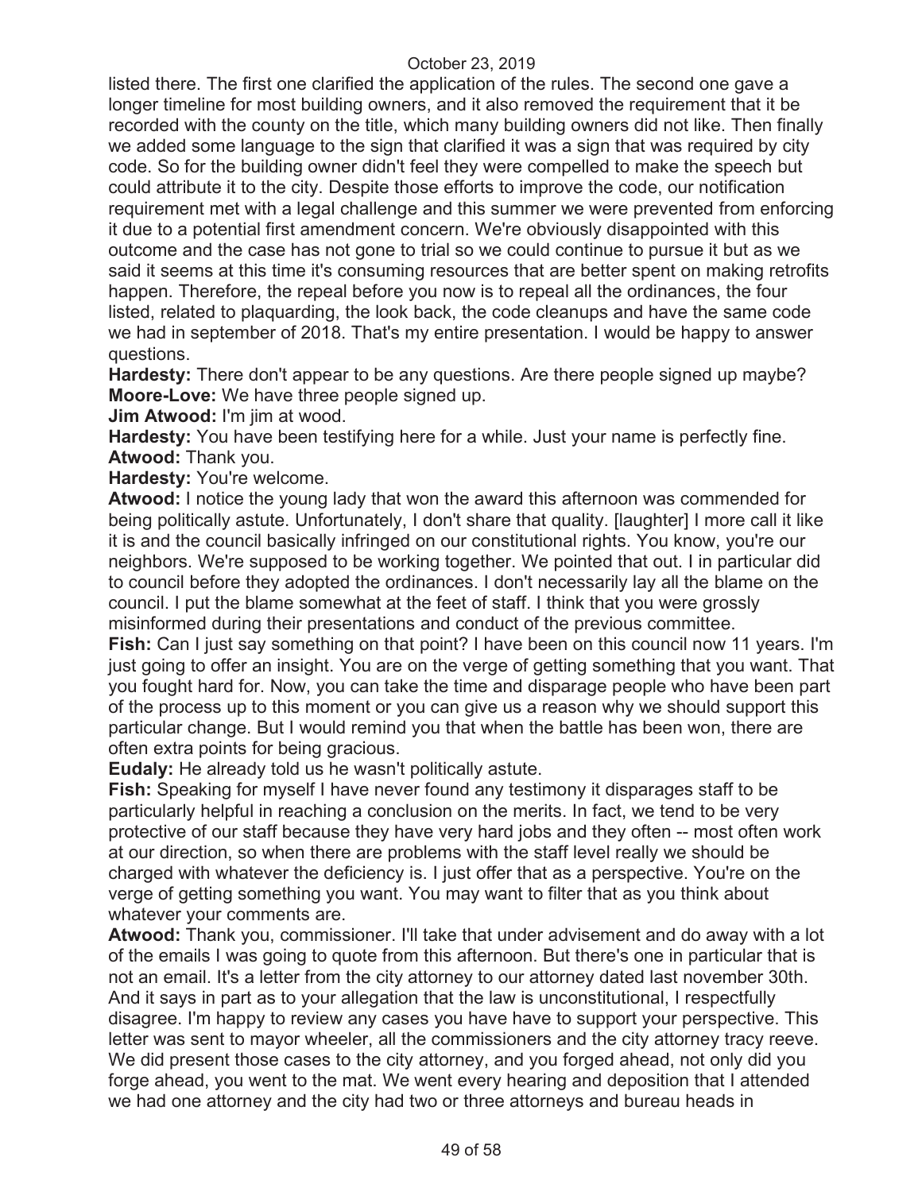listed there. The first one clarified the application of the rules. The second one gave a longer timeline for most building owners, and it also removed the requirement that it be recorded with the county on the title, which many building owners did not like. Then finally we added some language to the sign that clarified it was a sign that was required by city code. So for the building owner didn't feel they were compelled to make the speech but could attribute it to the city. Despite those efforts to improve the code, our notification requirement met with a legal challenge and this summer we were prevented from enforcing it due to a potential first amendment concern. We're obviously disappointed with this outcome and the case has not gone to trial so we could continue to pursue it but as we said it seems at this time it's consuming resources that are better spent on making retrofits happen. Therefore, the repeal before you now is to repeal all the ordinances, the four listed, related to plaquarding, the look back, the code cleanups and have the same code we had in september of 2018. That's my entire presentation. I would be happy to answer questions.

**Hardesty:** There don't appear to be any questions. Are there people signed up maybe?

**Moore-Love:** We have three people signed up.

**Jim Atwood:** I'm jim at wood.

**Hardesty:** You have been testifying here for a while. Just your name is perfectly fine.

**Atwood:** Thank you.

**Hardesty:** You're welcome.

**Atwood:** I notice the young lady that won the award this afternoon was commended for being politically astute. Unfortunately, I don't share that quality. [laughter] I more call it like it is and the council basically infringed on our constitutional rights. You know, you're our neighbors. We're supposed to be working together. We pointed that out. I in particular did to council before they adopted the ordinances. I don't necessarily lay all the blame on the council. I put the blame somewhat at the feet of staff. I think that you were grossly misinformed during their presentations and conduct of the previous committee.

**Fish:** Can I just say something on that point? I have been on this council now 11 years. I'm just going to offer an insight. You are on the verge of getting something that you want. That you fought hard for. Now, you can take the time and disparage people who have been part of the process up to this moment or you can give us a reason why we should support this particular change. But I would remind you that when the battle has been won, there are often extra points for being gracious.

**Eudaly:** He already told us he wasn't politically astute.

**Fish:** Speaking for myself I have never found any testimony it disparages staff to be particularly helpful in reaching a conclusion on the merits. In fact, we tend to be very protective of our staff because they have very hard jobs and they often -- most often work at our direction, so when there are problems with the staff level really we should be charged with whatever the deficiency is. I just offer that as a perspective. You're on the verge of getting something you want. You may want to filter that as you think about whatever your comments are.

**Atwood:** Thank you, commissioner. I'll take that under advisement and do away with a lot of the emails I was going to quote from this afternoon. But there's one in particular that is not an email. It's a letter from the city attorney to our attorney dated last november 30th. And it says in part as to your allegation that the law is unconstitutional, I respectfully disagree. I'm happy to review any cases you have have to support your perspective. This letter was sent to mayor wheeler, all the commissioners and the city attorney tracy reeve. We did present those cases to the city attorney, and you forged ahead, not only did you forge ahead, you went to the mat. We went every hearing and deposition that I attended we had one attorney and the city had two or three attorneys and bureau heads in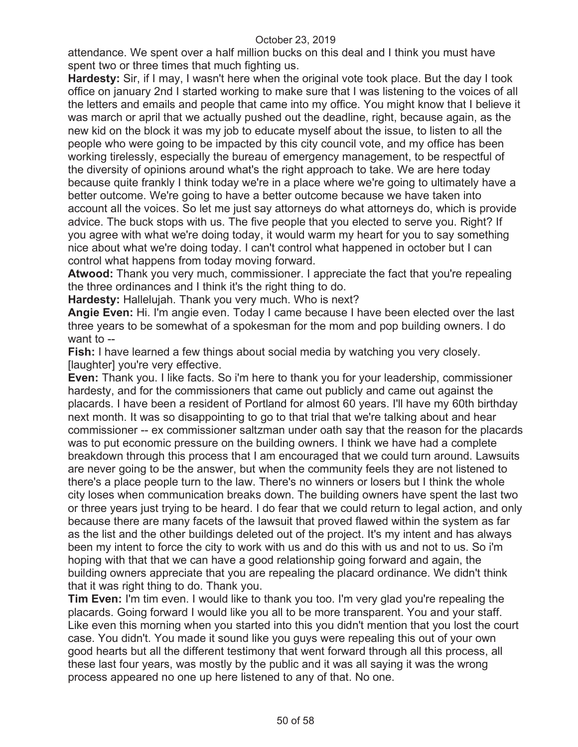attendance. We spent over a half million bucks on this deal and I think you must have spent two or three times that much fighting us.

**Hardesty:** Sir, if I may, I wasn't here when the original vote took place. But the day I took office on january 2nd I started working to make sure that I was listening to the voices of all the letters and emails and people that came into my office. You might know that I believe it was march or april that we actually pushed out the deadline, right, because again, as the new kid on the block it was my job to educate myself about the issue, to listen to all the people who were going to be impacted by this city council vote, and my office has been working tirelessly, especially the bureau of emergency management, to be respectful of the diversity of opinions around what's the right approach to take. We are here today because quite frankly I think today we're in a place where we're going to ultimately have a better outcome. We're going to have a better outcome because we have taken into account all the voices. So let me just say attorneys do what attorneys do, which is provide advice. The buck stops with us. The five people that you elected to serve you. Right? If you agree with what we're doing today, it would warm my heart for you to say something nice about what we're doing today. I can't control what happened in october but I can control what happens from today moving forward.

**Atwood:** Thank you very much, commissioner. I appreciate the fact that you're repealing the three ordinances and I think it's the right thing to do.

**Hardesty:** Hallelujah. Thank you very much. Who is next?

**Angie Even:** Hi. I'm angie even. Today I came because I have been elected over the last three years to be somewhat of a spokesman for the mom and pop building owners. I do want to --

**Fish:** I have learned a few things about social media by watching you very closely. [laughter] you're very effective.

**Even:** Thank you. I like facts. So i'm here to thank you for your leadership, commissioner hardesty, and for the commissioners that came out publicly and came out against the placards. I have been a resident of Portland for almost 60 years. I'll have my 60th birthday next month. It was so disappointing to go to that trial that we're talking about and hear commissioner -- ex commissioner saltzman under oath say that the reason for the placards was to put economic pressure on the building owners. I think we have had a complete breakdown through this process that I am encouraged that we could turn around. Lawsuits are never going to be the answer, but when the community feels they are not listened to there's a place people turn to the law. There's no winners or losers but I think the whole city loses when communication breaks down. The building owners have spent the last two or three years just trying to be heard. I do fear that we could return to legal action, and only because there are many facets of the lawsuit that proved flawed within the system as far as the list and the other buildings deleted out of the project. It's my intent and has always been my intent to force the city to work with us and do this with us and not to us. So i'm hoping with that that we can have a good relationship going forward and again, the building owners appreciate that you are repealing the placard ordinance. We didn't think that it was right thing to do. Thank you.

**Tim Even:** I'm tim even. I would like to thank you too. I'm very glad you're repealing the placards. Going forward I would like you all to be more transparent. You and your staff. Like even this morning when you started into this you didn't mention that you lost the court case. You didn't. You made it sound like you guys were repealing this out of your own good hearts but all the different testimony that went forward through all this process, all these last four years, was mostly by the public and it was all saying it was the wrong process appeared no one up here listened to any of that. No one.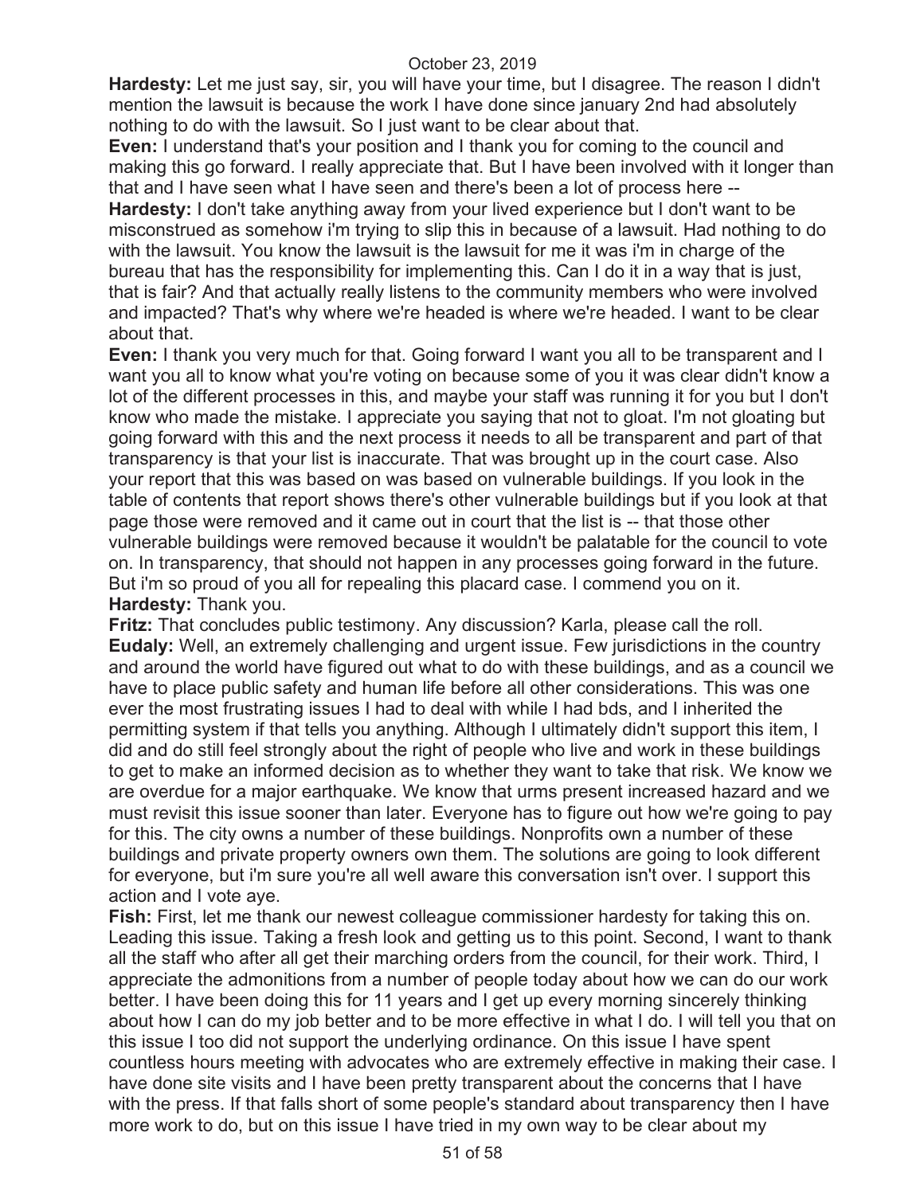**Hardesty:** Let me just say, sir, you will have your time, but I disagree. The reason I didn't mention the lawsuit is because the work I have done since january 2nd had absolutely nothing to do with the lawsuit. So I just want to be clear about that.

**Even:** I understand that's your position and I thank you for coming to the council and making this go forward. I really appreciate that. But I have been involved with it longer than that and I have seen what I have seen and there's been a lot of process here --

**Hardesty:** I don't take anything away from your lived experience but I don't want to be misconstrued as somehow i'm trying to slip this in because of a lawsuit. Had nothing to do with the lawsuit. You know the lawsuit is the lawsuit for me it was i'm in charge of the bureau that has the responsibility for implementing this. Can I do it in a way that is just, that is fair? And that actually really listens to the community members who were involved and impacted? That's why where we're headed is where we're headed. I want to be clear about that.

**Even:** I thank you very much for that. Going forward I want you all to be transparent and I want you all to know what you're voting on because some of you it was clear didn't know a lot of the different processes in this, and maybe your staff was running it for you but I don't know who made the mistake. I appreciate you saying that not to gloat. I'm not gloating but going forward with this and the next process it needs to all be transparent and part of that transparency is that your list is inaccurate. That was brought up in the court case. Also your report that this was based on was based on vulnerable buildings. If you look in the table of contents that report shows there's other vulnerable buildings but if you look at that page those were removed and it came out in court that the list is -- that those other vulnerable buildings were removed because it wouldn't be palatable for the council to vote on. In transparency, that should not happen in any processes going forward in the future. But i'm so proud of you all for repealing this placard case. I commend you on it.

**Hardesty:** Thank you.

**Fritz:** That concludes public testimony. Any discussion? Karla, please call the roll.

**Eudaly:** Well, an extremely challenging and urgent issue. Few jurisdictions in the country and around the world have figured out what to do with these buildings, and as a council we have to place public safety and human life before all other considerations. This was one ever the most frustrating issues I had to deal with while I had bds, and I inherited the permitting system if that tells you anything. Although I ultimately didn't support this item, I did and do still feel strongly about the right of people who live and work in these buildings to get to make an informed decision as to whether they want to take that risk. We know we are overdue for a major earthquake. We know that urms present increased hazard and we must revisit this issue sooner than later. Everyone has to figure out how we're going to pay for this. The city owns a number of these buildings. Nonprofits own a number of these buildings and private property owners own them. The solutions are going to look different for everyone, but i'm sure you're all well aware this conversation isn't over. I support this action and I vote aye.

**Fish:** First, let me thank our newest colleague commissioner hardesty for taking this on. Leading this issue. Taking a fresh look and getting us to this point. Second, I want to thank all the staff who after all get their marching orders from the council, for their work. Third, I appreciate the admonitions from a number of people today about how we can do our work better. I have been doing this for 11 years and I get up every morning sincerely thinking about how I can do my job better and to be more effective in what I do. I will tell you that on this issue I too did not support the underlying ordinance. On this issue I have spent countless hours meeting with advocates who are extremely effective in making their case. I have done site visits and I have been pretty transparent about the concerns that I have with the press. If that falls short of some people's standard about transparency then I have more work to do, but on this issue I have tried in my own way to be clear about my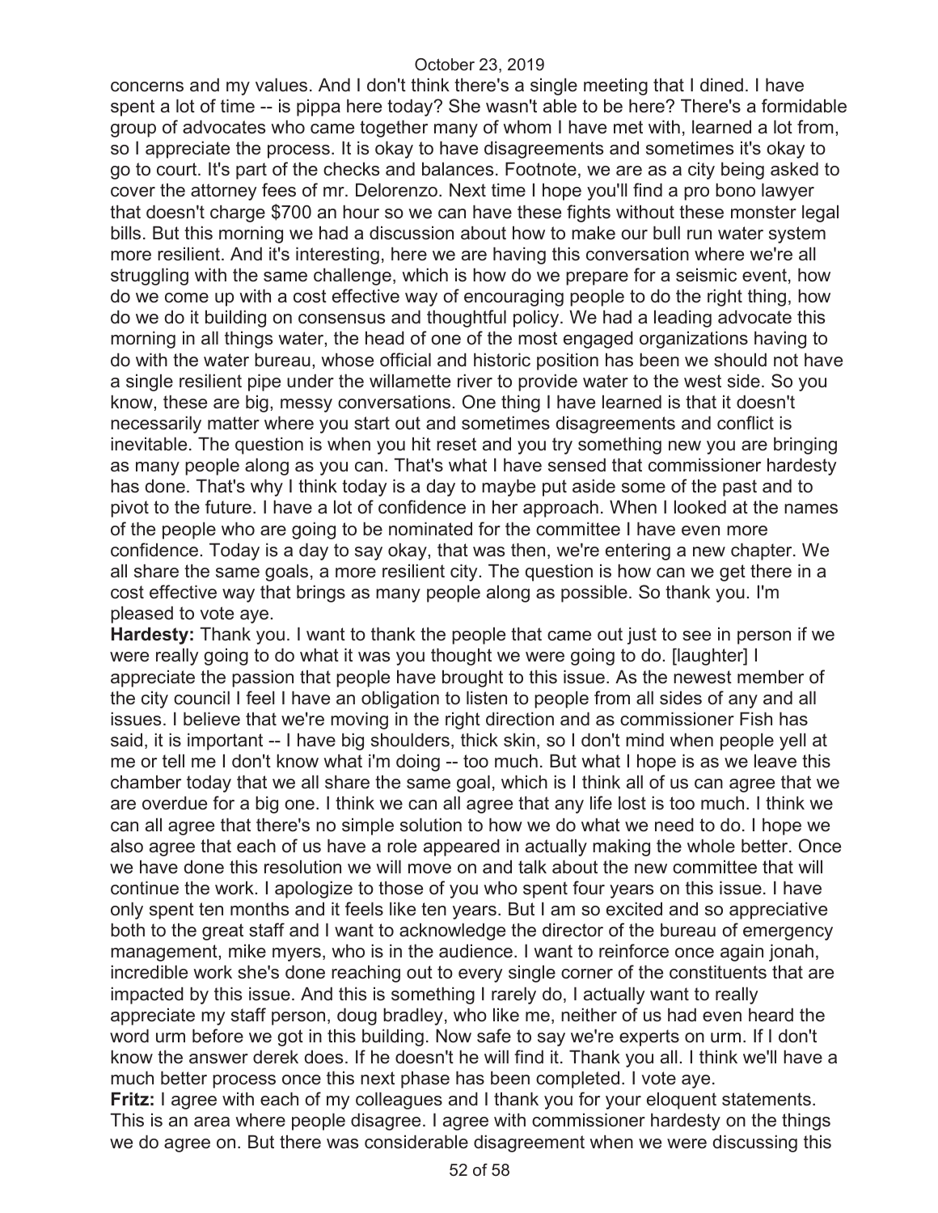concerns and my values. And I don't think there's a single meeting that I dined. I have spent a lot of time -- is pippa here today? She wasn't able to be here? There's a formidable group of advocates who came together many of whom I have met with, learned a lot from, so I appreciate the process. It is okay to have disagreements and sometimes it's okay to go to court. It's part of the checks and balances. Footnote, we are as a city being asked to cover the attorney fees of mr. Delorenzo. Next time I hope you'll find a pro bono lawyer that doesn't charge $700 an hour so we can have these fights without these monster legal bills. But this morning we had a discussion about how to make our bull run water system more resilient. And it's interesting, here we are having this conversation where we're all struggling with the same challenge, which is how do we prepare for a seismic event, how do we come up with a cost effective way of encouraging people to do the right thing, how do we do it building on consensus and thoughtful policy. We had a leading advocate this morning in all things water, the head of one of the most engaged organizations having to do with the water bureau, whose official and historic position has been we should not have a single resilient pipe under the willamette river to provide water to the west side. So you know, these are big, messy conversations. One thing I have learned is that it doesn't necessarily matter where you start out and sometimes disagreements and conflict is inevitable. The question is when you hit reset and you try something new you are bringing as many people along as you can. That's what I have sensed that commissioner hardesty has done. That's why I think today is a day to maybe put aside some of the past and to pivot to the future. I have a lot of confidence in her approach. When I looked at the names of the people who are going to be nominated for the committee I have even more confidence. Today is a day to say okay, that was then, we're entering a new chapter. We all share the same goals, a more resilient city. The question is how can we get there in a cost effective way that brings as many people along as possible. So thank you. I'm pleased to vote aye.

**Hardesty:** Thank you. I want to thank the people that came out just to see in person if we were really going to do what it was you thought we were going to do. [laughter] I appreciate the passion that people have brought to this issue. As the newest member of the city council I feel I have an obligation to listen to people from all sides of any and all issues. I believe that we're moving in the right direction and as commissioner Fish has said, it is important -- I have big shoulders, thick skin, so I don't mind when people yell at me or tell me I don't know what i'm doing -- too much. But what I hope is as we leave this chamber today that we all share the same goal, which is I think all of us can agree that we are overdue for a big one. I think we can all agree that any life lost is too much. I think we can all agree that there's no simple solution to how we do what we need to do. I hope we also agree that each of us have a role appeared in actually making the whole better. Once we have done this resolution we will move on and talk about the new committee that will continue the work. I apologize to those of you who spent four years on this issue. I have only spent ten months and it feels like ten years. But I am so excited and so appreciative both to the great staff and I want to acknowledge the director of the bureau of emergency management, mike myers, who is in the audience. I want to reinforce once again jonah, incredible work she's done reaching out to every single corner of the constituents that are impacted by this issue. And this is something I rarely do, I actually want to really appreciate my staff person, doug bradley, who like me, neither of us had even heard the word urm before we got in this building. Now safe to say we're experts on urm. If I don't know the answer derek does. If he doesn't he will find it. Thank you all. I think we'll have a much better process once this next phase has been completed. I vote aye.

**Fritz:** I agree with each of my colleagues and I thank you for your eloquent statements. This is an area where people disagree. I agree with commissioner hardesty on the things we do agree on. But there was considerable disagreement when we were discussing this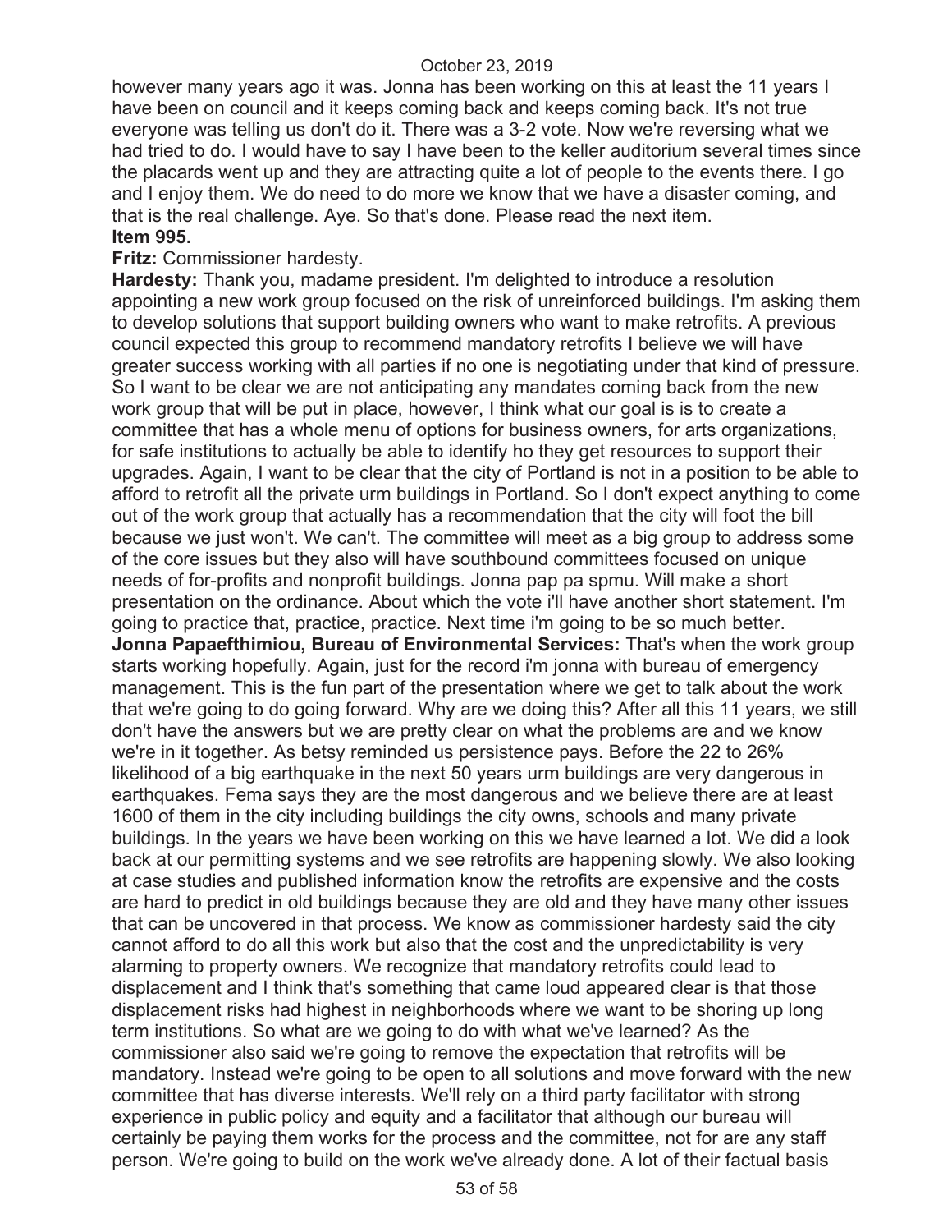however many years ago it was. Jonna has been working on this at least the 11 years I have been on council and it keeps coming back and keeps coming back. It's not true everyone was telling us don't do it. There was a 3-2 vote. Now we're reversing what we had tried to do. I would have to say I have been to the keller auditorium several times since the placards went up and they are attracting quite a lot of people to the events there. I go and I enjoy them. We do need to do more we know that we have a disaster coming, and that is the real challenge. Aye. So that's done. Please read the next item.

**Item 995.**

**Fritz:** Commissioner hardesty.

**Hardesty:** Thank you, madame president. I'm delighted to introduce a resolution appointing a new work group focused on the risk of unreinforced buildings. I'm asking them to develop solutions that support building owners who want to make retrofits. A previous council expected this group to recommend mandatory retrofits I believe we will have greater success working with all parties if no one is negotiating under that kind of pressure. So I want to be clear we are not anticipating any mandates coming back from the new work group that will be put in place, however, I think what our goal is is to create a committee that has a whole menu of options for business owners, for arts organizations, for safe institutions to actually be able to identify ho they get resources to support their upgrades. Again, I want to be clear that the city of Portland is not in a position to be able to afford to retrofit all the private urm buildings in Portland. So I don't expect anything to come out of the work group that actually has a recommendation that the city will foot the bill because we just won't. We can't. The committee will meet as a big group to address some of the core issues but they also will have southbound committees focused on unique needs of for-profits and nonprofit buildings. Jonna pap pa spmu. Will make a short presentation on the ordinance. About which the vote i'll have another short statement. I'm going to practice that, practice, practice. Next time i'm going to be so much better.

**Jonna Papaefthimiou, Bureau of Environmental Services:** That's when the work group starts working hopefully. Again, just for the record i'm jonna with bureau of emergency management. This is the fun part of the presentation where we get to talk about the work that we're going to do going forward. Why are we doing this? After all this 11 years, we still don't have the answers but we are pretty clear on what the problems are and we know we're in it together. As betsy reminded us persistence pays. Before the 22 to 26% likelihood of a big earthquake in the next 50 years urm buildings are very dangerous in earthquakes. Fema says they are the most dangerous and we believe there are at least 1600 of them in the city including buildings the city owns, schools and many private buildings. In the years we have been working on this we have learned a lot. We did a look back at our permitting systems and we see retrofits are happening slowly. We also looking at case studies and published information know the retrofits are expensive and the costs are hard to predict in old buildings because they are old and they have many other issues that can be uncovered in that process. We know as commissioner hardesty said the city cannot afford to do all this work but also that the cost and the unpredictability is very alarming to property owners. We recognize that mandatory retrofits could lead to displacement and I think that's something that came loud appeared clear is that those displacement risks had highest in neighborhoods where we want to be shoring up long term institutions. So what are we going to do with what we've learned? As the commissioner also said we're going to remove the expectation that retrofits will be mandatory. Instead we're going to be open to all solutions and move forward with the new committee that has diverse interests. We'll rely on a third party facilitator with strong experience in public policy and equity and a facilitator that although our bureau will certainly be paying them works for the process and the committee, not for are any staff person. We're going to build on the work we've already done. A lot of their factual basis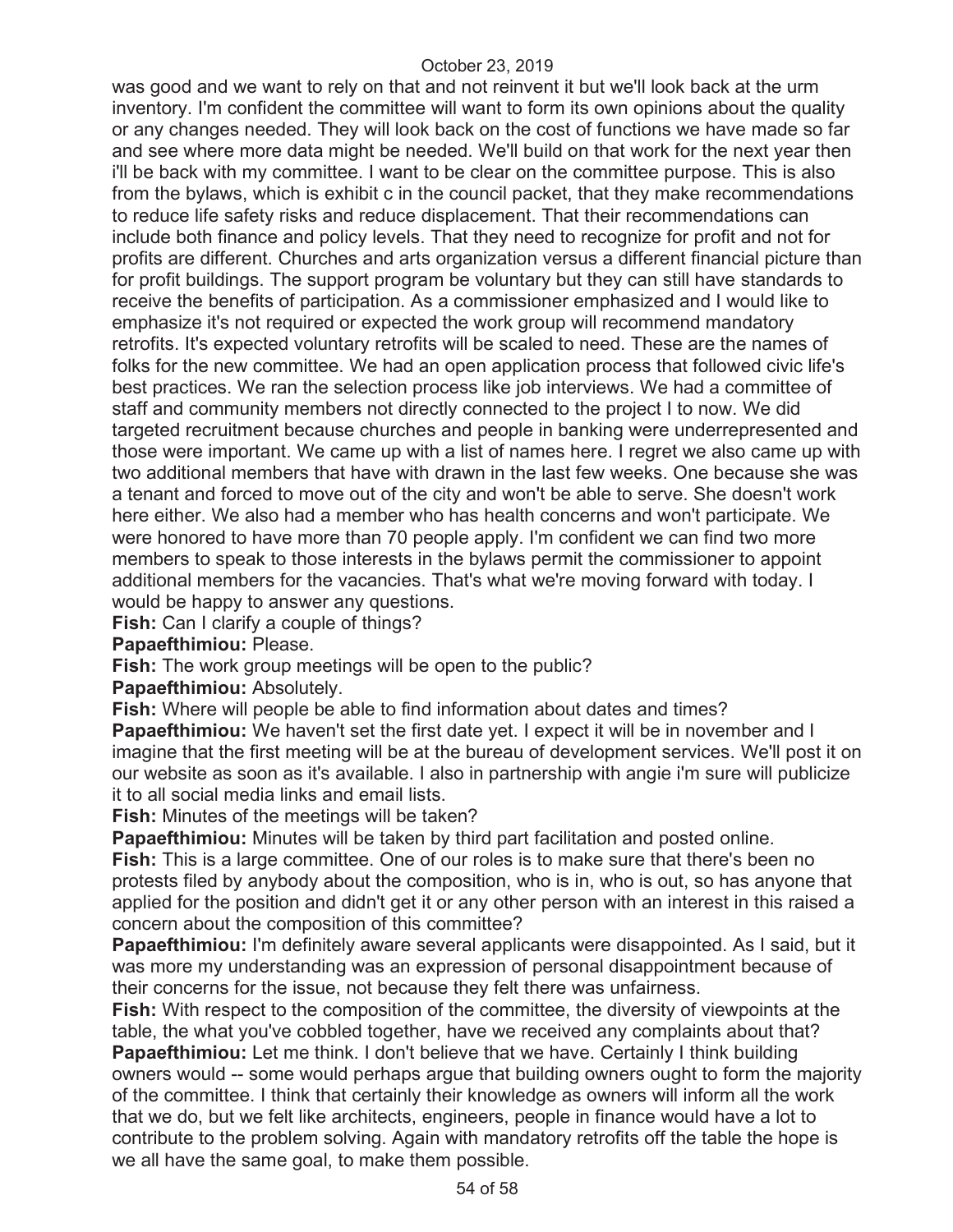was good and we want to rely on that and not reinvent it but we'll look back at the urm inventory. I'm confident the committee will want to form its own opinions about the quality or any changes needed. They will look back on the cost of functions we have made so far and see where more data might be needed. We'll build on that work for the next year then i'll be back with my committee. I want to be clear on the committee purpose. This is also from the bylaws, which is exhibit c in the council packet, that they make recommendations to reduce life safety risks and reduce displacement. That their recommendations can include both finance and policy levels. That they need to recognize for profit and not for profits are different. Churches and arts organization versus a different financial picture than for profit buildings. The support program be voluntary but they can still have standards to receive the benefits of participation. As a commissioner emphasized and I would like to emphasize it's not required or expected the work group will recommend mandatory retrofits. It's expected voluntary retrofits will be scaled to need. These are the names of folks for the new committee. We had an open application process that followed civic life's best practices. We ran the selection process like job interviews. We had a committee of staff and community members not directly connected to the project I to now. We did targeted recruitment because churches and people in banking were underrepresented and those were important. We came up with a list of names here. I regret we also came up with two additional members that have with drawn in the last few weeks. One because she was a tenant and forced to move out of the city and won't be able to serve. She doesn't work here either. We also had a member who has health concerns and won't participate. We were honored to have more than 70 people apply. I'm confident we can find two more members to speak to those interests in the bylaws permit the commissioner to appoint additional members for the vacancies. That's what we're moving forward with today. I would be happy to answer any questions.

**Fish:** Can I clarify a couple of things?

**Papaefthimiou:** Please.

**Fish:** The work group meetings will be open to the public?

**Papaefthimiou:** Absolutely.

**Fish:** Where will people be able to find information about dates and times?

**Papaefthimiou:** We haven't set the first date yet. I expect it will be in november and I imagine that the first meeting will be at the bureau of development services. We'll post it on our website as soon as it's available. I also in partnership with angie i'm sure will publicize it to all social media links and email lists.

**Fish:** Minutes of the meetings will be taken?

**Papaefthimiou:** Minutes will be taken by third part facilitation and posted online.

**Fish:** This is a large committee. One of our roles is to make sure that there's been no protests filed by anybody about the composition, who is in, who is out, so has anyone that applied for the position and didn't get it or any other person with an interest in this raised a concern about the composition of this committee?

**Papaefthimiou:** I'm definitely aware several applicants were disappointed. As I said, but it was more my understanding was an expression of personal disappointment because of their concerns for the issue, not because they felt there was unfairness.

**Fish:** With respect to the composition of the committee, the diversity of viewpoints at the table, the what you've cobbled together, have we received any complaints about that?

**Papaefthimiou:** Let me think. I don't believe that we have. Certainly I think building owners would -- some would perhaps argue that building owners ought to form the majority of the committee. I think that certainly their knowledge as owners will inform all the work that we do, but we felt like architects, engineers, people in finance would have a lot to contribute to the problem solving. Again with mandatory retrofits off the table the hope is we all have the same goal, to make them possible.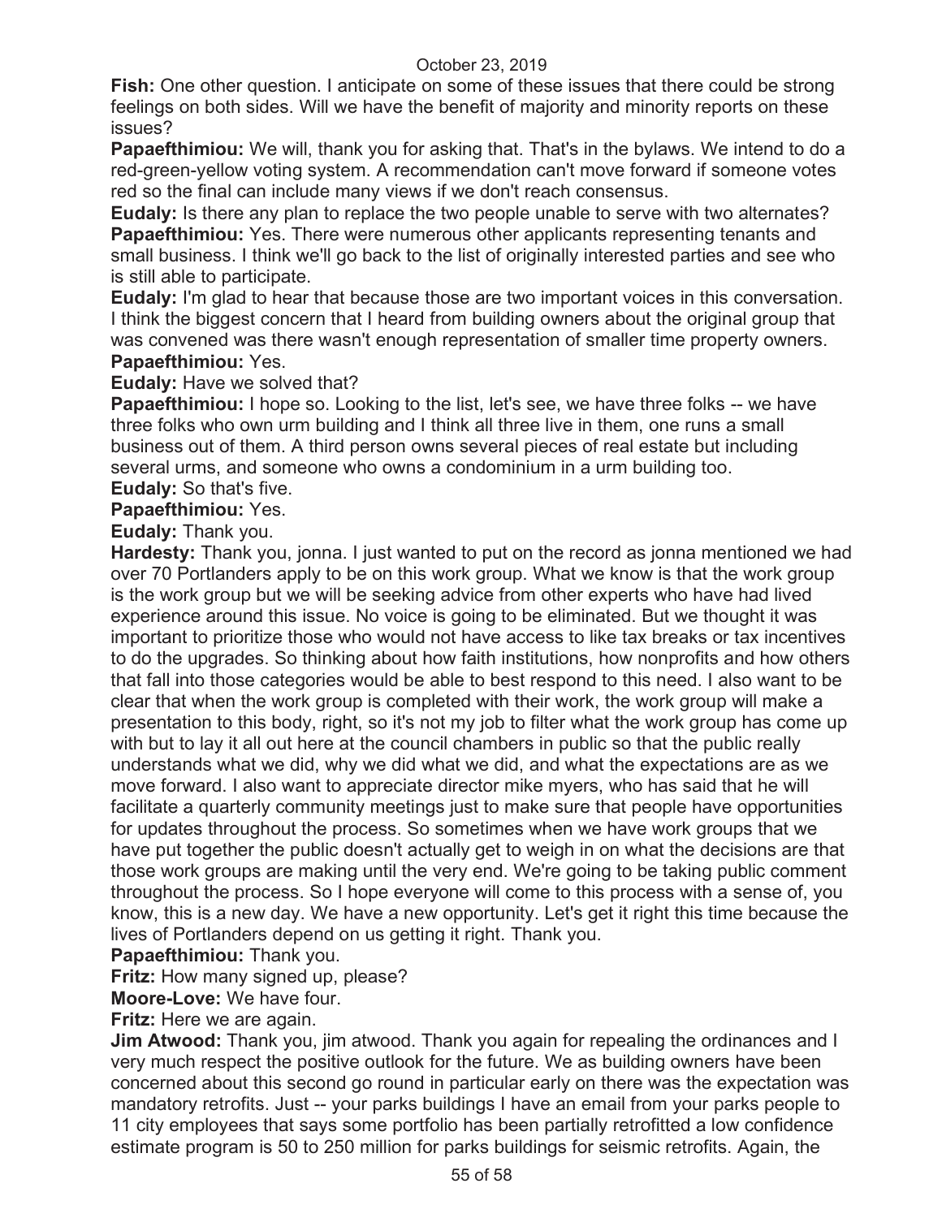**Fish:** One other question. I anticipate on some of these issues that there could be strong feelings on both sides. Will we have the benefit of majority and minority reports on these issues?

**Papaefthimiou:** We will, thank you for asking that. That's in the bylaws. We intend to do a red-green-yellow voting system. A recommendation can't move forward if someone votes red so the final can include many views if we don't reach consensus.

**Eudaly:** Is there any plan to replace the two people unable to serve with two alternates?

**Papaefthimiou:** Yes. There were numerous other applicants representing tenants and small business. I think we'll go back to the list of originally interested parties and see who is still able to participate.

**Eudaly:** I'm glad to hear that because those are two important voices in this conversation. I think the biggest concern that I heard from building owners about the original group that was convened was there wasn't enough representation of smaller time property owners.

**Papaefthimiou:** Yes.

**Eudaly:** Have we solved that?

**Papaefthimiou:** I hope so. Looking to the list, let's see, we have three folks -- we have three folks who own urm building and I think all three live in them, one runs a small business out of them. A third person owns several pieces of real estate but including several urms, and someone who owns a condominium in a urm building too.

**Eudaly:** So that's five.

**Papaefthimiou:** Yes.

**Eudaly:** Thank you.

**Hardesty:** Thank you, jonna. I just wanted to put on the record as jonna mentioned we had over 70 Portlanders apply to be on this work group. What we know is that the work group is the work group but we will be seeking advice from other experts who have had lived experience around this issue. No voice is going to be eliminated. But we thought it was important to prioritize those who would not have access to like tax breaks or tax incentives to do the upgrades. So thinking about how faith institutions, how nonprofits and how others that fall into those categories would be able to best respond to this need. I also want to be clear that when the work group is completed with their work, the work group will make a presentation to this body, right, so it's not my job to filter what the work group has come up with but to lay it all out here at the council chambers in public so that the public really understands what we did, why we did what we did, and what the expectations are as we move forward. I also want to appreciate director mike myers, who has said that he will facilitate a quarterly community meetings just to make sure that people have opportunities for updates throughout the process. So sometimes when we have work groups that we have put together the public doesn't actually get to weigh in on what the decisions are that those work groups are making until the very end. We're going to be taking public comment throughout the process. So I hope everyone will come to this process with a sense of, you know, this is a new day. We have a new opportunity. Let's get it right this time because the lives of Portlanders depend on us getting it right. Thank you.

**Papaefthimiou:** Thank you.

**Fritz:** How many signed up, please?

**Moore-Love:** We have four.

**Fritz:** Here we are again.

**Jim Atwood:** Thank you, jim atwood. Thank you again for repealing the ordinances and I very much respect the positive outlook for the future. We as building owners have been concerned about this second go round in particular early on there was the expectation was mandatory retrofits. Just -- your parks buildings I have an email from your parks people to 11 city employees that says some portfolio has been partially retrofitted a low confidence estimate program is 50 to 250 million for parks buildings for seismic retrofits. Again, the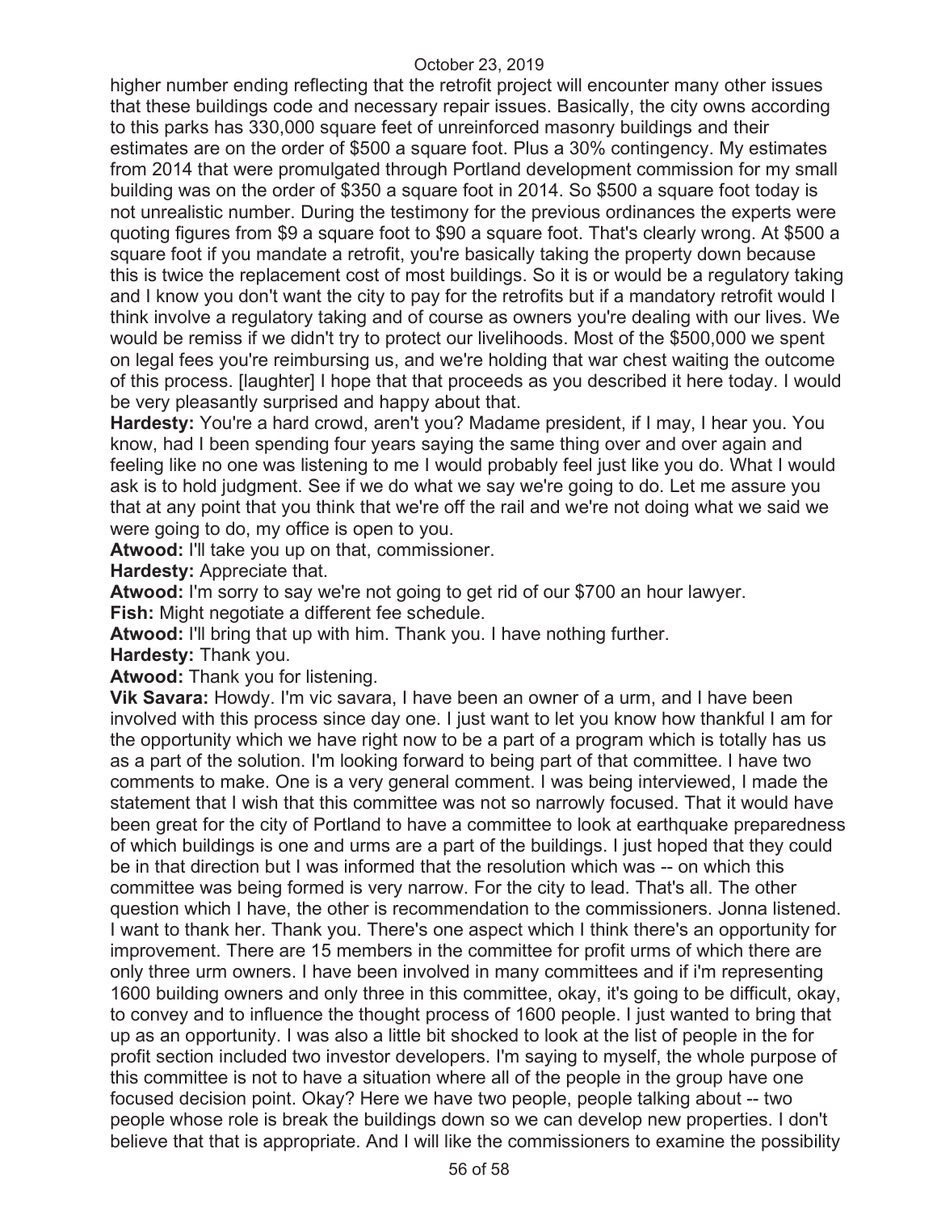higher number ending reflecting that the retrofit project will encounter many other issues that these buildings code and necessary repair issues. Basically, the city owns according to this parks has 330,000 square feet of unreinforced masonry buildings and their estimates are on the order of $500 a square foot. Plus a 30% contingency. My estimates from 2014 that were promulgated through Portland development commission for my small building was on the order of $350 a square foot in 2014. So $500 a square foot today is not unrealistic number. During the testimony for the previous ordinances the experts were quoting figures from $9 a square foot to $90 a square foot. That's clearly wrong. At $500 a square foot if you mandate a retrofit, you're basically taking the property down because this is twice the replacement cost of most buildings. So it is or would be a regulatory taking and I know you don't want the city to pay for the retrofits but if a mandatory retrofit would I think involve a regulatory taking and of course as owners you're dealing with our lives. We would be remiss if we didn't try to protect our livelihoods. Most of the $500,000 we spent on legal fees you're reimbursing us, and we're holding that war chest waiting the outcome of this process. [laughter] I hope that that proceeds as you described it here today. I would be very pleasantly surprised and happy about that.

**Hardesty:** You're a hard crowd, aren't you? Madame president, if I may, I hear you. You know, had I been spending four years saying the same thing over and over again and feeling like no one was listening to me I would probably feel just like you do. What I would ask is to hold judgment. See if we do what we say we're going to do. Let me assure you that at any point that you think that we're off the rail and we're not doing what we said we were going to do, my office is open to you.

**Atwood:** I'll take you up on that, commissioner.

**Hardesty:** Appreciate that.

**Atwood:** I'm sorry to say we're not going to get rid of our $700 an hour lawyer.

**Fish:** Might negotiate a different fee schedule.

**Atwood:** I'll bring that up with him. Thank you. I have nothing further.

**Hardesty:** Thank you.

**Atwood:** Thank you for listening.

**Vik Savara:** Howdy. I'm vic savara, I have been an owner of a urm, and I have been involved with this process since day one. I just want to let you know how thankful I am for the opportunity which we have right now to be a part of a program which is totally has us as a part of the solution. I'm looking forward to being part of that committee. I have two comments to make. One is a very general comment. I was being interviewed, I made the statement that I wish that this committee was not so narrowly focused. That it would have been great for the city of Portland to have a committee to look at earthquake preparedness of which buildings is one and urms are a part of the buildings. I just hoped that they could be in that direction but I was informed that the resolution which was -- on which this committee was being formed is very narrow. For the city to lead. That's all. The other question which I have, the other is recommendation to the commissioners. Jonna listened. I want to thank her. Thank you. There's one aspect which I think there's an opportunity for improvement. There are 15 members in the committee for profit urms of which there are only three urm owners. I have been involved in many committees and if i'm representing 1600 building owners and only three in this committee, okay, it's going to be difficult, okay, to convey and to influence the thought process of 1600 people. I just wanted to bring that up as an opportunity. I was also a little bit shocked to look at the list of people in the for profit section included two investor developers. I'm saying to myself, the whole purpose of this committee is not to have a situation where all of the people in the group have one focused decision point. Okay? Here we have two people, people talking about -- two people whose role is break the buildings down so we can develop new properties. I don't believe that that is appropriate. And I will like the commissioners to examine the possibility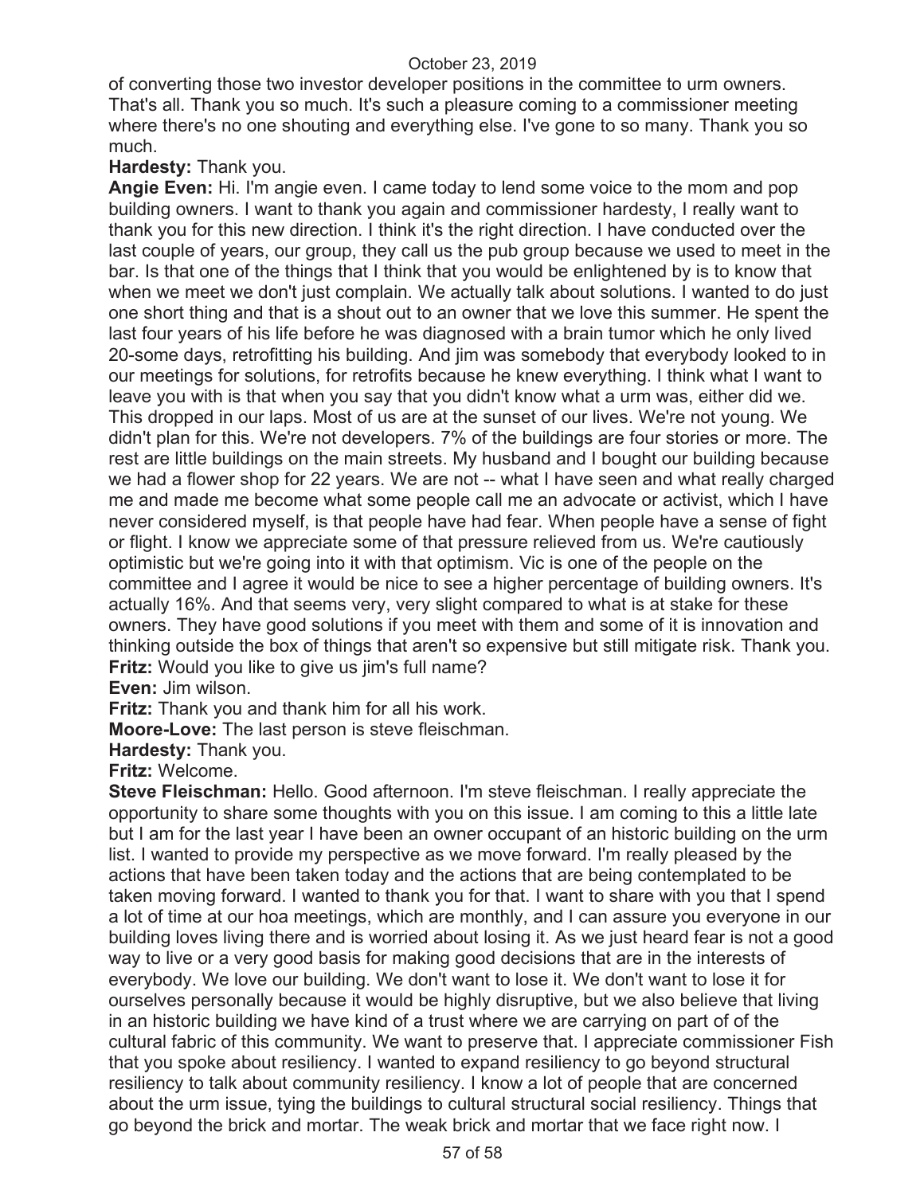of converting those two investor developer positions in the committee to urm owners. That's all. Thank you so much. It's such a pleasure coming to a commissioner meeting where there's no one shouting and everything else. I've gone to so many. Thank you so much.

**Hardesty:** Thank you.

**Angie Even:** Hi. I'm angie even. I came today to lend some voice to the mom and pop building owners. I want to thank you again and commissioner hardesty, I really want to thank you for this new direction. I think it's the right direction. I have conducted over the last couple of years, our group, they call us the pub group because we used to meet in the bar. Is that one of the things that I think that you would be enlightened by is to know that when we meet we don't just complain. We actually talk about solutions. I wanted to do just one short thing and that is a shout out to an owner that we love this summer. He spent the last four years of his life before he was diagnosed with a brain tumor which he only lived 20-some days, retrofitting his building. And jim was somebody that everybody looked to in our meetings for solutions, for retrofits because he knew everything. I think what I want to leave you with is that when you say that you didn't know what a urm was, either did we. This dropped in our laps. Most of us are at the sunset of our lives. We're not young. We didn't plan for this. We're not developers. 7% of the buildings are four stories or more. The rest are little buildings on the main streets. My husband and I bought our building because we had a flower shop for 22 years. We are not -- what I have seen and what really charged me and made me become what some people call me an advocate or activist, which I have never considered myself, is that people have had fear. When people have a sense of fight or flight. I know we appreciate some of that pressure relieved from us. We're cautiously optimistic but we're going into it with that optimism. Vic is one of the people on the committee and I agree it would be nice to see a higher percentage of building owners. It's actually 16%. And that seems very, very slight compared to what is at stake for these owners. They have good solutions if you meet with them and some of it is innovation and thinking outside the box of things that aren't so expensive but still mitigate risk. Thank you.

**Fritz:** Would you like to give us jim's full name?

**Even:** Jim wilson.

**Fritz:** Thank you and thank him for all his work.

**Moore-Love:** The last person is steve fleischman.

**Hardesty:** Thank you.

**Fritz:** Welcome.

**Steve Fleischman:** Hello. Good afternoon. I'm steve fleischman. I really appreciate the opportunity to share some thoughts with you on this issue. I am coming to this a little late but I am for the last year I have been an owner occupant of an historic building on the urm list. I wanted to provide my perspective as we move forward. I'm really pleased by the actions that have been taken today and the actions that are being contemplated to be taken moving forward. I wanted to thank you for that. I want to share with you that I spend a lot of time at our hoa meetings, which are monthly, and I can assure you everyone in our building loves living there and is worried about losing it. As we just heard fear is not a good way to live or a very good basis for making good decisions that are in the interests of everybody. We love our building. We don't want to lose it. We don't want to lose it for ourselves personally because it would be highly disruptive, but we also believe that living in an historic building we have kind of a trust where we are carrying on part of of the cultural fabric of this community. We want to preserve that. I appreciate commissioner Fish that you spoke about resiliency. I wanted to expand resiliency to go beyond structural resiliency to talk about community resiliency. I know a lot of people that are concerned about the urm issue, tying the buildings to cultural structural social resiliency. Things that go beyond the brick and mortar. The weak brick and mortar that we face right now. I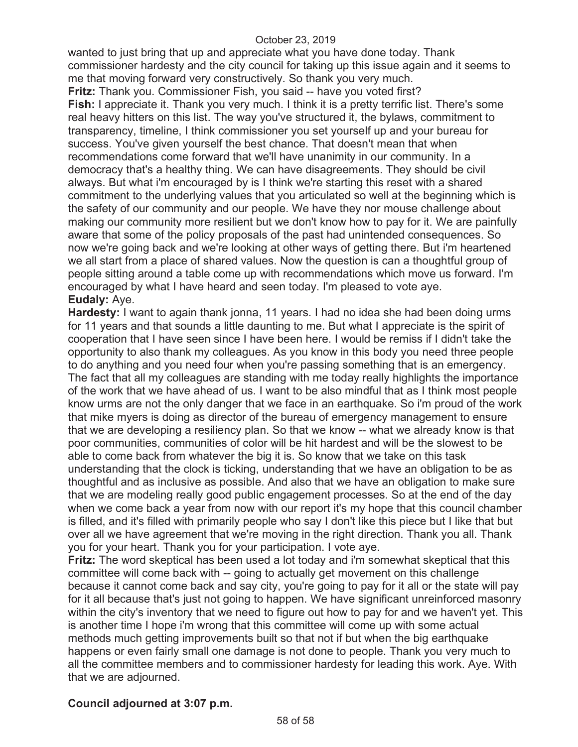wanted to just bring that up and appreciate what you have done today. Thank commissioner hardesty and the city council for taking up this issue again and it seems to me that moving forward very constructively. So thank you very much.

**Fritz:** Thank you. Commissioner Fish, you said -- have you voted first?

**Fish:** I appreciate it. Thank you very much. I think it is a pretty terrific list. There's some real heavy hitters on this list. The way you've structured it, the bylaws, commitment to transparency, timeline, I think commissioner you set yourself up and your bureau for success. You've given yourself the best chance. That doesn't mean that when recommendations come forward that we'll have unanimity in our community. In a democracy that's a healthy thing. We can have disagreements. They should be civil always. But what i'm encouraged by is I think we're starting this reset with a shared commitment to the underlying values that you articulated so well at the beginning which is the safety of our community and our people. We have they nor mouse challenge about making our community more resilient but we don't know how to pay for it. We are painfully aware that some of the policy proposals of the past had unintended consequences. So now we're going back and we're looking at other ways of getting there. But i'm heartened we all start from a place of shared values. Now the question is can a thoughtful group of people sitting around a table come up with recommendations which move us forward. I'm encouraged by what I have heard and seen today. I'm pleased to vote aye.

**Eudaly:** Aye.

**Hardesty:** I want to again thank jonna, 11 years. I had no idea she had been doing urms for 11 years and that sounds a little daunting to me. But what I appreciate is the spirit of cooperation that I have seen since I have been here. I would be remiss if I didn't take the opportunity to also thank my colleagues. As you know in this body you need three people to do anything and you need four when you're passing something that is an emergency. The fact that all my colleagues are standing with me today really highlights the importance of the work that we have ahead of us. I want to be also mindful that as I think most people know urms are not the only danger that we face in an earthquake. So i'm proud of the work that mike myers is doing as director of the bureau of emergency management to ensure that we are developing a resiliency plan. So that we know -- what we already know is that poor communities, communities of color will be hit hardest and will be the slowest to be able to come back from whatever the big it is. So know that we take on this task understanding that the clock is ticking, understanding that we have an obligation to be as thoughtful and as inclusive as possible. And also that we have an obligation to make sure that we are modeling really good public engagement processes. So at the end of the day when we come back a year from now with our report it's my hope that this council chamber is filled, and it's filled with primarily people who say I don't like this piece but I like that but over all we have agreement that we're moving in the right direction. Thank you all. Thank you for your heart. Thank you for your participation. I vote aye.

**Fritz:** The word skeptical has been used a lot today and i'm somewhat skeptical that this committee will come back with -- going to actually get movement on this challenge because it cannot come back and say city, you're going to pay for it all or the state will pay for it all because that's just not going to happen. We have significant unreinforced masonry within the city's inventory that we need to figure out how to pay for and we haven't yet. This is another time I hope i'm wrong that this committee will come up with some actual methods much getting improvements built so that not if but when the big earthquake happens or even fairly small one damage is not done to people. Thank you very much to all the committee members and to commissioner hardesty for leading this work. Aye. With that we are adjourned.

**Council adjourned at 3:07 p.m.**